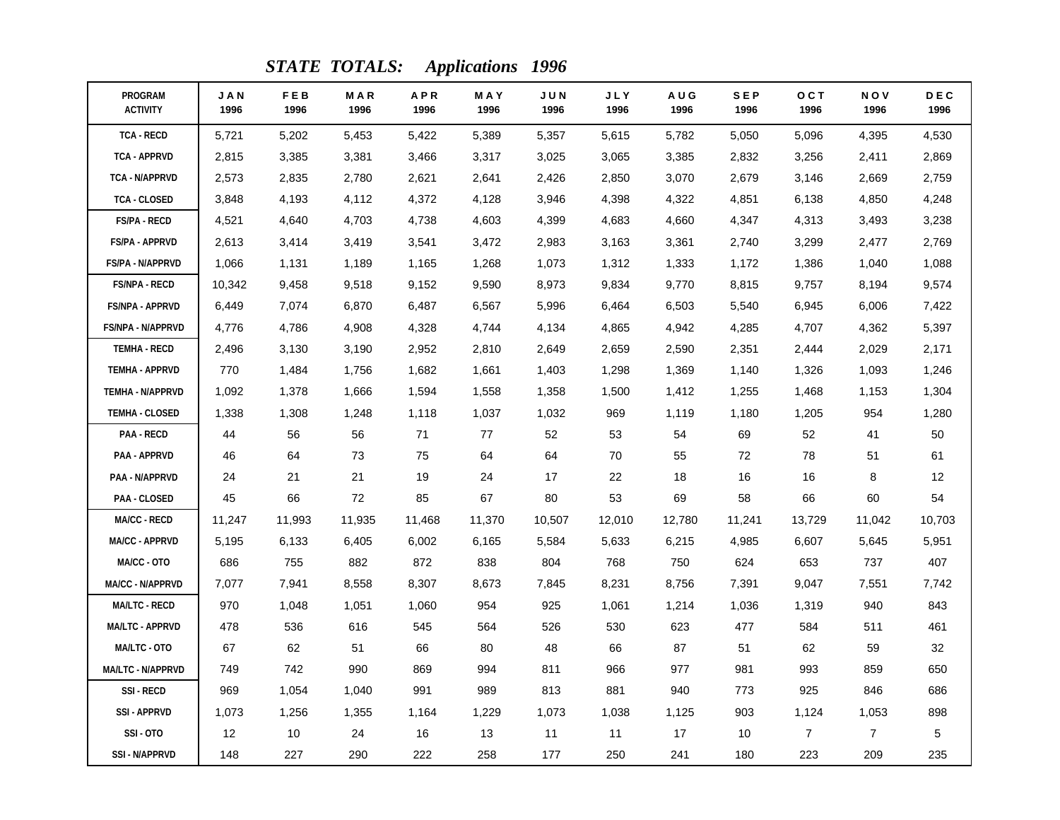# *STATE TOTALS: Applications 1996*

| PROGRAM ACTIVITY | JAN 1996 | FEB 1996 | MAR 1996 | APR 1996 | MAY 1996 | JUN 1996 | JLY 1996 | AUG 1996 | SEP 1996 | OCT 1996 | NOV 1996 | DEC 1996 |
|---|---|---|---|---|---|---|---|---|---|---|---|---|
| TCA - RECD | 5,721 | 5,202 | 5,453 | 5,422 | 5,389 | 5,357 | 5,615 | 5,782 | 5,050 | 5,096 | 4,395 | 4,530 |
| TCA - APPRVD | 2,815 | 3,385 | 3,381 | 3,466 | 3,317 | 3,025 | 3,065 | 3,385 | 2,832 | 3,256 | 2,411 | 2,869 |
| TCA - N/APPRVD | 2,573 | 2,835 | 2,780 | 2,621 | 2,641 | 2,426 | 2,850 | 3,070 | 2,679 | 3,146 | 2,669 | 2,759 |
| TCA - CLOSED | 3,848 | 4,193 | 4,112 | 4,372 | 4,128 | 3,946 | 4,398 | 4,322 | 4,851 | 6,138 | 4,850 | 4,248 |
| FS/PA - RECD | 4,521 | 4,640 | 4,703 | 4,738 | 4,603 | 4,399 | 4,683 | 4,660 | 4,347 | 4,313 | 3,493 | 3,238 |
| FS/PA - APPRVD | 2,613 | 3,414 | 3,419 | 3,541 | 3,472 | 2,983 | 3,163 | 3,361 | 2,740 | 3,299 | 2,477 | 2,769 |
| FS/PA - N/APPRVD | 1,066 | 1,131 | 1,189 | 1,165 | 1,268 | 1,073 | 1,312 | 1,333 | 1,172 | 1,386 | 1,040 | 1,088 |
| FS/NPA - RECD | 10,342 | 9,458 | 9,518 | 9,152 | 9,590 | 8,973 | 9,834 | 9,770 | 8,815 | 9,757 | 8,194 | 9,574 |
| FS/NPA - APPRVD | 6,449 | 7,074 | 6,870 | 6,487 | 6,567 | 5,996 | 6,464 | 6,503 | 5,540 | 6,945 | 6,006 | 7,422 |
| FS/NPA - N/APPRVD | 4,776 | 4,786 | 4,908 | 4,328 | 4,744 | 4,134 | 4,865 | 4,942 | 4,285 | 4,707 | 4,362 | 5,397 |
| TEMHA - RECD | 2,496 | 3,130 | 3,190 | 2,952 | 2,810 | 2,649 | 2,659 | 2,590 | 2,351 | 2,444 | 2,029 | 2,171 |
| TEMHA - APPRVD | 770 | 1,484 | 1,756 | 1,682 | 1,661 | 1,403 | 1,298 | 1,369 | 1,140 | 1,326 | 1,093 | 1,246 |
| TEMHA - N/APPRVD | 1,092 | 1,378 | 1,666 | 1,594 | 1,558 | 1,358 | 1,500 | 1,412 | 1,255 | 1,468 | 1,153 | 1,304 |
| TEMHA - CLOSED | 1,338 | 1,308 | 1,248 | 1,118 | 1,037 | 1,032 | 969 | 1,119 | 1,180 | 1,205 | 954 | 1,280 |
| PAA - RECD | 44 | 56 | 56 | 71 | 77 | 52 | 53 | 54 | 69 | 52 | 41 | 50 |
| PAA - APPRVD | 46 | 64 | 73 | 75 | 64 | 64 | 70 | 55 | 72 | 78 | 51 | 61 |
| PAA - N/APPRVD | 24 | 21 | 21 | 19 | 24 | 17 | 22 | 18 | 16 | 16 | 8 | 12 |
| PAA - CLOSED | 45 | 66 | 72 | 85 | 67 | 80 | 53 | 69 | 58 | 66 | 60 | 54 |
| MA/CC - RECD | 11,247 | 11,993 | 11,935 | 11,468 | 11,370 | 10,507 | 12,010 | 12,780 | 11,241 | 13,729 | 11,042 | 10,703 |
| MA/CC - APPRVD | 5,195 | 6,133 | 6,405 | 6,002 | 6,165 | 5,584 | 5,633 | 6,215 | 4,985 | 6,607 | 5,645 | 5,951 |
| MA/CC - OTO | 686 | 755 | 882 | 872 | 838 | 804 | 768 | 750 | 624 | 653 | 737 | 407 |
| MA/CC - N/APPRVD | 7,077 | 7,941 | 8,558 | 8,307 | 8,673 | 7,845 | 8,231 | 8,756 | 7,391 | 9,047 | 7,551 | 7,742 |
| MA/LTC - RECD | 970 | 1,048 | 1,051 | 1,060 | 954 | 925 | 1,061 | 1,214 | 1,036 | 1,319 | 940 | 843 |
| MA/LTC - APPRVD | 478 | 536 | 616 | 545 | 564 | 526 | 530 | 623 | 477 | 584 | 511 | 461 |
| MA/LTC - OTO | 67 | 62 | 51 | 66 | 80 | 48 | 66 | 87 | 51 | 62 | 59 | 32 |
| MA/LTC - N/APPRVD | 749 | 742 | 990 | 869 | 994 | 811 | 966 | 977 | 981 | 993 | 859 | 650 |
| SSI - RECD | 969 | 1,054 | 1,040 | 991 | 989 | 813 | 881 | 940 | 773 | 925 | 846 | 686 |
| SSI - APPRVD | 1,073 | 1,256 | 1,355 | 1,164 | 1,229 | 1,073 | 1,038 | 1,125 | 903 | 1,124 | 1,053 | 898 |
| SSI - OTO | 12 | 10 | 24 | 16 | 13 | 11 | 11 | 17 | 10 | 7 | 7 | 5 |
| SSI - N/APPRVD | 148 | 227 | 290 | 222 | 258 | 177 | 250 | 241 | 180 | 223 | 209 | 235 |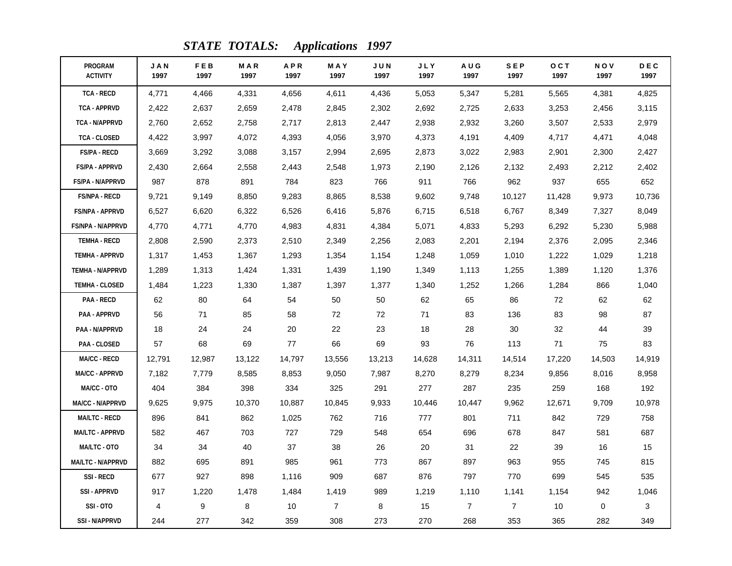## *STATE TOTALS: Applications 1997*

| PROGRAM ACTIVITY | JAN 1997 | FEB 1997 | MAR 1997 | APR 1997 | MAY 1997 | JUN 1997 | JLY 1997 | AUG 1997 | SEP 1997 | OCT 1997 | NOV 1997 | DEC 1997 |
|---|---|---|---|---|---|---|---|---|---|---|---|---|
| TCA - RECD | 4,771 | 4,466 | 4,331 | 4,656 | 4,611 | 4,436 | 5,053 | 5,347 | 5,281 | 5,565 | 4,381 | 4,825 |
| TCA - APPRVD | 2,422 | 2,637 | 2,659 | 2,478 | 2,845 | 2,302 | 2,692 | 2,725 | 2,633 | 3,253 | 2,456 | 3,115 |
| TCA - N/APPRVD | 2,760 | 2,652 | 2,758 | 2,717 | 2,813 | 2,447 | 2,938 | 2,932 | 3,260 | 3,507 | 2,533 | 2,979 |
| TCA - CLOSED | 4,422 | 3,997 | 4,072 | 4,393 | 4,056 | 3,970 | 4,373 | 4,191 | 4,409 | 4,717 | 4,471 | 4,048 |
| FS/PA - RECD | 3,669 | 3,292 | 3,088 | 3,157 | 2,994 | 2,695 | 2,873 | 3,022 | 2,983 | 2,901 | 2,300 | 2,427 |
| FS/PA - APPRVD | 2,430 | 2,664 | 2,558 | 2,443 | 2,548 | 1,973 | 2,190 | 2,126 | 2,132 | 2,493 | 2,212 | 2,402 |
| FS/PA - N/APPRVD | 987 | 878 | 891 | 784 | 823 | 766 | 911 | 766 | 962 | 937 | 655 | 652 |
| FS/NPA - RECD | 9,721 | 9,149 | 8,850 | 9,283 | 8,865 | 8,538 | 9,602 | 9,748 | 10,127 | 11,428 | 9,973 | 10,736 |
| FS/NPA - APPRVD | 6,527 | 6,620 | 6,322 | 6,526 | 6,416 | 5,876 | 6,715 | 6,518 | 6,767 | 8,349 | 7,327 | 8,049 |
| FS/NPA - N/APPRVD | 4,770 | 4,771 | 4,770 | 4,983 | 4,831 | 4,384 | 5,071 | 4,833 | 5,293 | 6,292 | 5,230 | 5,988 |
| TEMHA - RECD | 2,808 | 2,590 | 2,373 | 2,510 | 2,349 | 2,256 | 2,083 | 2,201 | 2,194 | 2,376 | 2,095 | 2,346 |
| TEMHA - APPRVD | 1,317 | 1,453 | 1,367 | 1,293 | 1,354 | 1,154 | 1,248 | 1,059 | 1,010 | 1,222 | 1,029 | 1,218 |
| TEMHA - N/APPRVD | 1,289 | 1,313 | 1,424 | 1,331 | 1,439 | 1,190 | 1,349 | 1,113 | 1,255 | 1,389 | 1,120 | 1,376 |
| TEMHA - CLOSED | 1,484 | 1,223 | 1,330 | 1,387 | 1,397 | 1,377 | 1,340 | 1,252 | 1,266 | 1,284 | 866 | 1,040 |
| PAA - RECD | 62 | 80 | 64 | 54 | 50 | 50 | 62 | 65 | 86 | 72 | 62 | 62 |
| PAA - APPRVD | 56 | 71 | 85 | 58 | 72 | 72 | 71 | 83 | 136 | 83 | 98 | 87 |
| PAA - N/APPRVD | 18 | 24 | 24 | 20 | 22 | 23 | 18 | 28 | 30 | 32 | 44 | 39 |
| PAA - CLOSED | 57 | 68 | 69 | 77 | 66 | 69 | 93 | 76 | 113 | 71 | 75 | 83 |
| MA/CC - RECD | 12,791 | 12,987 | 13,122 | 14,797 | 13,556 | 13,213 | 14,628 | 14,311 | 14,514 | 17,220 | 14,503 | 14,919 |
| MA/CC - APPRVD | 7,182 | 7,779 | 8,585 | 8,853 | 9,050 | 7,987 | 8,270 | 8,279 | 8,234 | 9,856 | 8,016 | 8,958 |
| MA/CC - OTO | 404 | 384 | 398 | 334 | 325 | 291 | 277 | 287 | 235 | 259 | 168 | 192 |
| MA/CC - N/APPRVD | 9,625 | 9,975 | 10,370 | 10,887 | 10,845 | 9,933 | 10,446 | 10,447 | 9,962 | 12,671 | 9,709 | 10,978 |
| MA/LTC - RECD | 896 | 841 | 862 | 1,025 | 762 | 716 | 777 | 801 | 711 | 842 | 729 | 758 |
| MA/LTC - APPRVD | 582 | 467 | 703 | 727 | 729 | 548 | 654 | 696 | 678 | 847 | 581 | 687 |
| MA/LTC - OTO | 34 | 34 | 40 | 37 | 38 | 26 | 20 | 31 | 22 | 39 | 16 | 15 |
| MA/LTC - N/APPRVD | 882 | 695 | 891 | 985 | 961 | 773 | 867 | 897 | 963 | 955 | 745 | 815 |
| SSI - RECD | 677 | 927 | 898 | 1,116 | 909 | 687 | 876 | 797 | 770 | 699 | 545 | 535 |
| SSI - APPRVD | 917 | 1,220 | 1,478 | 1,484 | 1,419 | 989 | 1,219 | 1,110 | 1,141 | 1,154 | 942 | 1,046 |
| SSI - OTO | 4 | 9 | 8 | 10 | 7 | 8 | 15 | 7 | 7 | 10 | 0 | 3 |
| SSI - N/APPRVD | 244 | 277 | 342 | 359 | 308 | 273 | 270 | 268 | 353 | 365 | 282 | 349 |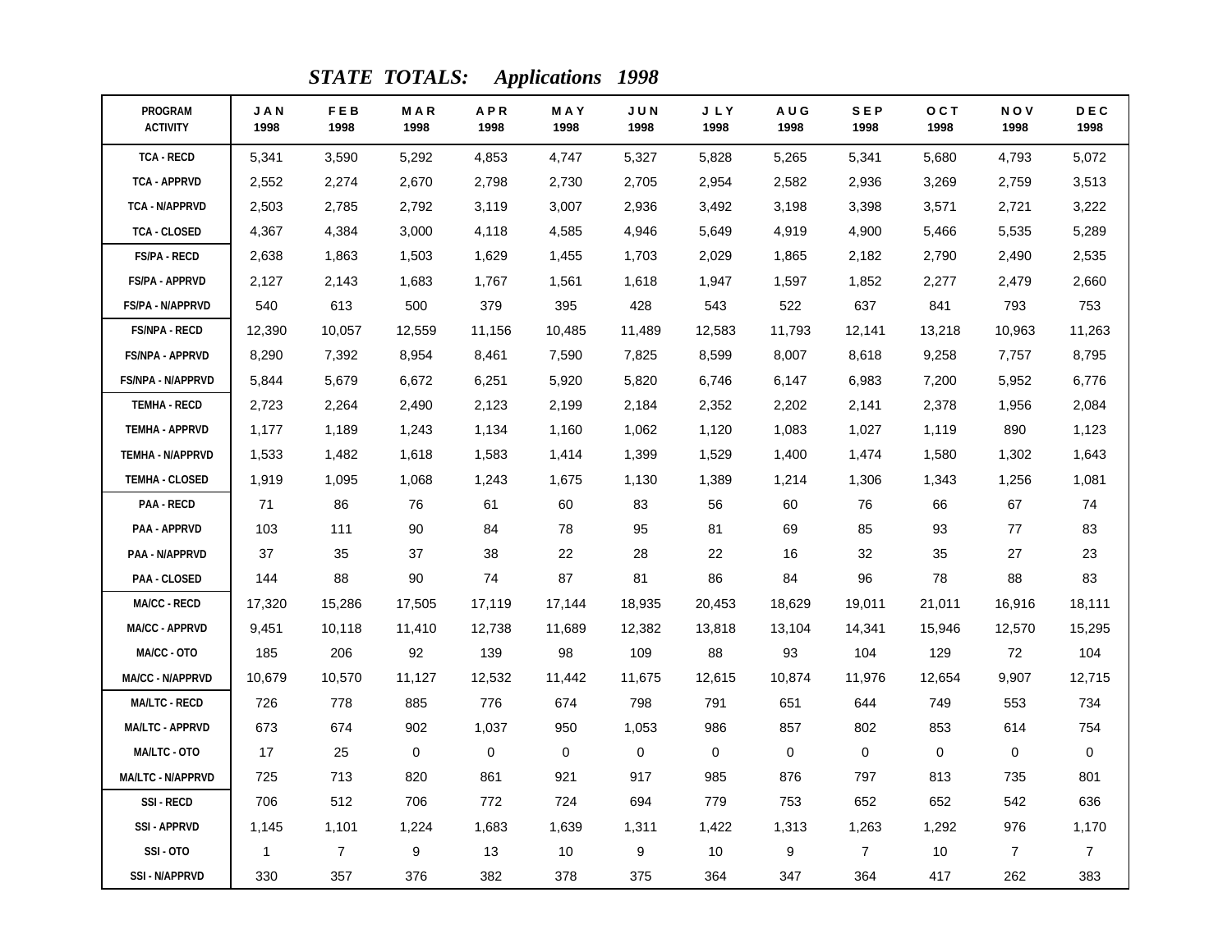## *STATE TOTALS: Applications 1998*

| PROGRAM ACTIVITY | JAN 1998 | FEB 1998 | MAR 1998 | APR 1998 | MAY 1998 | JUN 1998 | JLY 1998 | AUG 1998 | SEP 1998 | OCT 1998 | NOV 1998 | DEC 1998 |
|---|---|---|---|---|---|---|---|---|---|---|---|---|
| TCA - RECD | 5,341 | 3,590 | 5,292 | 4,853 | 4,747 | 5,327 | 5,828 | 5,265 | 5,341 | 5,680 | 4,793 | 5,072 |
| TCA - APPRVD | 2,552 | 2,274 | 2,670 | 2,798 | 2,730 | 2,705 | 2,954 | 2,582 | 2,936 | 3,269 | 2,759 | 3,513 |
| TCA - N/APPRVD | 2,503 | 2,785 | 2,792 | 3,119 | 3,007 | 2,936 | 3,492 | 3,198 | 3,398 | 3,571 | 2,721 | 3,222 |
| TCA - CLOSED | 4,367 | 4,384 | 3,000 | 4,118 | 4,585 | 4,946 | 5,649 | 4,919 | 4,900 | 5,466 | 5,535 | 5,289 |
| FS/PA - RECD | 2,638 | 1,863 | 1,503 | 1,629 | 1,455 | 1,703 | 2,029 | 1,865 | 2,182 | 2,790 | 2,490 | 2,535 |
| FS/PA - APPRVD | 2,127 | 2,143 | 1,683 | 1,767 | 1,561 | 1,618 | 1,947 | 1,597 | 1,852 | 2,277 | 2,479 | 2,660 |
| FS/PA - N/APPRVD | 540 | 613 | 500 | 379 | 395 | 428 | 543 | 522 | 637 | 841 | 793 | 753 |
| FS/NPA - RECD | 12,390 | 10,057 | 12,559 | 11,156 | 10,485 | 11,489 | 12,583 | 11,793 | 12,141 | 13,218 | 10,963 | 11,263 |
| FS/NPA - APPRVD | 8,290 | 7,392 | 8,954 | 8,461 | 7,590 | 7,825 | 8,599 | 8,007 | 8,618 | 9,258 | 7,757 | 8,795 |
| FS/NPA - N/APPRVD | 5,844 | 5,679 | 6,672 | 6,251 | 5,920 | 5,820 | 6,746 | 6,147 | 6,983 | 7,200 | 5,952 | 6,776 |
| TEMHA - RECD | 2,723 | 2,264 | 2,490 | 2,123 | 2,199 | 2,184 | 2,352 | 2,202 | 2,141 | 2,378 | 1,956 | 2,084 |
| TEMHA - APPRVD | 1,177 | 1,189 | 1,243 | 1,134 | 1,160 | 1,062 | 1,120 | 1,083 | 1,027 | 1,119 | 890 | 1,123 |
| TEMHA - N/APPRVD | 1,533 | 1,482 | 1,618 | 1,583 | 1,414 | 1,399 | 1,529 | 1,400 | 1,474 | 1,580 | 1,302 | 1,643 |
| TEMHA - CLOSED | 1,919 | 1,095 | 1,068 | 1,243 | 1,675 | 1,130 | 1,389 | 1,214 | 1,306 | 1,343 | 1,256 | 1,081 |
| PAA - RECD | 71 | 86 | 76 | 61 | 60 | 83 | 56 | 60 | 76 | 66 | 67 | 74 |
| PAA - APPRVD | 103 | 111 | 90 | 84 | 78 | 95 | 81 | 69 | 85 | 93 | 77 | 83 |
| PAA - N/APPRVD | 37 | 35 | 37 | 38 | 22 | 28 | 22 | 16 | 32 | 35 | 27 | 23 |
| PAA - CLOSED | 144 | 88 | 90 | 74 | 87 | 81 | 86 | 84 | 96 | 78 | 88 | 83 |
| MA/CC - RECD | 17,320 | 15,286 | 17,505 | 17,119 | 17,144 | 18,935 | 20,453 | 18,629 | 19,011 | 21,011 | 16,916 | 18,111 |
| MA/CC - APPRVD | 9,451 | 10,118 | 11,410 | 12,738 | 11,689 | 12,382 | 13,818 | 13,104 | 14,341 | 15,946 | 12,570 | 15,295 |
| MA/CC - OTO | 185 | 206 | 92 | 139 | 98 | 109 | 88 | 93 | 104 | 129 | 72 | 104 |
| MA/CC - N/APPRVD | 10,679 | 10,570 | 11,127 | 12,532 | 11,442 | 11,675 | 12,615 | 10,874 | 11,976 | 12,654 | 9,907 | 12,715 |
| MA/LTC - RECD | 726 | 778 | 885 | 776 | 674 | 798 | 791 | 651 | 644 | 749 | 553 | 734 |
| MA/LTC - APPRVD | 673 | 674 | 902 | 1,037 | 950 | 1,053 | 986 | 857 | 802 | 853 | 614 | 754 |
| MA/LTC - OTO | 17 | 25 | 0 | 0 | 0 | 0 | 0 | 0 | 0 | 0 | 0 | 0 |
| MA/LTC - N/APPRVD | 725 | 713 | 820 | 861 | 921 | 917 | 985 | 876 | 797 | 813 | 735 | 801 |
| SSI - RECD | 706 | 512 | 706 | 772 | 724 | 694 | 779 | 753 | 652 | 652 | 542 | 636 |
| SSI - APPRVD | 1,145 | 1,101 | 1,224 | 1,683 | 1,639 | 1,311 | 1,422 | 1,313 | 1,263 | 1,292 | 976 | 1,170 |
| SSI - OTO | 1 | 7 | 9 | 13 | 10 | 9 | 10 | 9 | 7 | 10 | 7 | 7 |
| SSI - N/APPRVD | 330 | 357 | 376 | 382 | 378 | 375 | 364 | 347 | 364 | 417 | 262 | 383 |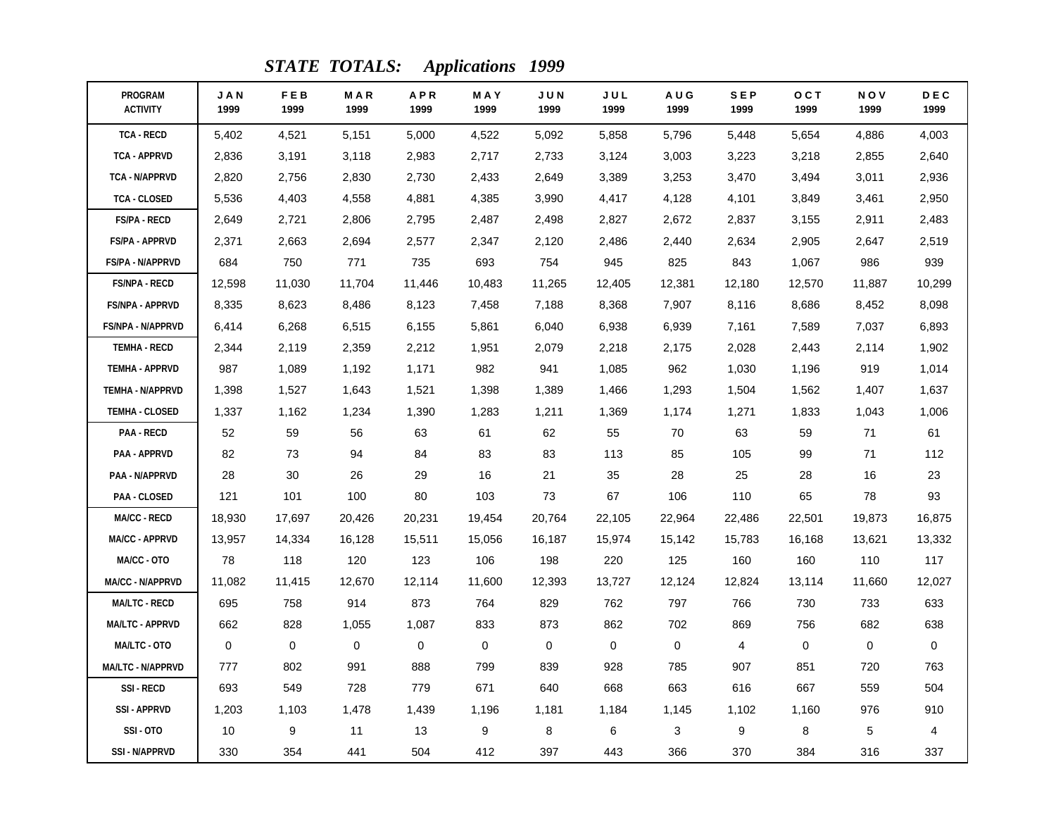## *STATE TOTALS: Applications 1999*

| PROGRAM ACTIVITY | JAN 1999 | FEB 1999 | MAR 1999 | APR 1999 | MAY 1999 | JUN 1999 | JUL 1999 | AUG 1999 | SEP 1999 | OCT 1999 | NOV 1999 | DEC 1999 |
|---|---|---|---|---|---|---|---|---|---|---|---|---|
| TCA - RECD | 5,402 | 4,521 | 5,151 | 5,000 | 4,522 | 5,092 | 5,858 | 5,796 | 5,448 | 5,654 | 4,886 | 4,003 |
| TCA - APPRVD | 2,836 | 3,191 | 3,118 | 2,983 | 2,717 | 2,733 | 3,124 | 3,003 | 3,223 | 3,218 | 2,855 | 2,640 |
| TCA - N/APPRVD | 2,820 | 2,756 | 2,830 | 2,730 | 2,433 | 2,649 | 3,389 | 3,253 | 3,470 | 3,494 | 3,011 | 2,936 |
| TCA - CLOSED | 5,536 | 4,403 | 4,558 | 4,881 | 4,385 | 3,990 | 4,417 | 4,128 | 4,101 | 3,849 | 3,461 | 2,950 |
| FS/PA - RECD | 2,649 | 2,721 | 2,806 | 2,795 | 2,487 | 2,498 | 2,827 | 2,672 | 2,837 | 3,155 | 2,911 | 2,483 |
| FS/PA - APPRVD | 2,371 | 2,663 | 2,694 | 2,577 | 2,347 | 2,120 | 2,486 | 2,440 | 2,634 | 2,905 | 2,647 | 2,519 |
| FS/PA - N/APPRVD | 684 | 750 | 771 | 735 | 693 | 754 | 945 | 825 | 843 | 1,067 | 986 | 939 |
| FS/NPA - RECD | 12,598 | 11,030 | 11,704 | 11,446 | 10,483 | 11,265 | 12,405 | 12,381 | 12,180 | 12,570 | 11,887 | 10,299 |
| FS/NPA - APPRVD | 8,335 | 8,623 | 8,486 | 8,123 | 7,458 | 7,188 | 8,368 | 7,907 | 8,116 | 8,686 | 8,452 | 8,098 |
| FS/NPA - N/APPRVD | 6,414 | 6,268 | 6,515 | 6,155 | 5,861 | 6,040 | 6,938 | 6,939 | 7,161 | 7,589 | 7,037 | 6,893 |
| TEMHA - RECD | 2,344 | 2,119 | 2,359 | 2,212 | 1,951 | 2,079 | 2,218 | 2,175 | 2,028 | 2,443 | 2,114 | 1,902 |
| TEMHA - APPRVD | 987 | 1,089 | 1,192 | 1,171 | 982 | 941 | 1,085 | 962 | 1,030 | 1,196 | 919 | 1,014 |
| TEMHA - N/APPRVD | 1,398 | 1,527 | 1,643 | 1,521 | 1,398 | 1,389 | 1,466 | 1,293 | 1,504 | 1,562 | 1,407 | 1,637 |
| TEMHA - CLOSED | 1,337 | 1,162 | 1,234 | 1,390 | 1,283 | 1,211 | 1,369 | 1,174 | 1,271 | 1,833 | 1,043 | 1,006 |
| PAA - RECD | 52 | 59 | 56 | 63 | 61 | 62 | 55 | 70 | 63 | 59 | 71 | 61 |
| PAA - APPRVD | 82 | 73 | 94 | 84 | 83 | 83 | 113 | 85 | 105 | 99 | 71 | 112 |
| PAA - N/APPRVD | 28 | 30 | 26 | 29 | 16 | 21 | 35 | 28 | 25 | 28 | 16 | 23 |
| PAA - CLOSED | 121 | 101 | 100 | 80 | 103 | 73 | 67 | 106 | 110 | 65 | 78 | 93 |
| MA/CC - RECD | 18,930 | 17,697 | 20,426 | 20,231 | 19,454 | 20,764 | 22,105 | 22,964 | 22,486 | 22,501 | 19,873 | 16,875 |
| MA/CC - APPRVD | 13,957 | 14,334 | 16,128 | 15,511 | 15,056 | 16,187 | 15,974 | 15,142 | 15,783 | 16,168 | 13,621 | 13,332 |
| MA/CC - OTO | 78 | 118 | 120 | 123 | 106 | 198 | 220 | 125 | 160 | 160 | 110 | 117 |
| MA/CC - N/APPRVD | 11,082 | 11,415 | 12,670 | 12,114 | 11,600 | 12,393 | 13,727 | 12,124 | 12,824 | 13,114 | 11,660 | 12,027 |
| MA/LTC - RECD | 695 | 758 | 914 | 873 | 764 | 829 | 762 | 797 | 766 | 730 | 733 | 633 |
| MA/LTC - APPRVD | 662 | 828 | 1,055 | 1,087 | 833 | 873 | 862 | 702 | 869 | 756 | 682 | 638 |
| MA/LTC - OTO | 0 | 0 | 0 | 0 | 0 | 0 | 0 | 0 | 4 | 0 | 0 | 0 |
| MA/LTC - N/APPRVD | 777 | 802 | 991 | 888 | 799 | 839 | 928 | 785 | 907 | 851 | 720 | 763 |
| SSI - RECD | 693 | 549 | 728 | 779 | 671 | 640 | 668 | 663 | 616 | 667 | 559 | 504 |
| SSI - APPRVD | 1,203 | 1,103 | 1,478 | 1,439 | 1,196 | 1,181 | 1,184 | 1,145 | 1,102 | 1,160 | 976 | 910 |
| SSI - OTO | 10 | 9 | 11 | 13 | 9 | 8 | 6 | 3 | 9 | 8 | 5 | 4 |
| SSI - N/APPRVD | 330 | 354 | 441 | 504 | 412 | 397 | 443 | 366 | 370 | 384 | 316 | 337 |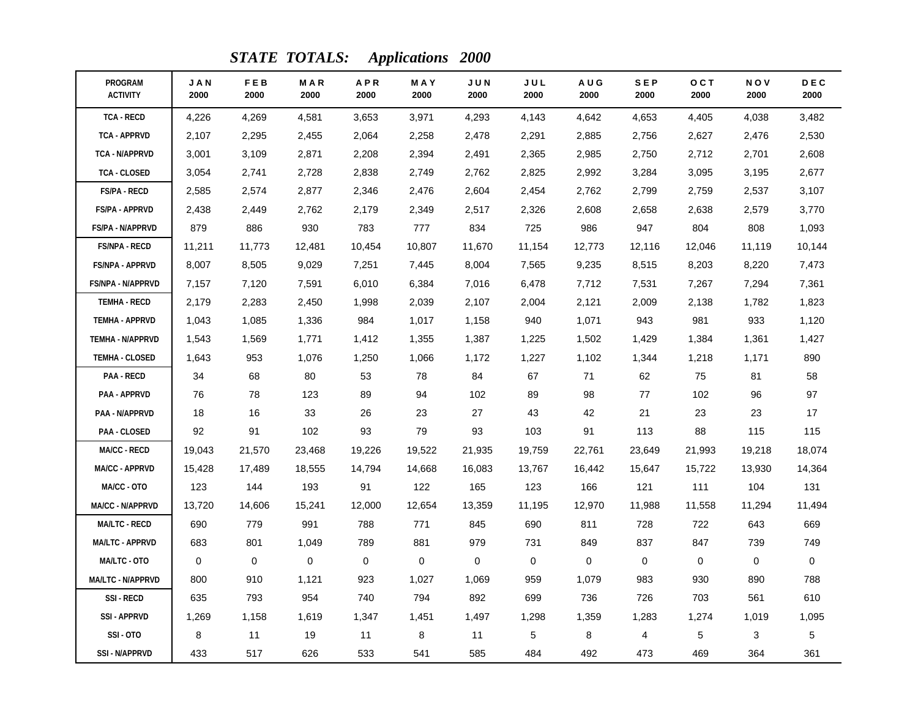## *STATE TOTALS: Applications 2000*

| PROGRAM ACTIVITY | JAN 2000 | FEB 2000 | MAR 2000 | APR 2000 | MAY 2000 | JUN 2000 | JUL 2000 | AUG 2000 | SEP 2000 | OCT 2000 | NOV 2000 | DEC 2000 |
|---|---|---|---|---|---|---|---|---|---|---|---|---|
| TCA - RECD | 4,226 | 4,269 | 4,581 | 3,653 | 3,971 | 4,293 | 4,143 | 4,642 | 4,653 | 4,405 | 4,038 | 3,482 |
| TCA - APPRVD | 2,107 | 2,295 | 2,455 | 2,064 | 2,258 | 2,478 | 2,291 | 2,885 | 2,756 | 2,627 | 2,476 | 2,530 |
| TCA - N/APPRVD | 3,001 | 3,109 | 2,871 | 2,208 | 2,394 | 2,491 | 2,365 | 2,985 | 2,750 | 2,712 | 2,701 | 2,608 |
| TCA - CLOSED | 3,054 | 2,741 | 2,728 | 2,838 | 2,749 | 2,762 | 2,825 | 2,992 | 3,284 | 3,095 | 3,195 | 2,677 |
| FS/PA - RECD | 2,585 | 2,574 | 2,877 | 2,346 | 2,476 | 2,604 | 2,454 | 2,762 | 2,799 | 2,759 | 2,537 | 3,107 |
| FS/PA - APPRVD | 2,438 | 2,449 | 2,762 | 2,179 | 2,349 | 2,517 | 2,326 | 2,608 | 2,658 | 2,638 | 2,579 | 3,770 |
| FS/PA - N/APPRVD | 879 | 886 | 930 | 783 | 777 | 834 | 725 | 986 | 947 | 804 | 808 | 1,093 |
| FS/NPA - RECD | 11,211 | 11,773 | 12,481 | 10,454 | 10,807 | 11,670 | 11,154 | 12,773 | 12,116 | 12,046 | 11,119 | 10,144 |
| FS/NPA - APPRVD | 8,007 | 8,505 | 9,029 | 7,251 | 7,445 | 8,004 | 7,565 | 9,235 | 8,515 | 8,203 | 8,220 | 7,473 |
| FS/NPA - N/APPRVD | 7,157 | 7,120 | 7,591 | 6,010 | 6,384 | 7,016 | 6,478 | 7,712 | 7,531 | 7,267 | 7,294 | 7,361 |
| TEMHA - RECD | 2,179 | 2,283 | 2,450 | 1,998 | 2,039 | 2,107 | 2,004 | 2,121 | 2,009 | 2,138 | 1,782 | 1,823 |
| TEMHA - APPRVD | 1,043 | 1,085 | 1,336 | 984 | 1,017 | 1,158 | 940 | 1,071 | 943 | 981 | 933 | 1,120 |
| TEMHA - N/APPRVD | 1,543 | 1,569 | 1,771 | 1,412 | 1,355 | 1,387 | 1,225 | 1,502 | 1,429 | 1,384 | 1,361 | 1,427 |
| TEMHA - CLOSED | 1,643 | 953 | 1,076 | 1,250 | 1,066 | 1,172 | 1,227 | 1,102 | 1,344 | 1,218 | 1,171 | 890 |
| PAA - RECD | 34 | 68 | 80 | 53 | 78 | 84 | 67 | 71 | 62 | 75 | 81 | 58 |
| PAA - APPRVD | 76 | 78 | 123 | 89 | 94 | 102 | 89 | 98 | 77 | 102 | 96 | 97 |
| PAA - N/APPRVD | 18 | 16 | 33 | 26 | 23 | 27 | 43 | 42 | 21 | 23 | 23 | 17 |
| PAA - CLOSED | 92 | 91 | 102 | 93 | 79 | 93 | 103 | 91 | 113 | 88 | 115 | 115 |
| MA/CC - RECD | 19,043 | 21,570 | 23,468 | 19,226 | 19,522 | 21,935 | 19,759 | 22,761 | 23,649 | 21,993 | 19,218 | 18,074 |
| MA/CC - APPRVD | 15,428 | 17,489 | 18,555 | 14,794 | 14,668 | 16,083 | 13,767 | 16,442 | 15,647 | 15,722 | 13,930 | 14,364 |
| MA/CC - OTO | 123 | 144 | 193 | 91 | 122 | 165 | 123 | 166 | 121 | 111 | 104 | 131 |
| MA/CC - N/APPRVD | 13,720 | 14,606 | 15,241 | 12,000 | 12,654 | 13,359 | 11,195 | 12,970 | 11,988 | 11,558 | 11,294 | 11,494 |
| MA/LTC - RECD | 690 | 779 | 991 | 788 | 771 | 845 | 690 | 811 | 728 | 722 | 643 | 669 |
| MA/LTC - APPRVD | 683 | 801 | 1,049 | 789 | 881 | 979 | 731 | 849 | 837 | 847 | 739 | 749 |
| MA/LTC - OTO | 0 | 0 | 0 | 0 | 0 | 0 | 0 | 0 | 0 | 0 | 0 | 0 |
| MA/LTC - N/APPRVD | 800 | 910 | 1,121 | 923 | 1,027 | 1,069 | 959 | 1,079 | 983 | 930 | 890 | 788 |
| SSI - RECD | 635 | 793 | 954 | 740 | 794 | 892 | 699 | 736 | 726 | 703 | 561 | 610 |
| SSI - APPRVD | 1,269 | 1,158 | 1,619 | 1,347 | 1,451 | 1,497 | 1,298 | 1,359 | 1,283 | 1,274 | 1,019 | 1,095 |
| SSI - OTO | 8 | 11 | 19 | 11 | 8 | 11 | 5 | 8 | 4 | 5 | 3 | 5 |
| SSI - N/APPRVD | 433 | 517 | 626 | 533 | 541 | 585 | 484 | 492 | 473 | 469 | 364 | 361 |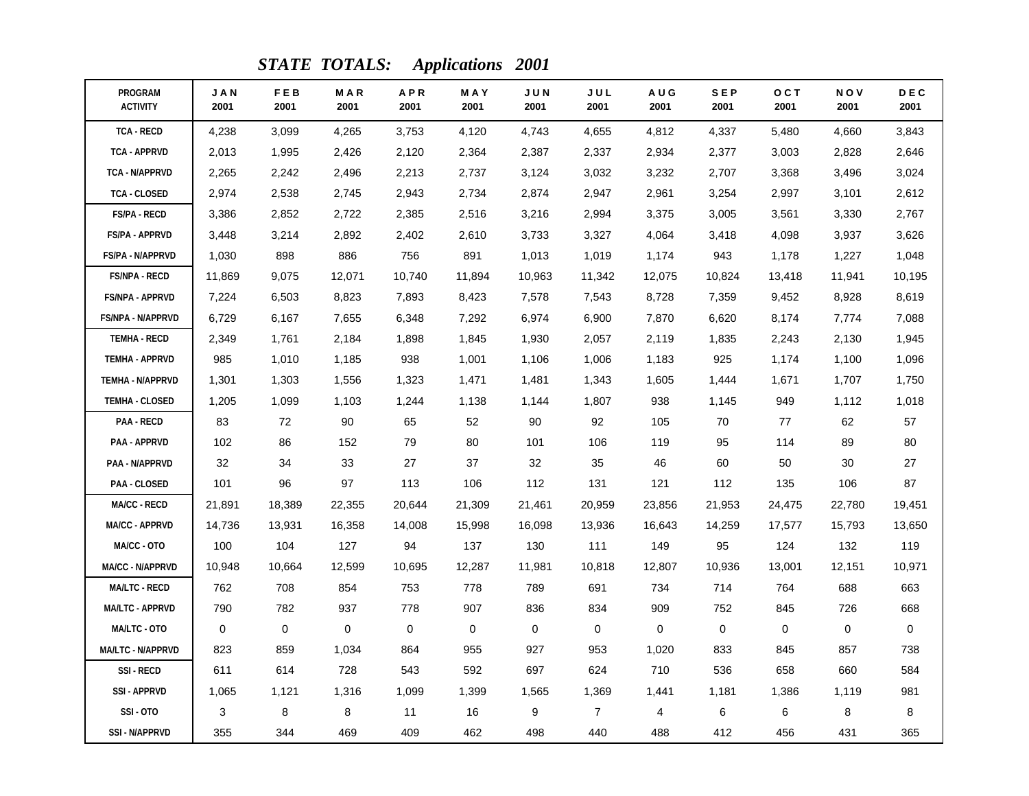## *STATE TOTALS: Applications 2001*

| PROGRAM ACTIVITY | JAN 2001 | FEB 2001 | MAR 2001 | APR 2001 | MAY 2001 | JUN 2001 | JUL 2001 | AUG 2001 | SEP 2001 | OCT 2001 | NOV 2001 | DEC 2001 |
|---|---|---|---|---|---|---|---|---|---|---|---|---|
| TCA - RECD | 4,238 | 3,099 | 4,265 | 3,753 | 4,120 | 4,743 | 4,655 | 4,812 | 4,337 | 5,480 | 4,660 | 3,843 |
| TCA - APPRVD | 2,013 | 1,995 | 2,426 | 2,120 | 2,364 | 2,387 | 2,337 | 2,934 | 2,377 | 3,003 | 2,828 | 2,646 |
| TCA - N/APPRVD | 2,265 | 2,242 | 2,496 | 2,213 | 2,737 | 3,124 | 3,032 | 3,232 | 2,707 | 3,368 | 3,496 | 3,024 |
| TCA - CLOSED | 2,974 | 2,538 | 2,745 | 2,943 | 2,734 | 2,874 | 2,947 | 2,961 | 3,254 | 2,997 | 3,101 | 2,612 |
| FS/PA - RECD | 3,386 | 2,852 | 2,722 | 2,385 | 2,516 | 3,216 | 2,994 | 3,375 | 3,005 | 3,561 | 3,330 | 2,767 |
| FS/PA - APPRVD | 3,448 | 3,214 | 2,892 | 2,402 | 2,610 | 3,733 | 3,327 | 4,064 | 3,418 | 4,098 | 3,937 | 3,626 |
| FS/PA - N/APPRVD | 1,030 | 898 | 886 | 756 | 891 | 1,013 | 1,019 | 1,174 | 943 | 1,178 | 1,227 | 1,048 |
| FS/NPA - RECD | 11,869 | 9,075 | 12,071 | 10,740 | 11,894 | 10,963 | 11,342 | 12,075 | 10,824 | 13,418 | 11,941 | 10,195 |
| FS/NPA - APPRVD | 7,224 | 6,503 | 8,823 | 7,893 | 8,423 | 7,578 | 7,543 | 8,728 | 7,359 | 9,452 | 8,928 | 8,619 |
| FS/NPA - N/APPRVD | 6,729 | 6,167 | 7,655 | 6,348 | 7,292 | 6,974 | 6,900 | 7,870 | 6,620 | 8,174 | 7,774 | 7,088 |
| TEMHA - RECD | 2,349 | 1,761 | 2,184 | 1,898 | 1,845 | 1,930 | 2,057 | 2,119 | 1,835 | 2,243 | 2,130 | 1,945 |
| TEMHA - APPRVD | 985 | 1,010 | 1,185 | 938 | 1,001 | 1,106 | 1,006 | 1,183 | 925 | 1,174 | 1,100 | 1,096 |
| TEMHA - N/APPRVD | 1,301 | 1,303 | 1,556 | 1,323 | 1,471 | 1,481 | 1,343 | 1,605 | 1,444 | 1,671 | 1,707 | 1,750 |
| TEMHA - CLOSED | 1,205 | 1,099 | 1,103 | 1,244 | 1,138 | 1,144 | 1,807 | 938 | 1,145 | 949 | 1,112 | 1,018 |
| PAA - RECD | 83 | 72 | 90 | 65 | 52 | 90 | 92 | 105 | 70 | 77 | 62 | 57 |
| PAA - APPRVD | 102 | 86 | 152 | 79 | 80 | 101 | 106 | 119 | 95 | 114 | 89 | 80 |
| PAA - N/APPRVD | 32 | 34 | 33 | 27 | 37 | 32 | 35 | 46 | 60 | 50 | 30 | 27 |
| PAA - CLOSED | 101 | 96 | 97 | 113 | 106 | 112 | 131 | 121 | 112 | 135 | 106 | 87 |
| MA/CC - RECD | 21,891 | 18,389 | 22,355 | 20,644 | 21,309 | 21,461 | 20,959 | 23,856 | 21,953 | 24,475 | 22,780 | 19,451 |
| MA/CC - APPRVD | 14,736 | 13,931 | 16,358 | 14,008 | 15,998 | 16,098 | 13,936 | 16,643 | 14,259 | 17,577 | 15,793 | 13,650 |
| MA/CC - OTO | 100 | 104 | 127 | 94 | 137 | 130 | 111 | 149 | 95 | 124 | 132 | 119 |
| MA/CC - N/APPRVD | 10,948 | 10,664 | 12,599 | 10,695 | 12,287 | 11,981 | 10,818 | 12,807 | 10,936 | 13,001 | 12,151 | 10,971 |
| MA/LTC - RECD | 762 | 708 | 854 | 753 | 778 | 789 | 691 | 734 | 714 | 764 | 688 | 663 |
| MA/LTC - APPRVD | 790 | 782 | 937 | 778 | 907 | 836 | 834 | 909 | 752 | 845 | 726 | 668 |
| MA/LTC - OTO | 0 | 0 | 0 | 0 | 0 | 0 | 0 | 0 | 0 | 0 | 0 | 0 |
| MA/LTC - N/APPRVD | 823 | 859 | 1,034 | 864 | 955 | 927 | 953 | 1,020 | 833 | 845 | 857 | 738 |
| SSI - RECD | 611 | 614 | 728 | 543 | 592 | 697 | 624 | 710 | 536 | 658 | 660 | 584 |
| SSI - APPRVD | 1,065 | 1,121 | 1,316 | 1,099 | 1,399 | 1,565 | 1,369 | 1,441 | 1,181 | 1,386 | 1,119 | 981 |
| SSI - OTO | 3 | 8 | 8 | 11 | 16 | 9 | 7 | 4 | 6 | 6 | 8 | 8 |
| SSI - N/APPRVD | 355 | 344 | 469 | 409 | 462 | 498 | 440 | 488 | 412 | 456 | 431 | 365 |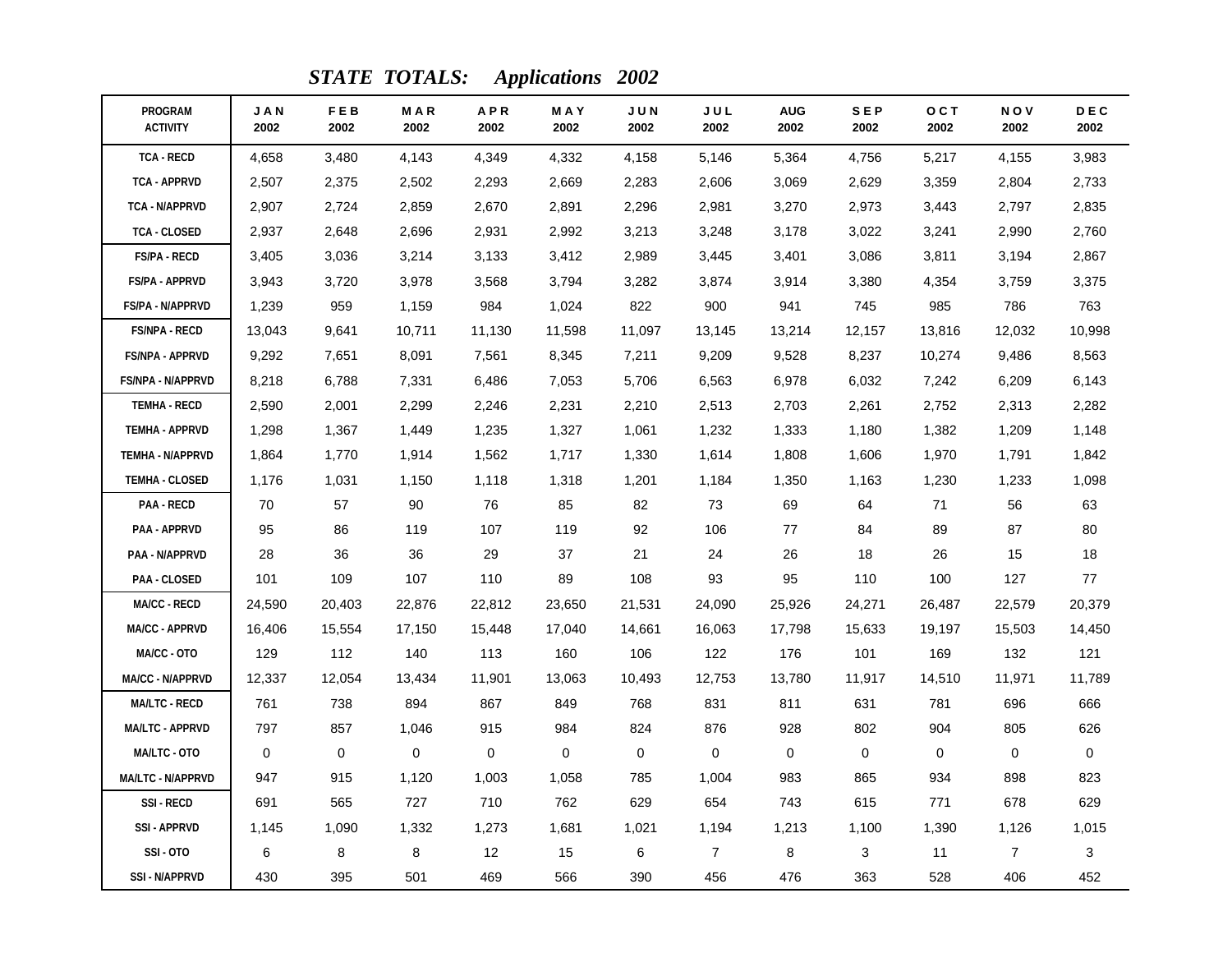## *STATE TOTALS: Applications 2002*

| PROGRAM ACTIVITY | JAN 2002 | FEB 2002 | MAR 2002 | APR 2002 | MAY 2002 | JUN 2002 | JUL 2002 | AUG 2002 | SEP 2002 | OCT 2002 | NOV 2002 | DEC 2002 |
|---|---|---|---|---|---|---|---|---|---|---|---|---|
| TCA - RECD | 4,658 | 3,480 | 4,143 | 4,349 | 4,332 | 4,158 | 5,146 | 5,364 | 4,756 | 5,217 | 4,155 | 3,983 |
| TCA - APPRVD | 2,507 | 2,375 | 2,502 | 2,293 | 2,669 | 2,283 | 2,606 | 3,069 | 2,629 | 3,359 | 2,804 | 2,733 |
| TCA - N/APPRVD | 2,907 | 2,724 | 2,859 | 2,670 | 2,891 | 2,296 | 2,981 | 3,270 | 2,973 | 3,443 | 2,797 | 2,835 |
| TCA - CLOSED | 2,937 | 2,648 | 2,696 | 2,931 | 2,992 | 3,213 | 3,248 | 3,178 | 3,022 | 3,241 | 2,990 | 2,760 |
| FS/PA - RECD | 3,405 | 3,036 | 3,214 | 3,133 | 3,412 | 2,989 | 3,445 | 3,401 | 3,086 | 3,811 | 3,194 | 2,867 |
| FS/PA - APPRVD | 3,943 | 3,720 | 3,978 | 3,568 | 3,794 | 3,282 | 3,874 | 3,914 | 3,380 | 4,354 | 3,759 | 3,375 |
| FS/PA - N/APPRVD | 1,239 | 959 | 1,159 | 984 | 1,024 | 822 | 900 | 941 | 745 | 985 | 786 | 763 |
| FS/NPA - RECD | 13,043 | 9,641 | 10,711 | 11,130 | 11,598 | 11,097 | 13,145 | 13,214 | 12,157 | 13,816 | 12,032 | 10,998 |
| FS/NPA - APPRVD | 9,292 | 7,651 | 8,091 | 7,561 | 8,345 | 7,211 | 9,209 | 9,528 | 8,237 | 10,274 | 9,486 | 8,563 |
| FS/NPA - N/APPRVD | 8,218 | 6,788 | 7,331 | 6,486 | 7,053 | 5,706 | 6,563 | 6,978 | 6,032 | 7,242 | 6,209 | 6,143 |
| TEMHA - RECD | 2,590 | 2,001 | 2,299 | 2,246 | 2,231 | 2,210 | 2,513 | 2,703 | 2,261 | 2,752 | 2,313 | 2,282 |
| TEMHA - APPRVD | 1,298 | 1,367 | 1,449 | 1,235 | 1,327 | 1,061 | 1,232 | 1,333 | 1,180 | 1,382 | 1,209 | 1,148 |
| TEMHA - N/APPRVD | 1,864 | 1,770 | 1,914 | 1,562 | 1,717 | 1,330 | 1,614 | 1,808 | 1,606 | 1,970 | 1,791 | 1,842 |
| TEMHA - CLOSED | 1,176 | 1,031 | 1,150 | 1,118 | 1,318 | 1,201 | 1,184 | 1,350 | 1,163 | 1,230 | 1,233 | 1,098 |
| PAA - RECD | 70 | 57 | 90 | 76 | 85 | 82 | 73 | 69 | 64 | 71 | 56 | 63 |
| PAA - APPRVD | 95 | 86 | 119 | 107 | 119 | 92 | 106 | 77 | 84 | 89 | 87 | 80 |
| PAA - N/APPRVD | 28 | 36 | 36 | 29 | 37 | 21 | 24 | 26 | 18 | 26 | 15 | 18 |
| PAA - CLOSED | 101 | 109 | 107 | 110 | 89 | 108 | 93 | 95 | 110 | 100 | 127 | 77 |
| MA/CC - RECD | 24,590 | 20,403 | 22,876 | 22,812 | 23,650 | 21,531 | 24,090 | 25,926 | 24,271 | 26,487 | 22,579 | 20,379 |
| MA/CC - APPRVD | 16,406 | 15,554 | 17,150 | 15,448 | 17,040 | 14,661 | 16,063 | 17,798 | 15,633 | 19,197 | 15,503 | 14,450 |
| MA/CC - OTO | 129 | 112 | 140 | 113 | 160 | 106 | 122 | 176 | 101 | 169 | 132 | 121 |
| MA/CC - N/APPRVD | 12,337 | 12,054 | 13,434 | 11,901 | 13,063 | 10,493 | 12,753 | 13,780 | 11,917 | 14,510 | 11,971 | 11,789 |
| MA/LTC - RECD | 761 | 738 | 894 | 867 | 849 | 768 | 831 | 811 | 631 | 781 | 696 | 666 |
| MA/LTC - APPRVD | 797 | 857 | 1,046 | 915 | 984 | 824 | 876 | 928 | 802 | 904 | 805 | 626 |
| MA/LTC - OTO | 0 | 0 | 0 | 0 | 0 | 0 | 0 | 0 | 0 | 0 | 0 | 0 |
| MA/LTC - N/APPRVD | 947 | 915 | 1,120 | 1,003 | 1,058 | 785 | 1,004 | 983 | 865 | 934 | 898 | 823 |
| SSI - RECD | 691 | 565 | 727 | 710 | 762 | 629 | 654 | 743 | 615 | 771 | 678 | 629 |
| SSI - APPRVD | 1,145 | 1,090 | 1,332 | 1,273 | 1,681 | 1,021 | 1,194 | 1,213 | 1,100 | 1,390 | 1,126 | 1,015 |
| SSI - OTO | 6 | 8 | 8 | 12 | 15 | 6 | 7 | 8 | 3 | 11 | 7 | 3 |
| SSI - N/APPRVD | 430 | 395 | 501 | 469 | 566 | 390 | 456 | 476 | 363 | 528 | 406 | 452 |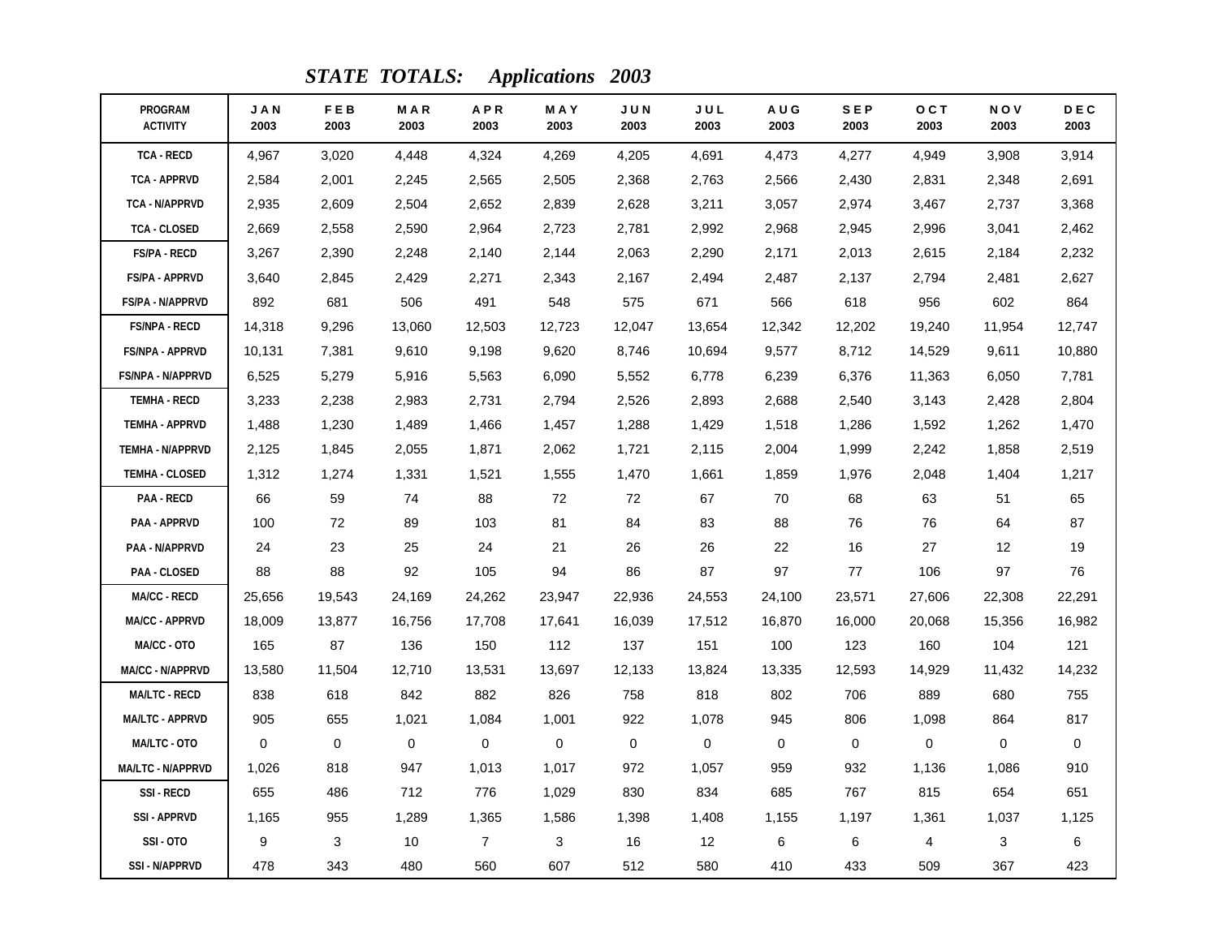## *STATE TOTALS: Applications 2003*

| PROGRAM ACTIVITY | JAN 2003 | FEB 2003 | MAR 2003 | APR 2003 | MAY 2003 | JUN 2003 | JUL 2003 | AUG 2003 | SEP 2003 | OCT 2003 | NOV 2003 | DEC 2003 |
|---|---|---|---|---|---|---|---|---|---|---|---|---|
| TCA - RECD | 4,967 | 3,020 | 4,448 | 4,324 | 4,269 | 4,205 | 4,691 | 4,473 | 4,277 | 4,949 | 3,908 | 3,914 |
| TCA - APPRVD | 2,584 | 2,001 | 2,245 | 2,565 | 2,505 | 2,368 | 2,763 | 2,566 | 2,430 | 2,831 | 2,348 | 2,691 |
| TCA - N/APPRVD | 2,935 | 2,609 | 2,504 | 2,652 | 2,839 | 2,628 | 3,211 | 3,057 | 2,974 | 3,467 | 2,737 | 3,368 |
| TCA - CLOSED | 2,669 | 2,558 | 2,590 | 2,964 | 2,723 | 2,781 | 2,992 | 2,968 | 2,945 | 2,996 | 3,041 | 2,462 |
| FS/PA - RECD | 3,267 | 2,390 | 2,248 | 2,140 | 2,144 | 2,063 | 2,290 | 2,171 | 2,013 | 2,615 | 2,184 | 2,232 |
| FS/PA - APPRVD | 3,640 | 2,845 | 2,429 | 2,271 | 2,343 | 2,167 | 2,494 | 2,487 | 2,137 | 2,794 | 2,481 | 2,627 |
| FS/PA - N/APPRVD | 892 | 681 | 506 | 491 | 548 | 575 | 671 | 566 | 618 | 956 | 602 | 864 |
| FS/NPA - RECD | 14,318 | 9,296 | 13,060 | 12,503 | 12,723 | 12,047 | 13,654 | 12,342 | 12,202 | 19,240 | 11,954 | 12,747 |
| FS/NPA - APPRVD | 10,131 | 7,381 | 9,610 | 9,198 | 9,620 | 8,746 | 10,694 | 9,577 | 8,712 | 14,529 | 9,611 | 10,880 |
| FS/NPA - N/APPRVD | 6,525 | 5,279 | 5,916 | 5,563 | 6,090 | 5,552 | 6,778 | 6,239 | 6,376 | 11,363 | 6,050 | 7,781 |
| TEMHA - RECD | 3,233 | 2,238 | 2,983 | 2,731 | 2,794 | 2,526 | 2,893 | 2,688 | 2,540 | 3,143 | 2,428 | 2,804 |
| TEMHA - APPRVD | 1,488 | 1,230 | 1,489 | 1,466 | 1,457 | 1,288 | 1,429 | 1,518 | 1,286 | 1,592 | 1,262 | 1,470 |
| TEMHA - N/APPRVD | 2,125 | 1,845 | 2,055 | 1,871 | 2,062 | 1,721 | 2,115 | 2,004 | 1,999 | 2,242 | 1,858 | 2,519 |
| TEMHA - CLOSED | 1,312 | 1,274 | 1,331 | 1,521 | 1,555 | 1,470 | 1,661 | 1,859 | 1,976 | 2,048 | 1,404 | 1,217 |
| PAA - RECD | 66 | 59 | 74 | 88 | 72 | 72 | 67 | 70 | 68 | 63 | 51 | 65 |
| PAA - APPRVD | 100 | 72 | 89 | 103 | 81 | 84 | 83 | 88 | 76 | 76 | 64 | 87 |
| PAA - N/APPRVD | 24 | 23 | 25 | 24 | 21 | 26 | 26 | 22 | 16 | 27 | 12 | 19 |
| PAA - CLOSED | 88 | 88 | 92 | 105 | 94 | 86 | 87 | 97 | 77 | 106 | 97 | 76 |
| MA/CC - RECD | 25,656 | 19,543 | 24,169 | 24,262 | 23,947 | 22,936 | 24,553 | 24,100 | 23,571 | 27,606 | 22,308 | 22,291 |
| MA/CC - APPRVD | 18,009 | 13,877 | 16,756 | 17,708 | 17,641 | 16,039 | 17,512 | 16,870 | 16,000 | 20,068 | 15,356 | 16,982 |
| MA/CC - OTO | 165 | 87 | 136 | 150 | 112 | 137 | 151 | 100 | 123 | 160 | 104 | 121 |
| MA/CC - N/APPRVD | 13,580 | 11,504 | 12,710 | 13,531 | 13,697 | 12,133 | 13,824 | 13,335 | 12,593 | 14,929 | 11,432 | 14,232 |
| MA/LTC - RECD | 838 | 618 | 842 | 882 | 826 | 758 | 818 | 802 | 706 | 889 | 680 | 755 |
| MA/LTC - APPRVD | 905 | 655 | 1,021 | 1,084 | 1,001 | 922 | 1,078 | 945 | 806 | 1,098 | 864 | 817 |
| MA/LTC - OTO | 0 | 0 | 0 | 0 | 0 | 0 | 0 | 0 | 0 | 0 | 0 | 0 |
| MA/LTC - N/APPRVD | 1,026 | 818 | 947 | 1,013 | 1,017 | 972 | 1,057 | 959 | 932 | 1,136 | 1,086 | 910 |
| SSI - RECD | 655 | 486 | 712 | 776 | 1,029 | 830 | 834 | 685 | 767 | 815 | 654 | 651 |
| SSI - APPRVD | 1,165 | 955 | 1,289 | 1,365 | 1,586 | 1,398 | 1,408 | 1,155 | 1,197 | 1,361 | 1,037 | 1,125 |
| SSI - OTO | 9 | 3 | 10 | 7 | 3 | 16 | 12 | 6 | 6 | 4 | 3 | 6 |
| SSI - N/APPRVD | 478 | 343 | 480 | 560 | 607 | 512 | 580 | 410 | 433 | 509 | 367 | 423 |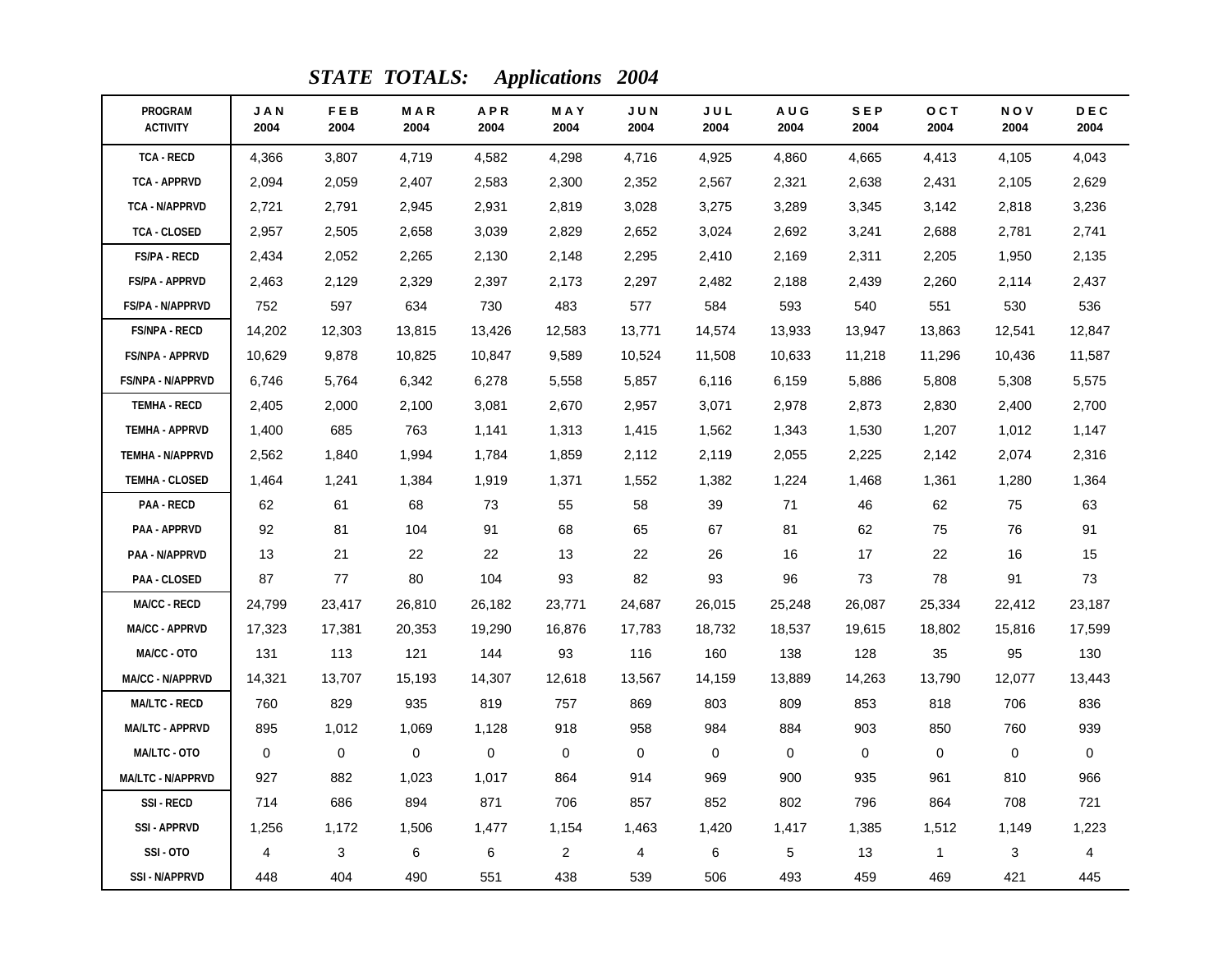# *STATE TOTALS: Applications 2004*

| PROGRAM ACTIVITY | JAN 2004 | FEB 2004 | MAR 2004 | APR 2004 | MAY 2004 | JUN 2004 | JUL 2004 | AUG 2004 | SEP 2004 | OCT 2004 | NOV 2004 | DEC 2004 |
|---|---|---|---|---|---|---|---|---|---|---|---|---|
| TCA - RECD | 4,366 | 3,807 | 4,719 | 4,582 | 4,298 | 4,716 | 4,925 | 4,860 | 4,665 | 4,413 | 4,105 | 4,043 |
| TCA - APPRVD | 2,094 | 2,059 | 2,407 | 2,583 | 2,300 | 2,352 | 2,567 | 2,321 | 2,638 | 2,431 | 2,105 | 2,629 |
| TCA - N/APPRVD | 2,721 | 2,791 | 2,945 | 2,931 | 2,819 | 3,028 | 3,275 | 3,289 | 3,345 | 3,142 | 2,818 | 3,236 |
| TCA - CLOSED | 2,957 | 2,505 | 2,658 | 3,039 | 2,829 | 2,652 | 3,024 | 2,692 | 3,241 | 2,688 | 2,781 | 2,741 |
| FS/PA - RECD | 2,434 | 2,052 | 2,265 | 2,130 | 2,148 | 2,295 | 2,410 | 2,169 | 2,311 | 2,205 | 1,950 | 2,135 |
| FS/PA - APPRVD | 2,463 | 2,129 | 2,329 | 2,397 | 2,173 | 2,297 | 2,482 | 2,188 | 2,439 | 2,260 | 2,114 | 2,437 |
| FS/PA - N/APPRVD | 752 | 597 | 634 | 730 | 483 | 577 | 584 | 593 | 540 | 551 | 530 | 536 |
| FS/NPA - RECD | 14,202 | 12,303 | 13,815 | 13,426 | 12,583 | 13,771 | 14,574 | 13,933 | 13,947 | 13,863 | 12,541 | 12,847 |
| FS/NPA - APPRVD | 10,629 | 9,878 | 10,825 | 10,847 | 9,589 | 10,524 | 11,508 | 10,633 | 11,218 | 11,296 | 10,436 | 11,587 |
| FS/NPA - N/APPRVD | 6,746 | 5,764 | 6,342 | 6,278 | 5,558 | 5,857 | 6,116 | 6,159 | 5,886 | 5,808 | 5,308 | 5,575 |
| TEMHA - RECD | 2,405 | 2,000 | 2,100 | 3,081 | 2,670 | 2,957 | 3,071 | 2,978 | 2,873 | 2,830 | 2,400 | 2,700 |
| TEMHA - APPRVD | 1,400 | 685 | 763 | 1,141 | 1,313 | 1,415 | 1,562 | 1,343 | 1,530 | 1,207 | 1,012 | 1,147 |
| TEMHA - N/APPRVD | 2,562 | 1,840 | 1,994 | 1,784 | 1,859 | 2,112 | 2,119 | 2,055 | 2,225 | 2,142 | 2,074 | 2,316 |
| TEMHA - CLOSED | 1,464 | 1,241 | 1,384 | 1,919 | 1,371 | 1,552 | 1,382 | 1,224 | 1,468 | 1,361 | 1,280 | 1,364 |
| PAA - RECD | 62 | 61 | 68 | 73 | 55 | 58 | 39 | 71 | 46 | 62 | 75 | 63 |
| PAA - APPRVD | 92 | 81 | 104 | 91 | 68 | 65 | 67 | 81 | 62 | 75 | 76 | 91 |
| PAA - N/APPRVD | 13 | 21 | 22 | 22 | 13 | 22 | 26 | 16 | 17 | 22 | 16 | 15 |
| PAA - CLOSED | 87 | 77 | 80 | 104 | 93 | 82 | 93 | 96 | 73 | 78 | 91 | 73 |
| MA/CC - RECD | 24,799 | 23,417 | 26,810 | 26,182 | 23,771 | 24,687 | 26,015 | 25,248 | 26,087 | 25,334 | 22,412 | 23,187 |
| MA/CC - APPRVD | 17,323 | 17,381 | 20,353 | 19,290 | 16,876 | 17,783 | 18,732 | 18,537 | 19,615 | 18,802 | 15,816 | 17,599 |
| MA/CC - OTO | 131 | 113 | 121 | 144 | 93 | 116 | 160 | 138 | 128 | 35 | 95 | 130 |
| MA/CC - N/APPRVD | 14,321 | 13,707 | 15,193 | 14,307 | 12,618 | 13,567 | 14,159 | 13,889 | 14,263 | 13,790 | 12,077 | 13,443 |
| MA/LTC - RECD | 760 | 829 | 935 | 819 | 757 | 869 | 803 | 809 | 853 | 818 | 706 | 836 |
| MA/LTC - APPRVD | 895 | 1,012 | 1,069 | 1,128 | 918 | 958 | 984 | 884 | 903 | 850 | 760 | 939 |
| MA/LTC - OTO | 0 | 0 | 0 | 0 | 0 | 0 | 0 | 0 | 0 | 0 | 0 | 0 |
| MA/LTC - N/APPRVD | 927 | 882 | 1,023 | 1,017 | 864 | 914 | 969 | 900 | 935 | 961 | 810 | 966 |
| SSI - RECD | 714 | 686 | 894 | 871 | 706 | 857 | 852 | 802 | 796 | 864 | 708 | 721 |
| SSI - APPRVD | 1,256 | 1,172 | 1,506 | 1,477 | 1,154 | 1,463 | 1,420 | 1,417 | 1,385 | 1,512 | 1,149 | 1,223 |
| SSI - OTO | 4 | 3 | 6 | 6 | 2 | 4 | 6 | 5 | 13 | 1 | 3 | 4 |
| SSI - N/APPRVD | 448 | 404 | 490 | 551 | 438 | 539 | 506 | 493 | 459 | 469 | 421 | 445 |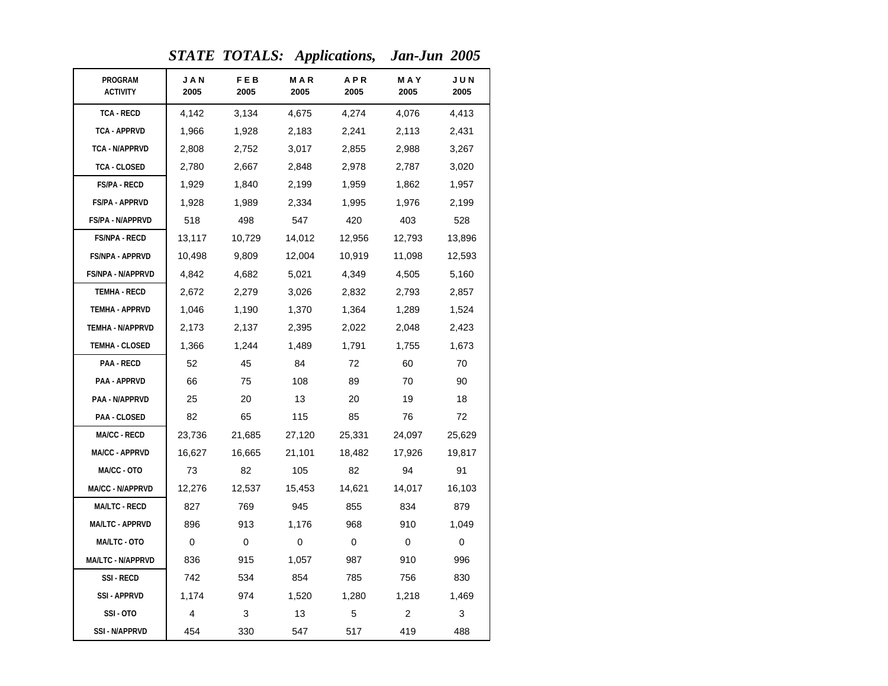## *STATE TOTALS: Applications, Jan-Jun 2005*

| PROGRAM ACTIVITY | JAN 2005 | FEB 2005 | MAR 2005 | APR 2005 | MAY 2005 | JUN 2005 |
|---|---|---|---|---|---|---|
| TCA - RECD | 4,142 | 3,134 | 4,675 | 4,274 | 4,076 | 4,413 |
| TCA - APPRVD | 1,966 | 1,928 | 2,183 | 2,241 | 2,113 | 2,431 |
| TCA - N/APPRVD | 2,808 | 2,752 | 3,017 | 2,855 | 2,988 | 3,267 |
| TCA - CLOSED | 2,780 | 2,667 | 2,848 | 2,978 | 2,787 | 3,020 |
| FS/PA - RECD | 1,929 | 1,840 | 2,199 | 1,959 | 1,862 | 1,957 |
| FS/PA - APPRVD | 1,928 | 1,989 | 2,334 | 1,995 | 1,976 | 2,199 |
| FS/PA - N/APPRVD | 518 | 498 | 547 | 420 | 403 | 528 |
| FS/NPA - RECD | 13,117 | 10,729 | 14,012 | 12,956 | 12,793 | 13,896 |
| FS/NPA - APPRVD | 10,498 | 9,809 | 12,004 | 10,919 | 11,098 | 12,593 |
| FS/NPA - N/APPRVD | 4,842 | 4,682 | 5,021 | 4,349 | 4,505 | 5,160 |
| TEMHA - RECD | 2,672 | 2,279 | 3,026 | 2,832 | 2,793 | 2,857 |
| TEMHA - APPRVD | 1,046 | 1,190 | 1,370 | 1,364 | 1,289 | 1,524 |
| TEMHA - N/APPRVD | 2,173 | 2,137 | 2,395 | 2,022 | 2,048 | 2,423 |
| TEMHA - CLOSED | 1,366 | 1,244 | 1,489 | 1,791 | 1,755 | 1,673 |
| PAA - RECD | 52 | 45 | 84 | 72 | 60 | 70 |
| PAA - APPRVD | 66 | 75 | 108 | 89 | 70 | 90 |
| PAA - N/APPRVD | 25 | 20 | 13 | 20 | 19 | 18 |
| PAA - CLOSED | 82 | 65 | 115 | 85 | 76 | 72 |
| MA/CC - RECD | 23,736 | 21,685 | 27,120 | 25,331 | 24,097 | 25,629 |
| MA/CC - APPRVD | 16,627 | 16,665 | 21,101 | 18,482 | 17,926 | 19,817 |
| MA/CC - OTO | 73 | 82 | 105 | 82 | 94 | 91 |
| MA/CC - N/APPRVD | 12,276 | 12,537 | 15,453 | 14,621 | 14,017 | 16,103 |
| MA/LTC - RECD | 827 | 769 | 945 | 855 | 834 | 879 |
| MA/LTC - APPRVD | 896 | 913 | 1,176 | 968 | 910 | 1,049 |
| MA/LTC - OTO | 0 | 0 | 0 | 0 | 0 | 0 |
| MA/LTC - N/APPRVD | 836 | 915 | 1,057 | 987 | 910 | 996 |
| SSI - RECD | 742 | 534 | 854 | 785 | 756 | 830 |
| SSI - APPRVD | 1,174 | 974 | 1,520 | 1,280 | 1,218 | 1,469 |
| SSI - OTO | 4 | 3 | 13 | 5 | 2 | 3 |
| SSI - N/APPRVD | 454 | 330 | 547 | 517 | 419 | 488 |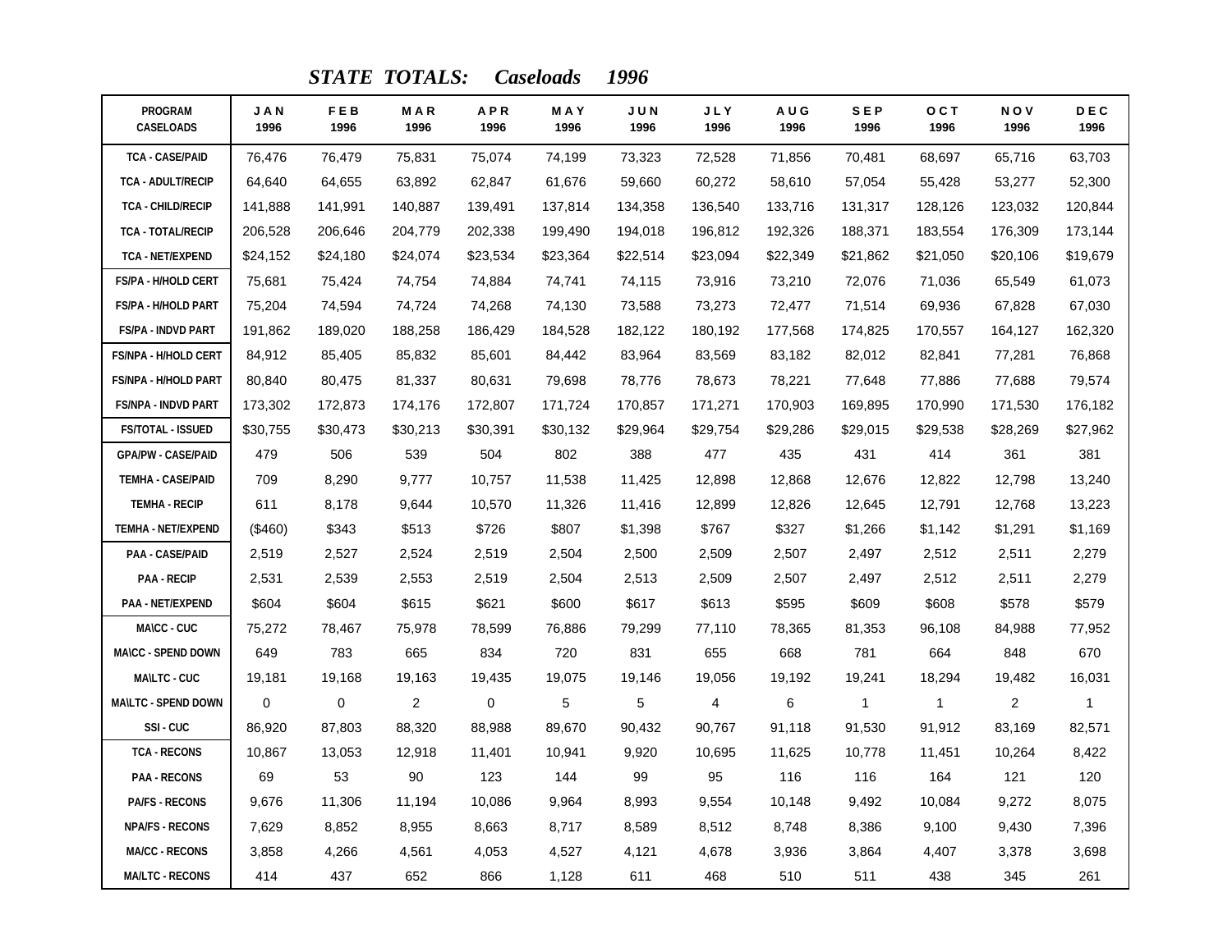## *STATE TOTALS: Caseloads 1996*

| PROGRAM CASELOADS | JAN 1996 | FEB 1996 | MAR 1996 | APR 1996 | MAY 1996 | JUN 1996 | JLY 1996 | AUG 1996 | SEP 1996 | OCT 1996 | NOV 1996 | DEC 1996 |
|---|---|---|---|---|---|---|---|---|---|---|---|---|
| TCA - CASE/PAID | 76,476 | 76,479 | 75,831 | 75,074 | 74,199 | 73,323 | 72,528 | 71,856 | 70,481 | 68,697 | 65,716 | 63,703 |
| TCA - ADULT/RECIP | 64,640 | 64,655 | 63,892 | 62,847 | 61,676 | 59,660 | 60,272 | 58,610 | 57,054 | 55,428 | 53,277 | 52,300 |
| TCA - CHILD/RECIP | 141,888 | 141,991 | 140,887 | 139,491 | 137,814 | 134,358 | 136,540 | 133,716 | 131,317 | 128,126 | 123,032 | 120,844 |
| TCA - TOTAL/RECIP | 206,528 | 206,646 | 204,779 | 202,338 | 199,490 | 194,018 | 196,812 | 192,326 | 188,371 | 183,554 | 176,309 | 173,144 |
| TCA - NET/EXPEND | $24,152 | $24,180 | $24,074 | $23,534 | $23,364 | $22,514 | $23,094 | $22,349 | $21,862 | $21,050 | $20,106 | $19,679 |
| FS/PA - H/HOLD CERT | 75,681 | 75,424 | 74,754 | 74,884 | 74,741 | 74,115 | 73,916 | 73,210 | 72,076 | 71,036 | 65,549 | 61,073 |
| FS/PA - H/HOLD PART | 75,204 | 74,594 | 74,724 | 74,268 | 74,130 | 73,588 | 73,273 | 72,477 | 71,514 | 69,936 | 67,828 | 67,030 |
| FS/PA - INDVD PART | 191,862 | 189,020 | 188,258 | 186,429 | 184,528 | 182,122 | 180,192 | 177,568 | 174,825 | 170,557 | 164,127 | 162,320 |
| FS/NPA - H/HOLD CERT | 84,912 | 85,405 | 85,832 | 85,601 | 84,442 | 83,964 | 83,569 | 83,182 | 82,012 | 82,841 | 77,281 | 76,868 |
| FS/NPA - H/HOLD PART | 80,840 | 80,475 | 81,337 | 80,631 | 79,698 | 78,776 | 78,673 | 78,221 | 77,648 | 77,886 | 77,688 | 79,574 |
| FS/NPA - INDVD PART | 173,302 | 172,873 | 174,176 | 172,807 | 171,724 | 170,857 | 171,271 | 170,903 | 169,895 | 170,990 | 171,530 | 176,182 |
| FS/TOTAL - ISSUED | $30,755 | $30,473 | $30,213 | $30,391 | $30,132 | $29,964 | $29,754 | $29,286 | $29,015 | $29,538 | $28,269 | $27,962 |
| GPA/PW - CASE/PAID | 479 | 506 | 539 | 504 | 802 | 388 | 477 | 435 | 431 | 414 | 361 | 381 |
| TEMHA - CASE/PAID | 709 | 8,290 | 9,777 | 10,757 | 11,538 | 11,425 | 12,898 | 12,868 | 12,676 | 12,822 | 12,798 | 13,240 |
| TEMHA - RECIP | 611 | 8,178 | 9,644 | 10,570 | 11,326 | 11,416 | 12,899 | 12,826 | 12,645 | 12,791 | 12,768 | 13,223 |
| TEMHA - NET/EXPEND | ($460) | $343 | $513 | $726 | $807 | $1,398 | $767 | $327 | $1,266 | $1,142 | $1,291 | $1,169 |
| PAA - CASE/PAID | 2,519 | 2,527 | 2,524 | 2,519 | 2,504 | 2,500 | 2,509 | 2,507 | 2,497 | 2,512 | 2,511 | 2,279 |
| PAA - RECIP | 2,531 | 2,539 | 2,553 | 2,519 | 2,504 | 2,513 | 2,509 | 2,507 | 2,497 | 2,512 | 2,511 | 2,279 |
| PAA - NET/EXPEND | $604 | $604 | $615 | $621 | $600 | $617 | $613 | $595 | $609 | $608 | $578 | $579 |
| MA\CC - CUC | 75,272 | 78,467 | 75,978 | 78,599 | 76,886 | 79,299 | 77,110 | 78,365 | 81,353 | 96,108 | 84,988 | 77,952 |
| MA\CC - SPEND DOWN | 649 | 783 | 665 | 834 | 720 | 831 | 655 | 668 | 781 | 664 | 848 | 670 |
| MA\LTC - CUC | 19,181 | 19,168 | 19,163 | 19,435 | 19,075 | 19,146 | 19,056 | 19,192 | 19,241 | 18,294 | 19,482 | 16,031 |
| MA\LTC - SPEND DOWN | 0 | 0 | 2 | 0 | 5 | 5 | 4 | 6 | 1 | 1 | 2 | 1 |
| SSI - CUC | 86,920 | 87,803 | 88,320 | 88,988 | 89,670 | 90,432 | 90,767 | 91,118 | 91,530 | 91,912 | 83,169 | 82,571 |
| TCA - RECONS | 10,867 | 13,053 | 12,918 | 11,401 | 10,941 | 9,920 | 10,695 | 11,625 | 10,778 | 11,451 | 10,264 | 8,422 |
| PAA - RECONS | 69 | 53 | 90 | 123 | 144 | 99 | 95 | 116 | 116 | 164 | 121 | 120 |
| PA/FS - RECONS | 9,676 | 11,306 | 11,194 | 10,086 | 9,964 | 8,993 | 9,554 | 10,148 | 9,492 | 10,084 | 9,272 | 8,075 |
| NPA/FS - RECONS | 7,629 | 8,852 | 8,955 | 8,663 | 8,717 | 8,589 | 8,512 | 8,748 | 8,386 | 9,100 | 9,430 | 7,396 |
| MA/CC - RECONS | 3,858 | 4,266 | 4,561 | 4,053 | 4,527 | 4,121 | 4,678 | 3,936 | 3,864 | 4,407 | 3,378 | 3,698 |
| MA/LTC - RECONS | 414 | 437 | 652 | 866 | 1,128 | 611 | 468 | 510 | 511 | 438 | 345 | 261 |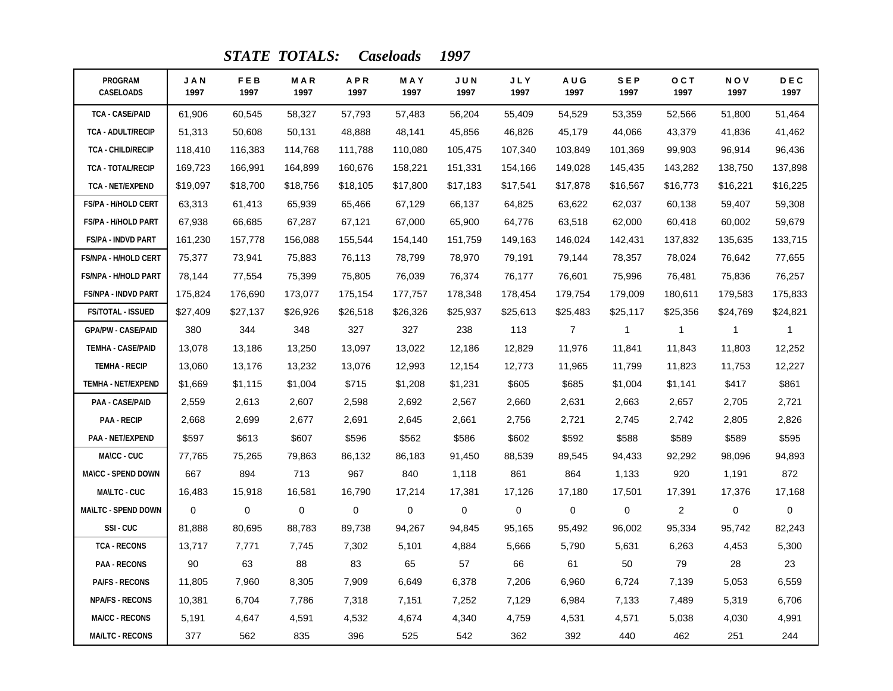## *STATE TOTALS: Caseloads 1997*

| PROGRAM CASELOADS | JAN 1997 | FEB 1997 | MAR 1997 | APR 1997 | MAY 1997 | JUN 1997 | JLY 1997 | AUG 1997 | SEP 1997 | OCT 1997 | NOV 1997 | DEC 1997 |
|---|---|---|---|---|---|---|---|---|---|---|---|---|
| TCA - CASE/PAID | 61,906 | 60,545 | 58,327 | 57,793 | 57,483 | 56,204 | 55,409 | 54,529 | 53,359 | 52,566 | 51,800 | 51,464 |
| TCA - ADULT/RECIP | 51,313 | 50,608 | 50,131 | 48,888 | 48,141 | 45,856 | 46,826 | 45,179 | 44,066 | 43,379 | 41,836 | 41,462 |
| TCA - CHILD/RECIP | 118,410 | 116,383 | 114,768 | 111,788 | 110,080 | 105,475 | 107,340 | 103,849 | 101,369 | 99,903 | 96,914 | 96,436 |
| TCA - TOTAL/RECIP | 169,723 | 166,991 | 164,899 | 160,676 | 158,221 | 151,331 | 154,166 | 149,028 | 145,435 | 143,282 | 138,750 | 137,898 |
| TCA - NET/EXPEND | $19,097 | $18,700 | $18,756 | $18,105 | $17,800 | $17,183 | $17,541 | $17,878 | $16,567 | $16,773 | $16,221 | $16,225 |
| FS/PA - H/HOLD CERT | 63,313 | 61,413 | 65,939 | 65,466 | 67,129 | 66,137 | 64,825 | 63,622 | 62,037 | 60,138 | 59,407 | 59,308 |
| FS/PA - H/HOLD PART | 67,938 | 66,685 | 67,287 | 67,121 | 67,000 | 65,900 | 64,776 | 63,518 | 62,000 | 60,418 | 60,002 | 59,679 |
| FS/PA - INDVD PART | 161,230 | 157,778 | 156,088 | 155,544 | 154,140 | 151,759 | 149,163 | 146,024 | 142,431 | 137,832 | 135,635 | 133,715 |
| FS/NPA - H/HOLD CERT | 75,377 | 73,941 | 75,883 | 76,113 | 78,799 | 78,970 | 79,191 | 79,144 | 78,357 | 78,024 | 76,642 | 77,655 |
| FS/NPA - H/HOLD PART | 78,144 | 77,554 | 75,399 | 75,805 | 76,039 | 76,374 | 76,177 | 76,601 | 75,996 | 76,481 | 75,836 | 76,257 |
| FS/NPA - INDVD PART | 175,824 | 176,690 | 173,077 | 175,154 | 177,757 | 178,348 | 178,454 | 179,754 | 179,009 | 180,611 | 179,583 | 175,833 |
| FS/TOTAL - ISSUED | $27,409 | $27,137 | $26,926 | $26,518 | $26,326 | $25,937 | $25,613 | $25,483 | $25,117 | $25,356 | $24,769 | $24,821 |
| GPA/PW - CASE/PAID | 380 | 344 | 348 | 327 | 327 | 238 | 113 | 7 | 1 | 1 | 1 | 1 |
| TEMHA - CASE/PAID | 13,078 | 13,186 | 13,250 | 13,097 | 13,022 | 12,186 | 12,829 | 11,976 | 11,841 | 11,843 | 11,803 | 12,252 |
| TEMHA - RECIP | 13,060 | 13,176 | 13,232 | 13,076 | 12,993 | 12,154 | 12,773 | 11,965 | 11,799 | 11,823 | 11,753 | 12,227 |
| TEMHA - NET/EXPEND | $1,669 | $1,115 | $1,004 | $715 | $1,208 | $1,231 | $605 | $685 | $1,004 | $1,141 | $417 | $861 |
| PAA - CASE/PAID | 2,559 | 2,613 | 2,607 | 2,598 | 2,692 | 2,567 | 2,660 | 2,631 | 2,663 | 2,657 | 2,705 | 2,721 |
| PAA - RECIP | 2,668 | 2,699 | 2,677 | 2,691 | 2,645 | 2,661 | 2,756 | 2,721 | 2,745 | 2,742 | 2,805 | 2,826 |
| PAA - NET/EXPEND | $597 | $613 | $607 | $596 | $562 | $586 | $602 | $592 | $588 | $589 | $589 | $595 |
| MA\CC - CUC | 77,765 | 75,265 | 79,863 | 86,132 | 86,183 | 91,450 | 88,539 | 89,545 | 94,433 | 92,292 | 98,096 | 94,893 |
| MA\CC - SPEND DOWN | 667 | 894 | 713 | 967 | 840 | 1,118 | 861 | 864 | 1,133 | 920 | 1,191 | 872 |
| MA\LTC - CUC | 16,483 | 15,918 | 16,581 | 16,790 | 17,214 | 17,381 | 17,126 | 17,180 | 17,501 | 17,391 | 17,376 | 17,168 |
| MA\LTC - SPEND DOWN | 0 | 0 | 0 | 0 | 0 | 0 | 0 | 0 | 0 | 2 | 0 | 0 |
| SSI - CUC | 81,888 | 80,695 | 88,783 | 89,738 | 94,267 | 94,845 | 95,165 | 95,492 | 96,002 | 95,334 | 95,742 | 82,243 |
| TCA - RECONS | 13,717 | 7,771 | 7,745 | 7,302 | 5,101 | 4,884 | 5,666 | 5,790 | 5,631 | 6,263 | 4,453 | 5,300 |
| PAA - RECONS | 90 | 63 | 88 | 83 | 65 | 57 | 66 | 61 | 50 | 79 | 28 | 23 |
| PA/FS - RECONS | 11,805 | 7,960 | 8,305 | 7,909 | 6,649 | 6,378 | 7,206 | 6,960 | 6,724 | 7,139 | 5,053 | 6,559 |
| NPA/FS - RECONS | 10,381 | 6,704 | 7,786 | 7,318 | 7,151 | 7,252 | 7,129 | 6,984 | 7,133 | 7,489 | 5,319 | 6,706 |
| MA/CC - RECONS | 5,191 | 4,647 | 4,591 | 4,532 | 4,674 | 4,340 | 4,759 | 4,531 | 4,571 | 5,038 | 4,030 | 4,991 |
| MA/LTC - RECONS | 377 | 562 | 835 | 396 | 525 | 542 | 362 | 392 | 440 | 462 | 251 | 244 |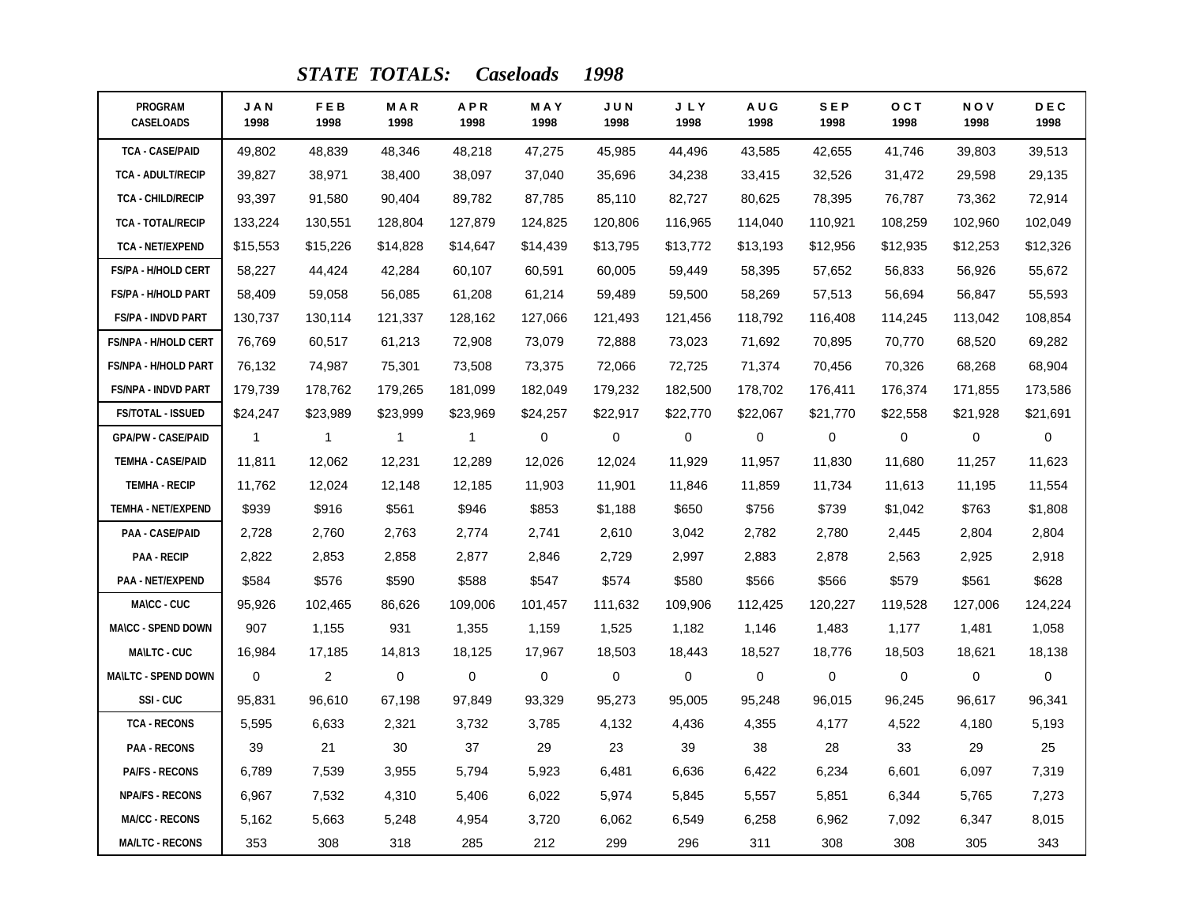## *STATE TOTALS: Caseloads 1998*

| PROGRAM CASELOADS | JAN 1998 | FEB 1998 | MAR 1998 | APR 1998 | MAY 1998 | JUN 1998 | JLY 1998 | AUG 1998 | SEP 1998 | OCT 1998 | NOV 1998 | DEC 1998 |
|---|---|---|---|---|---|---|---|---|---|---|---|---|
| TCA - CASE/PAID | 49,802 | 48,839 | 48,346 | 48,218 | 47,275 | 45,985 | 44,496 | 43,585 | 42,655 | 41,746 | 39,803 | 39,513 |
| TCA - ADULT/RECIP | 39,827 | 38,971 | 38,400 | 38,097 | 37,040 | 35,696 | 34,238 | 33,415 | 32,526 | 31,472 | 29,598 | 29,135 |
| TCA - CHILD/RECIP | 93,397 | 91,580 | 90,404 | 89,782 | 87,785 | 85,110 | 82,727 | 80,625 | 78,395 | 76,787 | 73,362 | 72,914 |
| TCA - TOTAL/RECIP | 133,224 | 130,551 | 128,804 | 127,879 | 124,825 | 120,806 | 116,965 | 114,040 | 110,921 | 108,259 | 102,960 | 102,049 |
| TCA - NET/EXPEND | $15,553 | $15,226 | $14,828 | $14,647 | $14,439 | $13,795 | $13,772 | $13,193 | $12,956 | $12,935 | $12,253 | $12,326 |
| FS/PA - H/HOLD CERT | 58,227 | 44,424 | 42,284 | 60,107 | 60,591 | 60,005 | 59,449 | 58,395 | 57,652 | 56,833 | 56,926 | 55,672 |
| FS/PA - H/HOLD PART | 58,409 | 59,058 | 56,085 | 61,208 | 61,214 | 59,489 | 59,500 | 58,269 | 57,513 | 56,694 | 56,847 | 55,593 |
| FS/PA - INDVD PART | 130,737 | 130,114 | 121,337 | 128,162 | 127,066 | 121,493 | 121,456 | 118,792 | 116,408 | 114,245 | 113,042 | 108,854 |
| FS/NPA - H/HOLD CERT | 76,769 | 60,517 | 61,213 | 72,908 | 73,079 | 72,888 | 73,023 | 71,692 | 70,895 | 70,770 | 68,520 | 69,282 |
| FS/NPA - H/HOLD PART | 76,132 | 74,987 | 75,301 | 73,508 | 73,375 | 72,066 | 72,725 | 71,374 | 70,456 | 70,326 | 68,268 | 68,904 |
| FS/NPA - INDVD PART | 179,739 | 178,762 | 179,265 | 181,099 | 182,049 | 179,232 | 182,500 | 178,702 | 176,411 | 176,374 | 171,855 | 173,586 |
| FS/TOTAL - ISSUED | $24,247 | $23,989 | $23,999 | $23,969 | $24,257 | $22,917 | $22,770 | $22,067 | $21,770 | $22,558 | $21,928 | $21,691 |
| GPA/PW - CASE/PAID | 1 | 1 | 1 | 1 | 0 | 0 | 0 | 0 | 0 | 0 | 0 | 0 |
| TEMHA - CASE/PAID | 11,811 | 12,062 | 12,231 | 12,289 | 12,026 | 12,024 | 11,929 | 11,957 | 11,830 | 11,680 | 11,257 | 11,623 |
| TEMHA - RECIP | 11,762 | 12,024 | 12,148 | 12,185 | 11,903 | 11,901 | 11,846 | 11,859 | 11,734 | 11,613 | 11,195 | 11,554 |
| TEMHA - NET/EXPEND | $939 | $916 | $561 | $946 | $853 | $1,188 | $650 | $756 | $739 | $1,042 | $763 | $1,808 |
| PAA - CASE/PAID | 2,728 | 2,760 | 2,763 | 2,774 | 2,741 | 2,610 | 3,042 | 2,782 | 2,780 | 2,445 | 2,804 | 2,804 |
| PAA - RECIP | 2,822 | 2,853 | 2,858 | 2,877 | 2,846 | 2,729 | 2,997 | 2,883 | 2,878 | 2,563 | 2,925 | 2,918 |
| PAA - NET/EXPEND | $584 | $576 | $590 | $588 | $547 | $574 | $580 | $566 | $566 | $579 | $561 | $628 |
| MA\CC - CUC | 95,926 | 102,465 | 86,626 | 109,006 | 101,457 | 111,632 | 109,906 | 112,425 | 120,227 | 119,528 | 127,006 | 124,224 |
| MA\CC - SPEND DOWN | 907 | 1,155 | 931 | 1,355 | 1,159 | 1,525 | 1,182 | 1,146 | 1,483 | 1,177 | 1,481 | 1,058 |
| MA\LTC - CUC | 16,984 | 17,185 | 14,813 | 18,125 | 17,967 | 18,503 | 18,443 | 18,527 | 18,776 | 18,503 | 18,621 | 18,138 |
| MA\LTC - SPEND DOWN | 0 | 2 | 0 | 0 | 0 | 0 | 0 | 0 | 0 | 0 | 0 | 0 |
| SSI - CUC | 95,831 | 96,610 | 67,198 | 97,849 | 93,329 | 95,273 | 95,005 | 95,248 | 96,015 | 96,245 | 96,617 | 96,341 |
| TCA - RECONS | 5,595 | 6,633 | 2,321 | 3,732 | 3,785 | 4,132 | 4,436 | 4,355 | 4,177 | 4,522 | 4,180 | 5,193 |
| PAA - RECONS | 39 | 21 | 30 | 37 | 29 | 23 | 39 | 38 | 28 | 33 | 29 | 25 |
| PA/FS - RECONS | 6,789 | 7,539 | 3,955 | 5,794 | 5,923 | 6,481 | 6,636 | 6,422 | 6,234 | 6,601 | 6,097 | 7,319 |
| NPA/FS - RECONS | 6,967 | 7,532 | 4,310 | 5,406 | 6,022 | 5,974 | 5,845 | 5,557 | 5,851 | 6,344 | 5,765 | 7,273 |
| MA/CC - RECONS | 5,162 | 5,663 | 5,248 | 4,954 | 3,720 | 6,062 | 6,549 | 6,258 | 6,962 | 7,092 | 6,347 | 8,015 |
| MA/LTC - RECONS | 353 | 308 | 318 | 285 | 212 | 299 | 296 | 311 | 308 | 308 | 305 | 343 |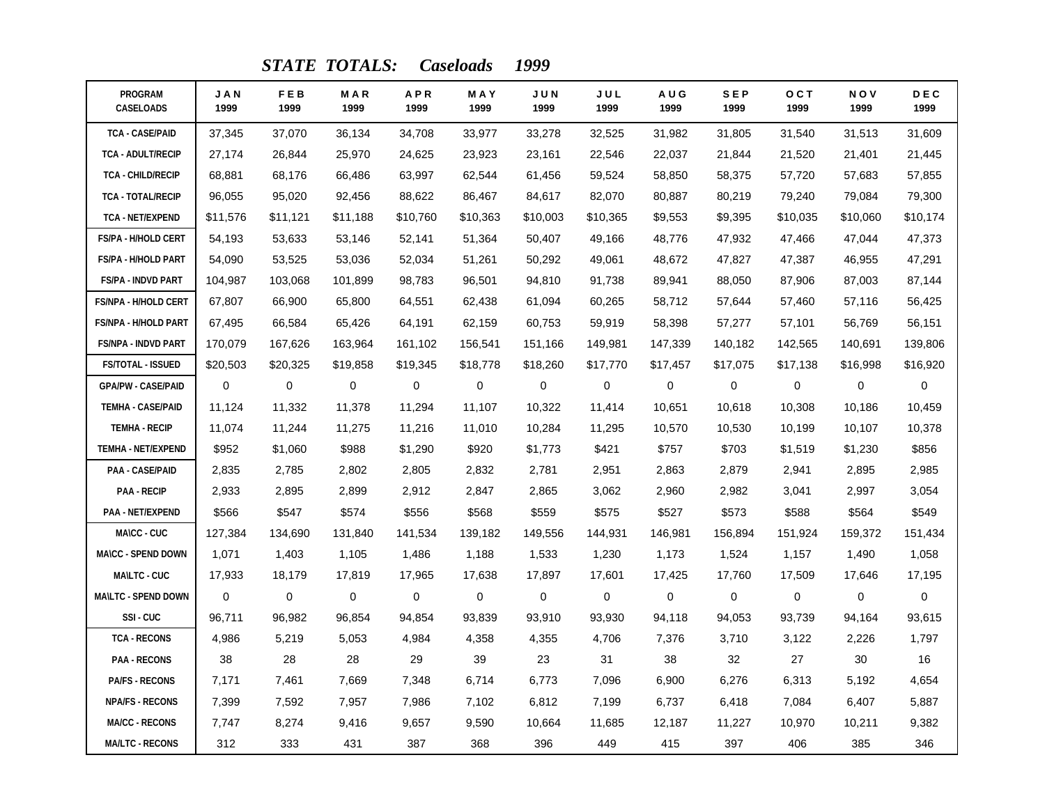### *STATE TOTALS: Caseloads 1999*

| PROGRAM CASELOADS | JAN 1999 | FEB 1999 | MAR 1999 | APR 1999 | MAY 1999 | JUN 1999 | JUL 1999 | AUG 1999 | SEP 1999 | OCT 1999 | NOV 1999 | DEC 1999 |
|---|---|---|---|---|---|---|---|---|---|---|---|---|
| TCA - CASE/PAID | 37,345 | 37,070 | 36,134 | 34,708 | 33,977 | 33,278 | 32,525 | 31,982 | 31,805 | 31,540 | 31,513 | 31,609 |
| TCA - ADULT/RECIP | 27,174 | 26,844 | 25,970 | 24,625 | 23,923 | 23,161 | 22,546 | 22,037 | 21,844 | 21,520 | 21,401 | 21,445 |
| TCA - CHILD/RECIP | 68,881 | 68,176 | 66,486 | 63,997 | 62,544 | 61,456 | 59,524 | 58,850 | 58,375 | 57,720 | 57,683 | 57,855 |
| TCA - TOTAL/RECIP | 96,055 | 95,020 | 92,456 | 88,622 | 86,467 | 84,617 | 82,070 | 80,887 | 80,219 | 79,240 | 79,084 | 79,300 |
| TCA - NET/EXPEND | $11,576 | $11,121 | $11,188 | $10,760 | $10,363 | $10,003 | $10,365 | $9,553 | $9,395 | $10,035 | $10,060 | $10,174 |
| FS/PA - H/HOLD CERT | 54,193 | 53,633 | 53,146 | 52,141 | 51,364 | 50,407 | 49,166 | 48,776 | 47,932 | 47,466 | 47,044 | 47,373 |
| FS/PA - H/HOLD PART | 54,090 | 53,525 | 53,036 | 52,034 | 51,261 | 50,292 | 49,061 | 48,672 | 47,827 | 47,387 | 46,955 | 47,291 |
| FS/PA - INDVD PART | 104,987 | 103,068 | 101,899 | 98,783 | 96,501 | 94,810 | 91,738 | 89,941 | 88,050 | 87,906 | 87,003 | 87,144 |
| FS/NPA - H/HOLD CERT | 67,807 | 66,900 | 65,800 | 64,551 | 62,438 | 61,094 | 60,265 | 58,712 | 57,644 | 57,460 | 57,116 | 56,425 |
| FS/NPA - H/HOLD PART | 67,495 | 66,584 | 65,426 | 64,191 | 62,159 | 60,753 | 59,919 | 58,398 | 57,277 | 57,101 | 56,769 | 56,151 |
| FS/NPA - INDVD PART | 170,079 | 167,626 | 163,964 | 161,102 | 156,541 | 151,166 | 149,981 | 147,339 | 140,182 | 142,565 | 140,691 | 139,806 |
| FS/TOTAL - ISSUED | $20,503 | $20,325 | $19,858 | $19,345 | $18,778 | $18,260 | $17,770 | $17,457 | $17,075 | $17,138 | $16,998 | $16,920 |
| GPA/PW - CASE/PAID | 0 | 0 | 0 | 0 | 0 | 0 | 0 | 0 | 0 | 0 | 0 | 0 |
| TEMHA - CASE/PAID | 11,124 | 11,332 | 11,378 | 11,294 | 11,107 | 10,322 | 11,414 | 10,651 | 10,618 | 10,308 | 10,186 | 10,459 |
| TEMHA - RECIP | 11,074 | 11,244 | 11,275 | 11,216 | 11,010 | 10,284 | 11,295 | 10,570 | 10,530 | 10,199 | 10,107 | 10,378 |
| TEMHA - NET/EXPEND | $952 | $1,060 | $988 | $1,290 | $920 | $1,773 | $421 | $757 | $703 | $1,519 | $1,230 | $856 |
| PAA - CASE/PAID | 2,835 | 2,785 | 2,802 | 2,805 | 2,832 | 2,781 | 2,951 | 2,863 | 2,879 | 2,941 | 2,895 | 2,985 |
| PAA - RECIP | 2,933 | 2,895 | 2,899 | 2,912 | 2,847 | 2,865 | 3,062 | 2,960 | 2,982 | 3,041 | 2,997 | 3,054 |
| PAA - NET/EXPEND | $566 | $547 | $574 | $556 | $568 | $559 | $575 | $527 | $573 | $588 | $564 | $549 |
| MA\CC - CUC | 127,384 | 134,690 | 131,840 | 141,534 | 139,182 | 149,556 | 144,931 | 146,981 | 156,894 | 151,924 | 159,372 | 151,434 |
| MA\CC - SPEND DOWN | 1,071 | 1,403 | 1,105 | 1,486 | 1,188 | 1,533 | 1,230 | 1,173 | 1,524 | 1,157 | 1,490 | 1,058 |
| MA\LTC - CUC | 17,933 | 18,179 | 17,819 | 17,965 | 17,638 | 17,897 | 17,601 | 17,425 | 17,760 | 17,509 | 17,646 | 17,195 |
| MA\LTC - SPEND DOWN | 0 | 0 | 0 | 0 | 0 | 0 | 0 | 0 | 0 | 0 | 0 | 0 |
| SSI - CUC | 96,711 | 96,982 | 96,854 | 94,854 | 93,839 | 93,910 | 93,930 | 94,118 | 94,053 | 93,739 | 94,164 | 93,615 |
| TCA - RECONS | 4,986 | 5,219 | 5,053 | 4,984 | 4,358 | 4,355 | 4,706 | 7,376 | 3,710 | 3,122 | 2,226 | 1,797 |
| PAA - RECONS | 38 | 28 | 28 | 29 | 39 | 23 | 31 | 38 | 32 | 27 | 30 | 16 |
| PA/FS - RECONS | 7,171 | 7,461 | 7,669 | 7,348 | 6,714 | 6,773 | 7,096 | 6,900 | 6,276 | 6,313 | 5,192 | 4,654 |
| NPA/FS - RECONS | 7,399 | 7,592 | 7,957 | 7,986 | 7,102 | 6,812 | 7,199 | 6,737 | 6,418 | 7,084 | 6,407 | 5,887 |
| MA/CC - RECONS | 7,747 | 8,274 | 9,416 | 9,657 | 9,590 | 10,664 | 11,685 | 12,187 | 11,227 | 10,970 | 10,211 | 9,382 |
| MA/LTC - RECONS | 312 | 333 | 431 | 387 | 368 | 396 | 449 | 415 | 397 | 406 | 385 | 346 |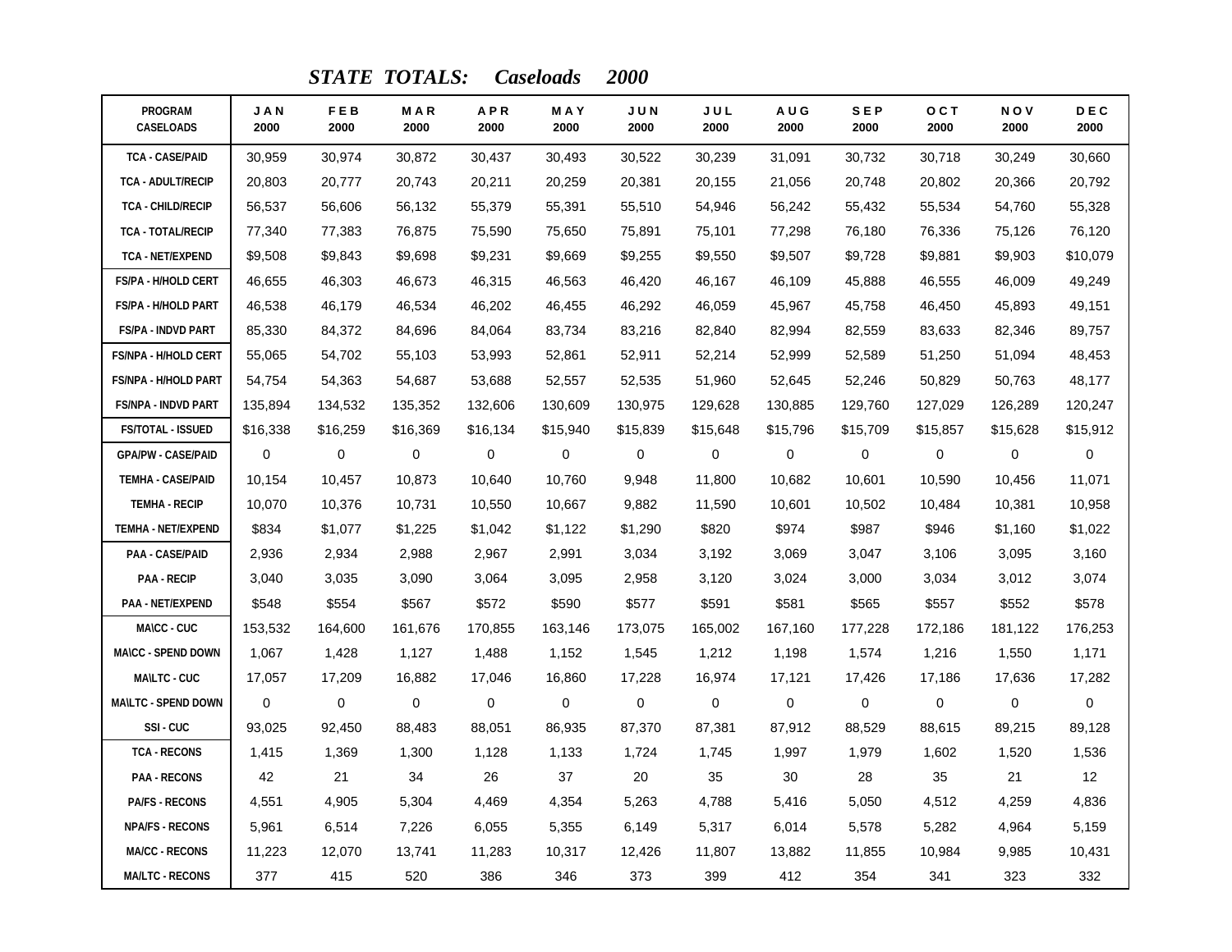# *STATE TOTALS: Caseloads 2000*

| PROGRAM CASELOADS | JAN 2000 | FEB 2000 | MAR 2000 | APR 2000 | MAY 2000 | JUN 2000 | JUL 2000 | AUG 2000 | SEP 2000 | OCT 2000 | NOV 2000 | DEC 2000 |
|---|---|---|---|---|---|---|---|---|---|---|---|---|
| TCA - CASE/PAID | 30,959 | 30,974 | 30,872 | 30,437 | 30,493 | 30,522 | 30,239 | 31,091 | 30,732 | 30,718 | 30,249 | 30,660 |
| TCA - ADULT/RECIP | 20,803 | 20,777 | 20,743 | 20,211 | 20,259 | 20,381 | 20,155 | 21,056 | 20,748 | 20,802 | 20,366 | 20,792 |
| TCA - CHILD/RECIP | 56,537 | 56,606 | 56,132 | 55,379 | 55,391 | 55,510 | 54,946 | 56,242 | 55,432 | 55,534 | 54,760 | 55,328 |
| TCA - TOTAL/RECIP | 77,340 | 77,383 | 76,875 | 75,590 | 75,650 | 75,891 | 75,101 | 77,298 | 76,180 | 76,336 | 75,126 | 76,120 |
| TCA - NET/EXPEND | $9,508 | $9,843 | $9,698 | $9,231 | $9,669 | $9,255 | $9,550 | $9,507 | $9,728 | $9,881 | $9,903 | $10,079 |
| FS/PA - H/HOLD CERT | 46,655 | 46,303 | 46,673 | 46,315 | 46,563 | 46,420 | 46,167 | 46,109 | 45,888 | 46,555 | 46,009 | 49,249 |
| FS/PA - H/HOLD PART | 46,538 | 46,179 | 46,534 | 46,202 | 46,455 | 46,292 | 46,059 | 45,967 | 45,758 | 46,450 | 45,893 | 49,151 |
| FS/PA - INDVD PART | 85,330 | 84,372 | 84,696 | 84,064 | 83,734 | 83,216 | 82,840 | 82,994 | 82,559 | 83,633 | 82,346 | 89,757 |
| FS/NPA - H/HOLD CERT | 55,065 | 54,702 | 55,103 | 53,993 | 52,861 | 52,911 | 52,214 | 52,999 | 52,589 | 51,250 | 51,094 | 48,453 |
| FS/NPA - H/HOLD PART | 54,754 | 54,363 | 54,687 | 53,688 | 52,557 | 52,535 | 51,960 | 52,645 | 52,246 | 50,829 | 50,763 | 48,177 |
| FS/NPA - INDVD PART | 135,894 | 134,532 | 135,352 | 132,606 | 130,609 | 130,975 | 129,628 | 130,885 | 129,760 | 127,029 | 126,289 | 120,247 |
| FS/TOTAL - ISSUED | $16,338 | $16,259 | $16,369 | $16,134 | $15,940 | $15,839 | $15,648 | $15,796 | $15,709 | $15,857 | $15,628 | $15,912 |
| GPA/PW - CASE/PAID | 0 | 0 | 0 | 0 | 0 | 0 | 0 | 0 | 0 | 0 | 0 | 0 |
| TEMHA - CASE/PAID | 10,154 | 10,457 | 10,873 | 10,640 | 10,760 | 9,948 | 11,800 | 10,682 | 10,601 | 10,590 | 10,456 | 11,071 |
| TEMHA - RECIP | 10,070 | 10,376 | 10,731 | 10,550 | 10,667 | 9,882 | 11,590 | 10,601 | 10,502 | 10,484 | 10,381 | 10,958 |
| TEMHA - NET/EXPEND | $834 | $1,077 | $1,225 | $1,042 | $1,122 | $1,290 | $820 | $974 | $987 | $946 | $1,160 | $1,022 |
| PAA - CASE/PAID | 2,936 | 2,934 | 2,988 | 2,967 | 2,991 | 3,034 | 3,192 | 3,069 | 3,047 | 3,106 | 3,095 | 3,160 |
| PAA - RECIP | 3,040 | 3,035 | 3,090 | 3,064 | 3,095 | 2,958 | 3,120 | 3,024 | 3,000 | 3,034 | 3,012 | 3,074 |
| PAA - NET/EXPEND | $548 | $554 | $567 | $572 | $590 | $577 | $591 | $581 | $565 | $557 | $552 | $578 |
| MA\CC - CUC | 153,532 | 164,600 | 161,676 | 170,855 | 163,146 | 173,075 | 165,002 | 167,160 | 177,228 | 172,186 | 181,122 | 176,253 |
| MA\CC - SPEND DOWN | 1,067 | 1,428 | 1,127 | 1,488 | 1,152 | 1,545 | 1,212 | 1,198 | 1,574 | 1,216 | 1,550 | 1,171 |
| MA\LTC - CUC | 17,057 | 17,209 | 16,882 | 17,046 | 16,860 | 17,228 | 16,974 | 17,121 | 17,426 | 17,186 | 17,636 | 17,282 |
| MA\LTC - SPEND DOWN | 0 | 0 | 0 | 0 | 0 | 0 | 0 | 0 | 0 | 0 | 0 | 0 |
| SSI - CUC | 93,025 | 92,450 | 88,483 | 88,051 | 86,935 | 87,370 | 87,381 | 87,912 | 88,529 | 88,615 | 89,215 | 89,128 |
| TCA - RECONS | 1,415 | 1,369 | 1,300 | 1,128 | 1,133 | 1,724 | 1,745 | 1,997 | 1,979 | 1,602 | 1,520 | 1,536 |
| PAA - RECONS | 42 | 21 | 34 | 26 | 37 | 20 | 35 | 30 | 28 | 35 | 21 | 12 |
| PA/FS - RECONS | 4,551 | 4,905 | 5,304 | 4,469 | 4,354 | 5,263 | 4,788 | 5,416 | 5,050 | 4,512 | 4,259 | 4,836 |
| NPA/FS - RECONS | 5,961 | 6,514 | 7,226 | 6,055 | 5,355 | 6,149 | 5,317 | 6,014 | 5,578 | 5,282 | 4,964 | 5,159 |
| MA/CC - RECONS | 11,223 | 12,070 | 13,741 | 11,283 | 10,317 | 12,426 | 11,807 | 13,882 | 11,855 | 10,984 | 9,985 | 10,431 |
| MA/LTC - RECONS | 377 | 415 | 520 | 386 | 346 | 373 | 399 | 412 | 354 | 341 | 323 | 332 |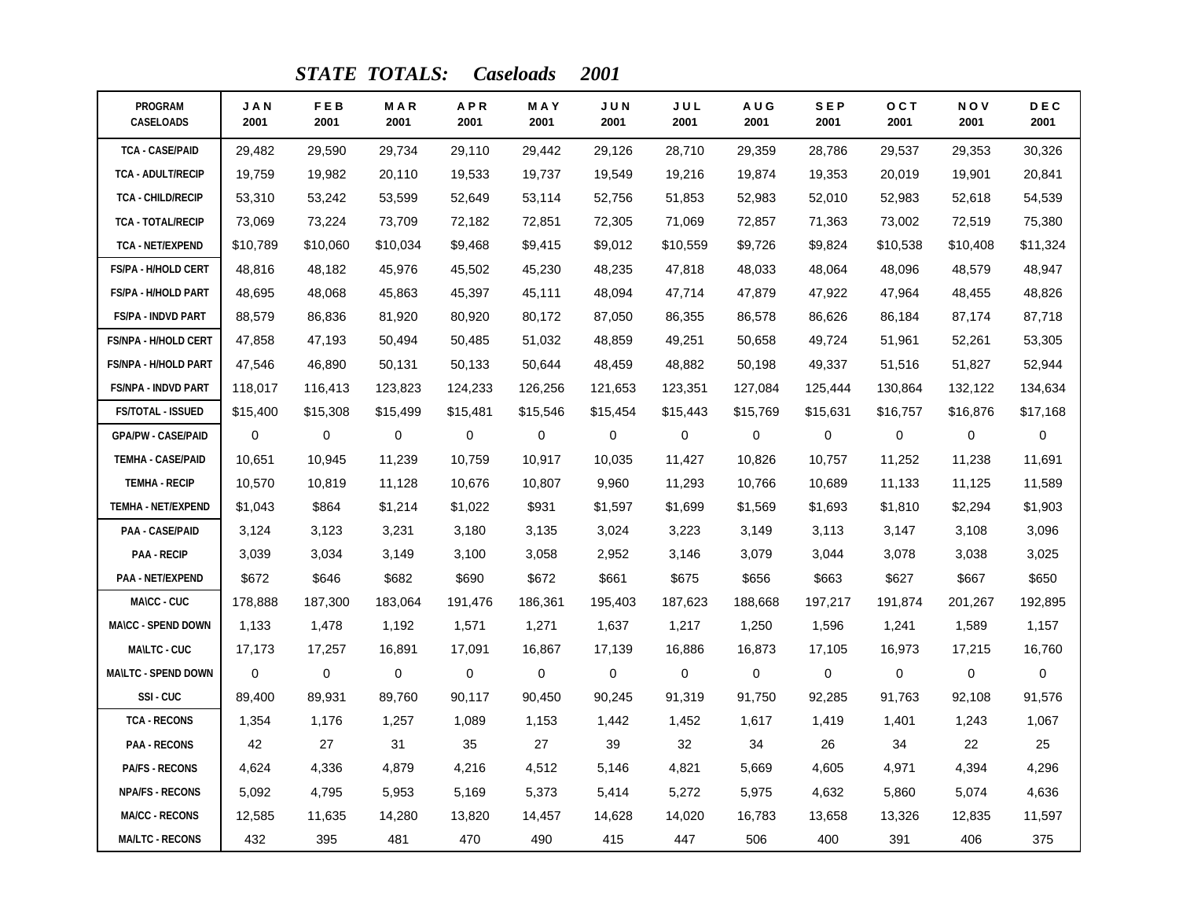## *STATE TOTALS: Caseloads 2001*

| PROGRAM CASELOADS | JAN 2001 | FEB 2001 | MAR 2001 | APR 2001 | MAY 2001 | JUN 2001 | JUL 2001 | AUG 2001 | SEP 2001 | OCT 2001 | NOV 2001 | DEC 2001 |
|---|---|---|---|---|---|---|---|---|---|---|---|---|
| TCA - CASE/PAID | 29,482 | 29,590 | 29,734 | 29,110 | 29,442 | 29,126 | 28,710 | 29,359 | 28,786 | 29,537 | 29,353 | 30,326 |
| TCA - ADULT/RECIP | 19,759 | 19,982 | 20,110 | 19,533 | 19,737 | 19,549 | 19,216 | 19,874 | 19,353 | 20,019 | 19,901 | 20,841 |
| TCA - CHILD/RECIP | 53,310 | 53,242 | 53,599 | 52,649 | 53,114 | 52,756 | 51,853 | 52,983 | 52,010 | 52,983 | 52,618 | 54,539 |
| TCA - TOTAL/RECIP | 73,069 | 73,224 | 73,709 | 72,182 | 72,851 | 72,305 | 71,069 | 72,857 | 71,363 | 73,002 | 72,519 | 75,380 |
| TCA - NET/EXPEND | $10,789 | $10,060 | $10,034 | $9,468 | $9,415 | $9,012 | $10,559 | $9,726 | $9,824 | $10,538 | $10,408 | $11,324 |
| FS/PA - H/HOLD CERT | 48,816 | 48,182 | 45,976 | 45,502 | 45,230 | 48,235 | 47,818 | 48,033 | 48,064 | 48,096 | 48,579 | 48,947 |
| FS/PA - H/HOLD PART | 48,695 | 48,068 | 45,863 | 45,397 | 45,111 | 48,094 | 47,714 | 47,879 | 47,922 | 47,964 | 48,455 | 48,826 |
| FS/PA - INDVD PART | 88,579 | 86,836 | 81,920 | 80,920 | 80,172 | 87,050 | 86,355 | 86,578 | 86,626 | 86,184 | 87,174 | 87,718 |
| FS/NPA - H/HOLD CERT | 47,858 | 47,193 | 50,494 | 50,485 | 51,032 | 48,859 | 49,251 | 50,658 | 49,724 | 51,961 | 52,261 | 53,305 |
| FS/NPA - H/HOLD PART | 47,546 | 46,890 | 50,131 | 50,133 | 50,644 | 48,459 | 48,882 | 50,198 | 49,337 | 51,516 | 51,827 | 52,944 |
| FS/NPA - INDVD PART | 118,017 | 116,413 | 123,823 | 124,233 | 126,256 | 121,653 | 123,351 | 127,084 | 125,444 | 130,864 | 132,122 | 134,634 |
| FS/TOTAL - ISSUED | $15,400 | $15,308 | $15,499 | $15,481 | $15,546 | $15,454 | $15,443 | $15,769 | $15,631 | $16,757 | $16,876 | $17,168 |
| GPA/PW - CASE/PAID | 0 | 0 | 0 | 0 | 0 | 0 | 0 | 0 | 0 | 0 | 0 | 0 |
| TEMHA - CASE/PAID | 10,651 | 10,945 | 11,239 | 10,759 | 10,917 | 10,035 | 11,427 | 10,826 | 10,757 | 11,252 | 11,238 | 11,691 |
| TEMHA - RECIP | 10,570 | 10,819 | 11,128 | 10,676 | 10,807 | 9,960 | 11,293 | 10,766 | 10,689 | 11,133 | 11,125 | 11,589 |
| TEMHA - NET/EXPEND | $1,043 | $864 | $1,214 | $1,022 | $931 | $1,597 | $1,699 | $1,569 | $1,693 | $1,810 | $2,294 | $1,903 |
| PAA - CASE/PAID | 3,124 | 3,123 | 3,231 | 3,180 | 3,135 | 3,024 | 3,223 | 3,149 | 3,113 | 3,147 | 3,108 | 3,096 |
| PAA - RECIP | 3,039 | 3,034 | 3,149 | 3,100 | 3,058 | 2,952 | 3,146 | 3,079 | 3,044 | 3,078 | 3,038 | 3,025 |
| PAA - NET/EXPEND | $672 | $646 | $682 | $690 | $672 | $661 | $675 | $656 | $663 | $627 | $667 | $650 |
| MA\CC - CUC | 178,888 | 187,300 | 183,064 | 191,476 | 186,361 | 195,403 | 187,623 | 188,668 | 197,217 | 191,874 | 201,267 | 192,895 |
| MA\CC - SPEND DOWN | 1,133 | 1,478 | 1,192 | 1,571 | 1,271 | 1,637 | 1,217 | 1,250 | 1,596 | 1,241 | 1,589 | 1,157 |
| MA\LTC - CUC | 17,173 | 17,257 | 16,891 | 17,091 | 16,867 | 17,139 | 16,886 | 16,873 | 17,105 | 16,973 | 17,215 | 16,760 |
| MA\LTC - SPEND DOWN | 0 | 0 | 0 | 0 | 0 | 0 | 0 | 0 | 0 | 0 | 0 | 0 |
| SSI - CUC | 89,400 | 89,931 | 89,760 | 90,117 | 90,450 | 90,245 | 91,319 | 91,750 | 92,285 | 91,763 | 92,108 | 91,576 |
| TCA - RECONS | 1,354 | 1,176 | 1,257 | 1,089 | 1,153 | 1,442 | 1,452 | 1,617 | 1,419 | 1,401 | 1,243 | 1,067 |
| PAA - RECONS | 42 | 27 | 31 | 35 | 27 | 39 | 32 | 34 | 26 | 34 | 22 | 25 |
| PA/FS - RECONS | 4,624 | 4,336 | 4,879 | 4,216 | 4,512 | 5,146 | 4,821 | 5,669 | 4,605 | 4,971 | 4,394 | 4,296 |
| NPA/FS - RECONS | 5,092 | 4,795 | 5,953 | 5,169 | 5,373 | 5,414 | 5,272 | 5,975 | 4,632 | 5,860 | 5,074 | 4,636 |
| MA/CC - RECONS | 12,585 | 11,635 | 14,280 | 13,820 | 14,457 | 14,628 | 14,020 | 16,783 | 13,658 | 13,326 | 12,835 | 11,597 |
| MA/LTC - RECONS | 432 | 395 | 481 | 470 | 490 | 415 | 447 | 506 | 400 | 391 | 406 | 375 |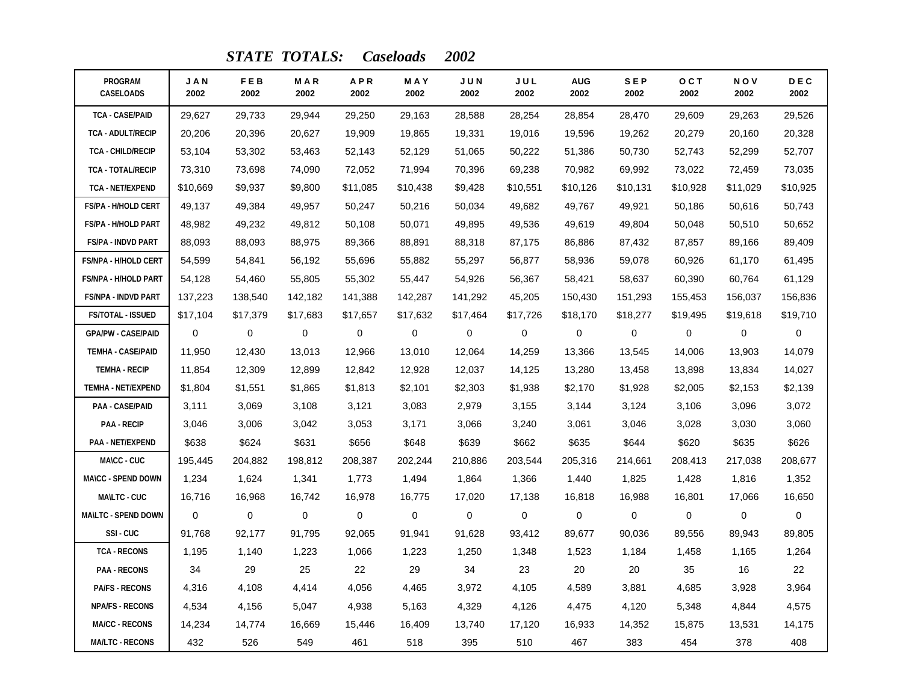## *STATE TOTALS: Caseloads 2002*

| PROGRAM CASELOADS | JAN 2002 | FEB 2002 | MAR 2002 | APR 2002 | MAY 2002 | JUN 2002 | JUL 2002 | AUG 2002 | SEP 2002 | OCT 2002 | NOV 2002 | DEC 2002 |
|---|---|---|---|---|---|---|---|---|---|---|---|---|
| TCA - CASE/PAID | 29,627 | 29,733 | 29,944 | 29,250 | 29,163 | 28,588 | 28,254 | 28,854 | 28,470 | 29,609 | 29,263 | 29,526 |
| TCA - ADULT/RECIP | 20,206 | 20,396 | 20,627 | 19,909 | 19,865 | 19,331 | 19,016 | 19,596 | 19,262 | 20,279 | 20,160 | 20,328 |
| TCA - CHILD/RECIP | 53,104 | 53,302 | 53,463 | 52,143 | 52,129 | 51,065 | 50,222 | 51,386 | 50,730 | 52,743 | 52,299 | 52,707 |
| TCA - TOTAL/RECIP | 73,310 | 73,698 | 74,090 | 72,052 | 71,994 | 70,396 | 69,238 | 70,982 | 69,992 | 73,022 | 72,459 | 73,035 |
| TCA - NET/EXPEND | $10,669 | $9,937 | $9,800 | $11,085 | $10,438 | $9,428 | $10,551 | $10,126 | $10,131 | $10,928 | $11,029 | $10,925 |
| FS/PA - H/HOLD CERT | 49,137 | 49,384 | 49,957 | 50,247 | 50,216 | 50,034 | 49,682 | 49,767 | 49,921 | 50,186 | 50,616 | 50,743 |
| FS/PA - H/HOLD PART | 48,982 | 49,232 | 49,812 | 50,108 | 50,071 | 49,895 | 49,536 | 49,619 | 49,804 | 50,048 | 50,510 | 50,652 |
| FS/PA - INDVD PART | 88,093 | 88,093 | 88,975 | 89,366 | 88,891 | 88,318 | 87,175 | 86,886 | 87,432 | 87,857 | 89,166 | 89,409 |
| FS/NPA - H/HOLD CERT | 54,599 | 54,841 | 56,192 | 55,696 | 55,882 | 55,297 | 56,877 | 58,936 | 59,078 | 60,926 | 61,170 | 61,495 |
| FS/NPA - H/HOLD PART | 54,128 | 54,460 | 55,805 | 55,302 | 55,447 | 54,926 | 56,367 | 58,421 | 58,637 | 60,390 | 60,764 | 61,129 |
| FS/NPA - INDVD PART | 137,223 | 138,540 | 142,182 | 141,388 | 142,287 | 141,292 | 45,205 | 150,430 | 151,293 | 155,453 | 156,037 | 156,836 |
| FS/TOTAL - ISSUED | $17,104 | $17,379 | $17,683 | $17,657 | $17,632 | $17,464 | $17,726 | $18,170 | $18,277 | $19,495 | $19,618 | $19,710 |
| GPA/PW - CASE/PAID | 0 | 0 | 0 | 0 | 0 | 0 | 0 | 0 | 0 | 0 | 0 | 0 |
| TEMHA - CASE/PAID | 11,950 | 12,430 | 13,013 | 12,966 | 13,010 | 12,064 | 14,259 | 13,366 | 13,545 | 14,006 | 13,903 | 14,079 |
| TEMHA - RECIP | 11,854 | 12,309 | 12,899 | 12,842 | 12,928 | 12,037 | 14,125 | 13,280 | 13,458 | 13,898 | 13,834 | 14,027 |
| TEMHA - NET/EXPEND | $1,804 | $1,551 | $1,865 | $1,813 | $2,101 | $2,303 | $1,938 | $2,170 | $1,928 | $2,005 | $2,153 | $2,139 |
| PAA - CASE/PAID | 3,111 | 3,069 | 3,108 | 3,121 | 3,083 | 2,979 | 3,155 | 3,144 | 3,124 | 3,106 | 3,096 | 3,072 |
| PAA - RECIP | 3,046 | 3,006 | 3,042 | 3,053 | 3,171 | 3,066 | 3,240 | 3,061 | 3,046 | 3,028 | 3,030 | 3,060 |
| PAA - NET/EXPEND | $638 | $624 | $631 | $656 | $648 | $639 | $662 | $635 | $644 | $620 | $635 | $626 |
| MA\CC - CUC | 195,445 | 204,882 | 198,812 | 208,387 | 202,244 | 210,886 | 203,544 | 205,316 | 214,661 | 208,413 | 217,038 | 208,677 |
| MA\CC - SPEND DOWN | 1,234 | 1,624 | 1,341 | 1,773 | 1,494 | 1,864 | 1,366 | 1,440 | 1,825 | 1,428 | 1,816 | 1,352 |
| MA\LTC - CUC | 16,716 | 16,968 | 16,742 | 16,978 | 16,775 | 17,020 | 17,138 | 16,818 | 16,988 | 16,801 | 17,066 | 16,650 |
| MA\LTC - SPEND DOWN | 0 | 0 | 0 | 0 | 0 | 0 | 0 | 0 | 0 | 0 | 0 | 0 |
| SSI - CUC | 91,768 | 92,177 | 91,795 | 92,065 | 91,941 | 91,628 | 93,412 | 89,677 | 90,036 | 89,556 | 89,943 | 89,805 |
| TCA - RECONS | 1,195 | 1,140 | 1,223 | 1,066 | 1,223 | 1,250 | 1,348 | 1,523 | 1,184 | 1,458 | 1,165 | 1,264 |
| PAA - RECONS | 34 | 29 | 25 | 22 | 29 | 34 | 23 | 20 | 20 | 35 | 16 | 22 |
| PA/FS - RECONS | 4,316 | 4,108 | 4,414 | 4,056 | 4,465 | 3,972 | 4,105 | 4,589 | 3,881 | 4,685 | 3,928 | 3,964 |
| NPA/FS - RECONS | 4,534 | 4,156 | 5,047 | 4,938 | 5,163 | 4,329 | 4,126 | 4,475 | 4,120 | 5,348 | 4,844 | 4,575 |
| MA/CC - RECONS | 14,234 | 14,774 | 16,669 | 15,446 | 16,409 | 13,740 | 17,120 | 16,933 | 14,352 | 15,875 | 13,531 | 14,175 |
| MA/LTC - RECONS | 432 | 526 | 549 | 461 | 518 | 395 | 510 | 467 | 383 | 454 | 378 | 408 |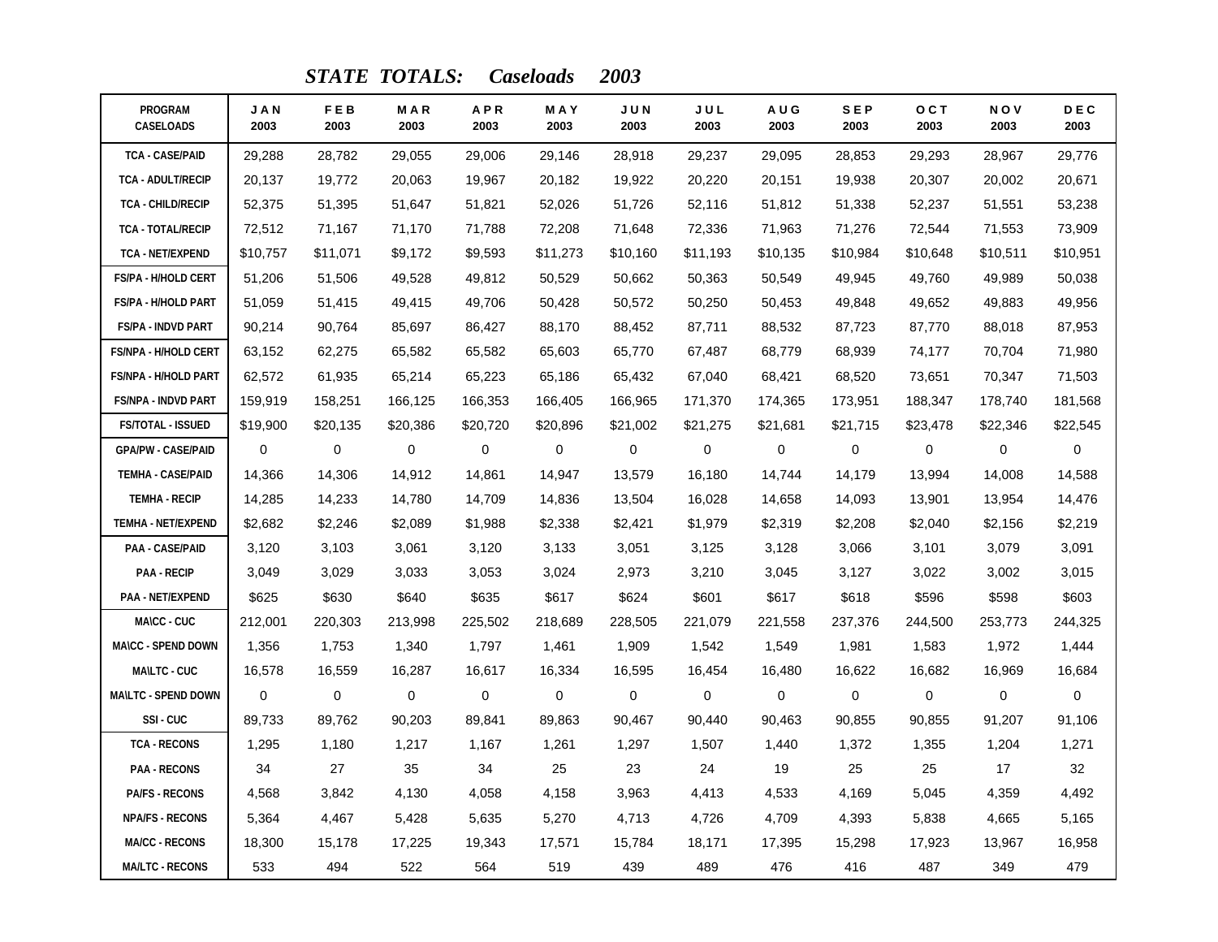# *STATE TOTALS: Caseloads 2003*

| PROGRAM CASELOADS | JAN 2003 | FEB 2003 | MAR 2003 | APR 2003 | MAY 2003 | JUN 2003 | JUL 2003 | AUG 2003 | SEP 2003 | OCT 2003 | NOV 2003 | DEC 2003 |
|---|---|---|---|---|---|---|---|---|---|---|---|---|
| TCA - CASE/PAID | 29,288 | 28,782 | 29,055 | 29,006 | 29,146 | 28,918 | 29,237 | 29,095 | 28,853 | 29,293 | 28,967 | 29,776 |
| TCA - ADULT/RECIP | 20,137 | 19,772 | 20,063 | 19,967 | 20,182 | 19,922 | 20,220 | 20,151 | 19,938 | 20,307 | 20,002 | 20,671 |
| TCA - CHILD/RECIP | 52,375 | 51,395 | 51,647 | 51,821 | 52,026 | 51,726 | 52,116 | 51,812 | 51,338 | 52,237 | 51,551 | 53,238 |
| TCA - TOTAL/RECIP | 72,512 | 71,167 | 71,170 | 71,788 | 72,208 | 71,648 | 72,336 | 71,963 | 71,276 | 72,544 | 71,553 | 73,909 |
| TCA - NET/EXPEND | $10,757 | $11,071 | $9,172 | $9,593 | $11,273 | $10,160 | $11,193 | $10,135 | $10,984 | $10,648 | $10,511 | $10,951 |
| FS/PA - H/HOLD CERT | 51,206 | 51,506 | 49,528 | 49,812 | 50,529 | 50,662 | 50,363 | 50,549 | 49,945 | 49,760 | 49,989 | 50,038 |
| FS/PA - H/HOLD PART | 51,059 | 51,415 | 49,415 | 49,706 | 50,428 | 50,572 | 50,250 | 50,453 | 49,848 | 49,652 | 49,883 | 49,956 |
| FS/PA - INDVD PART | 90,214 | 90,764 | 85,697 | 86,427 | 88,170 | 88,452 | 87,711 | 88,532 | 87,723 | 87,770 | 88,018 | 87,953 |
| FS/NPA - H/HOLD CERT | 63,152 | 62,275 | 65,582 | 65,582 | 65,603 | 65,770 | 67,487 | 68,779 | 68,939 | 74,177 | 70,704 | 71,980 |
| FS/NPA - H/HOLD PART | 62,572 | 61,935 | 65,214 | 65,223 | 65,186 | 65,432 | 67,040 | 68,421 | 68,520 | 73,651 | 70,347 | 71,503 |
| FS/NPA - INDVD PART | 159,919 | 158,251 | 166,125 | 166,353 | 166,405 | 166,965 | 171,370 | 174,365 | 173,951 | 188,347 | 178,740 | 181,568 |
| FS/TOTAL - ISSUED | $19,900 | $20,135 | $20,386 | $20,720 | $20,896 | $21,002 | $21,275 | $21,681 | $21,715 | $23,478 | $22,346 | $22,545 |
| GPA/PW - CASE/PAID | 0 | 0 | 0 | 0 | 0 | 0 | 0 | 0 | 0 | 0 | 0 | 0 |
| TEMHA - CASE/PAID | 14,366 | 14,306 | 14,912 | 14,861 | 14,947 | 13,579 | 16,180 | 14,744 | 14,179 | 13,994 | 14,008 | 14,588 |
| TEMHA - RECIP | 14,285 | 14,233 | 14,780 | 14,709 | 14,836 | 13,504 | 16,028 | 14,658 | 14,093 | 13,901 | 13,954 | 14,476 |
| TEMHA - NET/EXPEND | $2,682 | $2,246 | $2,089 | $1,988 | $2,338 | $2,421 | $1,979 | $2,319 | $2,208 | $2,040 | $2,156 | $2,219 |
| PAA - CASE/PAID | 3,120 | 3,103 | 3,061 | 3,120 | 3,133 | 3,051 | 3,125 | 3,128 | 3,066 | 3,101 | 3,079 | 3,091 |
| PAA - RECIP | 3,049 | 3,029 | 3,033 | 3,053 | 3,024 | 2,973 | 3,210 | 3,045 | 3,127 | 3,022 | 3,002 | 3,015 |
| PAA - NET/EXPEND | $625 | $630 | $640 | $635 | $617 | $624 | $601 | $617 | $618 | $596 | $598 | $603 |
| MA\CC - CUC | 212,001 | 220,303 | 213,998 | 225,502 | 218,689 | 228,505 | 221,079 | 221,558 | 237,376 | 244,500 | 253,773 | 244,325 |
| MA\CC - SPEND DOWN | 1,356 | 1,753 | 1,340 | 1,797 | 1,461 | 1,909 | 1,542 | 1,549 | 1,981 | 1,583 | 1,972 | 1,444 |
| MA\LTC - CUC | 16,578 | 16,559 | 16,287 | 16,617 | 16,334 | 16,595 | 16,454 | 16,480 | 16,622 | 16,682 | 16,969 | 16,684 |
| MA\LTC - SPEND DOWN | 0 | 0 | 0 | 0 | 0 | 0 | 0 | 0 | 0 | 0 | 0 | 0 |
| SSI - CUC | 89,733 | 89,762 | 90,203 | 89,841 | 89,863 | 90,467 | 90,440 | 90,463 | 90,855 | 90,855 | 91,207 | 91,106 |
| TCA - RECONS | 1,295 | 1,180 | 1,217 | 1,167 | 1,261 | 1,297 | 1,507 | 1,440 | 1,372 | 1,355 | 1,204 | 1,271 |
| PAA - RECONS | 34 | 27 | 35 | 34 | 25 | 23 | 24 | 19 | 25 | 25 | 17 | 32 |
| PA/FS - RECONS | 4,568 | 3,842 | 4,130 | 4,058 | 4,158 | 3,963 | 4,413 | 4,533 | 4,169 | 5,045 | 4,359 | 4,492 |
| NPA/FS - RECONS | 5,364 | 4,467 | 5,428 | 5,635 | 5,270 | 4,713 | 4,726 | 4,709 | 4,393 | 5,838 | 4,665 | 5,165 |
| MA/CC - RECONS | 18,300 | 15,178 | 17,225 | 19,343 | 17,571 | 15,784 | 18,171 | 17,395 | 15,298 | 17,923 | 13,967 | 16,958 |
| MA/LTC - RECONS | 533 | 494 | 522 | 564 | 519 | 439 | 489 | 476 | 416 | 487 | 349 | 479 |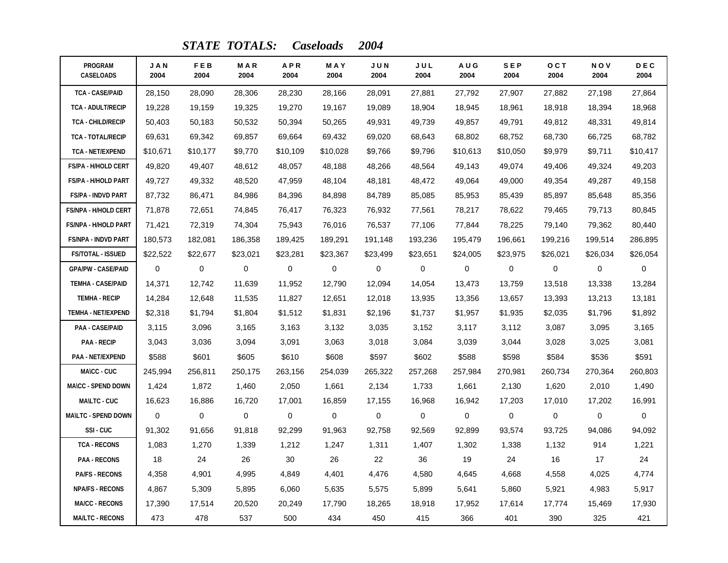## *STATE TOTALS: Caseloads 2004*

| PROGRAM CASELOADS | JAN 2004 | FEB 2004 | MAR 2004 | APR 2004 | MAY 2004 | JUN 2004 | JUL 2004 | AUG 2004 | SEP 2004 | OCT 2004 | NOV 2004 | DEC 2004 |
|---|---|---|---|---|---|---|---|---|---|---|---|---|
| TCA - CASE/PAID | 28,150 | 28,090 | 28,306 | 28,230 | 28,166 | 28,091 | 27,881 | 27,792 | 27,907 | 27,882 | 27,198 | 27,864 |
| TCA - ADULT/RECIP | 19,228 | 19,159 | 19,325 | 19,270 | 19,167 | 19,089 | 18,904 | 18,945 | 18,961 | 18,918 | 18,394 | 18,968 |
| TCA - CHILD/RECIP | 50,403 | 50,183 | 50,532 | 50,394 | 50,265 | 49,931 | 49,739 | 49,857 | 49,791 | 49,812 | 48,331 | 49,814 |
| TCA - TOTAL/RECIP | 69,631 | 69,342 | 69,857 | 69,664 | 69,432 | 69,020 | 68,643 | 68,802 | 68,752 | 68,730 | 66,725 | 68,782 |
| TCA - NET/EXPEND | $10,671 | $10,177 | $9,770 | $10,109 | $10,028 | $9,766 | $9,796 | $10,613 | $10,050 | $9,979 | $9,711 | $10,417 |
| FS/PA - H/HOLD CERT | 49,820 | 49,407 | 48,612 | 48,057 | 48,188 | 48,266 | 48,564 | 49,143 | 49,074 | 49,406 | 49,324 | 49,203 |
| FS/PA - H/HOLD PART | 49,727 | 49,332 | 48,520 | 47,959 | 48,104 | 48,181 | 48,472 | 49,064 | 49,000 | 49,354 | 49,287 | 49,158 |
| FS/PA - INDVD PART | 87,732 | 86,471 | 84,986 | 84,396 | 84,898 | 84,789 | 85,085 | 85,953 | 85,439 | 85,897 | 85,648 | 85,356 |
| FS/NPA - H/HOLD CERT | 71,878 | 72,651 | 74,845 | 76,417 | 76,323 | 76,932 | 77,561 | 78,217 | 78,622 | 79,465 | 79,713 | 80,845 |
| FS/NPA - H/HOLD PART | 71,421 | 72,319 | 74,304 | 75,943 | 76,016 | 76,537 | 77,106 | 77,844 | 78,225 | 79,140 | 79,362 | 80,440 |
| FS/NPA - INDVD PART | 180,573 | 182,081 | 186,358 | 189,425 | 189,291 | 191,148 | 193,236 | 195,479 | 196,661 | 199,216 | 199,514 | 286,895 |
| FS/TOTAL - ISSUED | $22,522 | $22,677 | $23,021 | $23,281 | $23,367 | $23,499 | $23,651 | $24,005 | $23,975 | $26,021 | $26,034 | $26,054 |
| GPA/PW - CASE/PAID | 0 | 0 | 0 | 0 | 0 | 0 | 0 | 0 | 0 | 0 | 0 | 0 |
| TEMHA - CASE/PAID | 14,371 | 12,742 | 11,639 | 11,952 | 12,790 | 12,094 | 14,054 | 13,473 | 13,759 | 13,518 | 13,338 | 13,284 |
| TEMHA - RECIP | 14,284 | 12,648 | 11,535 | 11,827 | 12,651 | 12,018 | 13,935 | 13,356 | 13,657 | 13,393 | 13,213 | 13,181 |
| TEMHA - NET/EXPEND | $2,318 | $1,794 | $1,804 | $1,512 | $1,831 | $2,196 | $1,737 | $1,957 | $1,935 | $2,035 | $1,796 | $1,892 |
| PAA - CASE/PAID | 3,115 | 3,096 | 3,165 | 3,163 | 3,132 | 3,035 | 3,152 | 3,117 | 3,112 | 3,087 | 3,095 | 3,165 |
| PAA - RECIP | 3,043 | 3,036 | 3,094 | 3,091 | 3,063 | 3,018 | 3,084 | 3,039 | 3,044 | 3,028 | 3,025 | 3,081 |
| PAA - NET/EXPEND | $588 | $601 | $605 | $610 | $608 | $597 | $602 | $588 | $598 | $584 | $536 | $591 |
| MA\CC - CUC | 245,994 | 256,811 | 250,175 | 263,156 | 254,039 | 265,322 | 257,268 | 257,984 | 270,981 | 260,734 | 270,364 | 260,803 |
| MA\CC - SPEND DOWN | 1,424 | 1,872 | 1,460 | 2,050 | 1,661 | 2,134 | 1,733 | 1,661 | 2,130 | 1,620 | 2,010 | 1,490 |
| MA\LTC - CUC | 16,623 | 16,886 | 16,720 | 17,001 | 16,859 | 17,155 | 16,968 | 16,942 | 17,203 | 17,010 | 17,202 | 16,991 |
| MA\LTC - SPEND DOWN | 0 | 0 | 0 | 0 | 0 | 0 | 0 | 0 | 0 | 0 | 0 | 0 |
| SSI - CUC | 91,302 | 91,656 | 91,818 | 92,299 | 91,963 | 92,758 | 92,569 | 92,899 | 93,574 | 93,725 | 94,086 | 94,092 |
| TCA - RECONS | 1,083 | 1,270 | 1,339 | 1,212 | 1,247 | 1,311 | 1,407 | 1,302 | 1,338 | 1,132 | 914 | 1,221 |
| PAA - RECONS | 18 | 24 | 26 | 30 | 26 | 22 | 36 | 19 | 24 | 16 | 17 | 24 |
| PA/FS - RECONS | 4,358 | 4,901 | 4,995 | 4,849 | 4,401 | 4,476 | 4,580 | 4,645 | 4,668 | 4,558 | 4,025 | 4,774 |
| NPA/FS - RECONS | 4,867 | 5,309 | 5,895 | 6,060 | 5,635 | 5,575 | 5,899 | 5,641 | 5,860 | 5,921 | 4,983 | 5,917 |
| MA/CC - RECONS | 17,390 | 17,514 | 20,520 | 20,249 | 17,790 | 18,265 | 18,918 | 17,952 | 17,614 | 17,774 | 15,469 | 17,930 |
| MA/LTC - RECONS | 473 | 478 | 537 | 500 | 434 | 450 | 415 | 366 | 401 | 390 | 325 | 421 |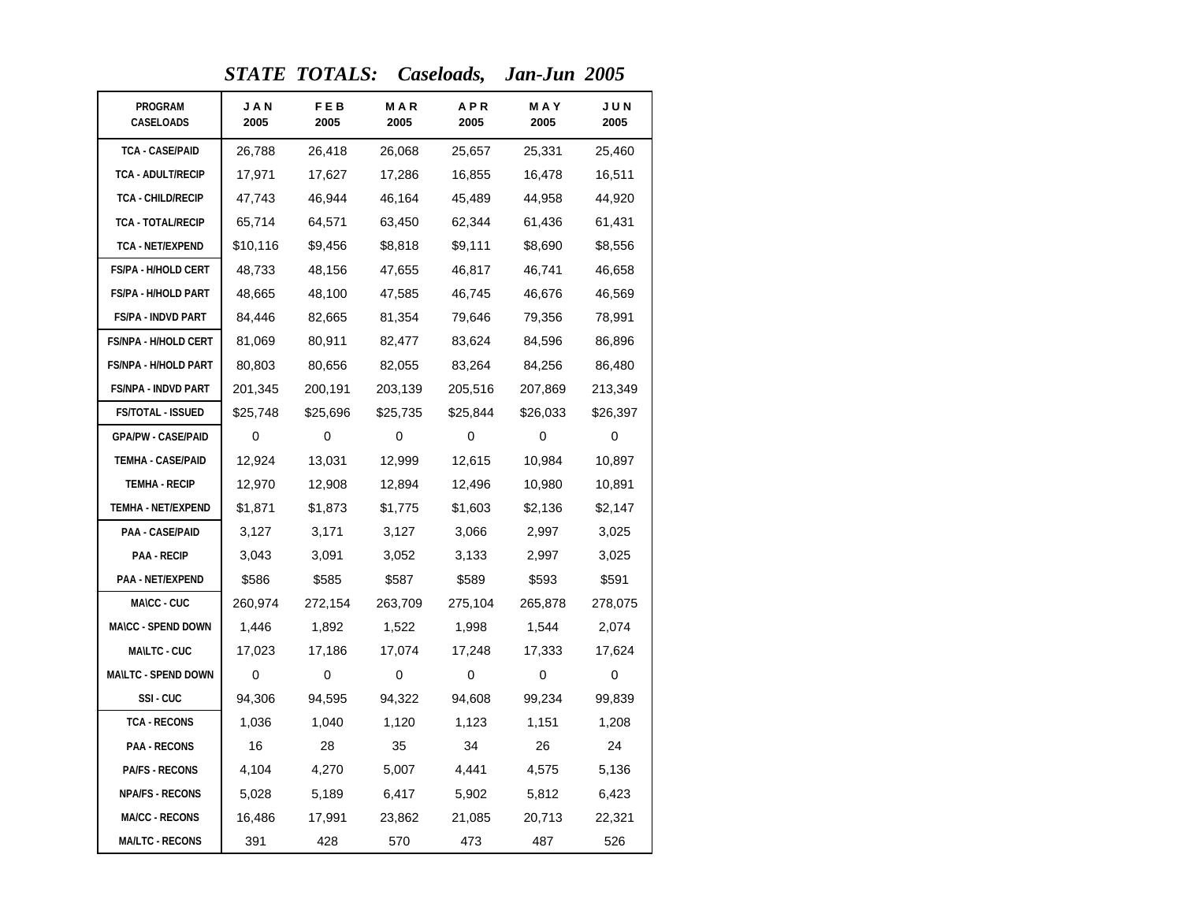# *STATE TOTALS: Caseloads, Jan-Jun 2005*

| PROGRAM CASELOADS | JAN 2005 | FEB 2005 | MAR 2005 | APR 2005 | MAY 2005 | JUN 2005 |
|---|---|---|---|---|---|---|
| TCA - CASE/PAID | 26,788 | 26,418 | 26,068 | 25,657 | 25,331 | 25,460 |
| TCA - ADULT/RECIP | 17,971 | 17,627 | 17,286 | 16,855 | 16,478 | 16,511 |
| TCA - CHILD/RECIP | 47,743 | 46,944 | 46,164 | 45,489 | 44,958 | 44,920 |
| TCA - TOTAL/RECIP | 65,714 | 64,571 | 63,450 | 62,344 | 61,436 | 61,431 |
| TCA - NET/EXPEND | $10,116 | $9,456 | $8,818 | $9,111 | $8,690 | $8,556 |
| FS/PA - H/HOLD CERT | 48,733 | 48,156 | 47,655 | 46,817 | 46,741 | 46,658 |
| FS/PA - H/HOLD PART | 48,665 | 48,100 | 47,585 | 46,745 | 46,676 | 46,569 |
| FS/PA - INDVD PART | 84,446 | 82,665 | 81,354 | 79,646 | 79,356 | 78,991 |
| FS/NPA - H/HOLD CERT | 81,069 | 80,911 | 82,477 | 83,624 | 84,596 | 86,896 |
| FS/NPA - H/HOLD PART | 80,803 | 80,656 | 82,055 | 83,264 | 84,256 | 86,480 |
| FS/NPA - INDVD PART | 201,345 | 200,191 | 203,139 | 205,516 | 207,869 | 213,349 |
| FS/TOTAL - ISSUED | $25,748 | $25,696 | $25,735 | $25,844 | $26,033 | $26,397 |
| GPA/PW - CASE/PAID | 0 | 0 | 0 | 0 | 0 | 0 |
| TEMHA - CASE/PAID | 12,924 | 13,031 | 12,999 | 12,615 | 10,984 | 10,897 |
| TEMHA - RECIP | 12,970 | 12,908 | 12,894 | 12,496 | 10,980 | 10,891 |
| TEMHA - NET/EXPEND | $1,871 | $1,873 | $1,775 | $1,603 | $2,136 | $2,147 |
| PAA - CASE/PAID | 3,127 | 3,171 | 3,127 | 3,066 | 2,997 | 3,025 |
| PAA - RECIP | 3,043 | 3,091 | 3,052 | 3,133 | 2,997 | 3,025 |
| PAA - NET/EXPEND | $586 | $585 | $587 | $589 | $593 | $591 |
| MA\CC - CUC | 260,974 | 272,154 | 263,709 | 275,104 | 265,878 | 278,075 |
| MA\CC - SPEND DOWN | 1,446 | 1,892 | 1,522 | 1,998 | 1,544 | 2,074 |
| MA\LTC - CUC | 17,023 | 17,186 | 17,074 | 17,248 | 17,333 | 17,624 |
| MA\LTC - SPEND DOWN | 0 | 0 | 0 | 0 | 0 | 0 |
| SSI - CUC | 94,306 | 94,595 | 94,322 | 94,608 | 99,234 | 99,839 |
| TCA - RECONS | 1,036 | 1,040 | 1,120 | 1,123 | 1,151 | 1,208 |
| PAA - RECONS | 16 | 28 | 35 | 34 | 26 | 24 |
| PA/FS - RECONS | 4,104 | 4,270 | 5,007 | 4,441 | 4,575 | 5,136 |
| NPA/FS - RECONS | 5,028 | 5,189 | 6,417 | 5,902 | 5,812 | 6,423 |
| MA/CC - RECONS | 16,486 | 17,991 | 23,862 | 21,085 | 20,713 | 22,321 |
| MA/LTC - RECONS | 391 | 428 | 570 | 473 | 487 | 526 |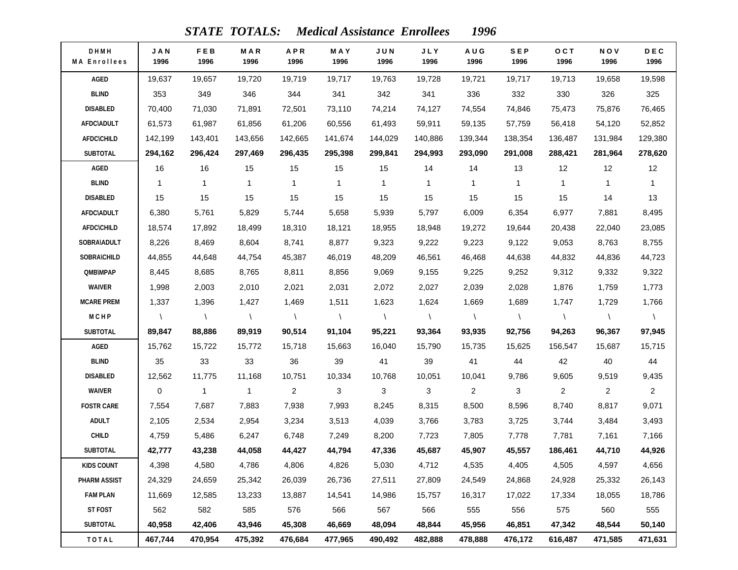# *STATE TOTALS: Medical Assistance Enrollees 1996*

| DHMH MA Enrollees | JAN 1996 | FEB 1996 | MAR 1996 | APR 1996 | MAY 1996 | JUN 1996 | JLY 1996 | AUG 1996 | SEP 1996 | OCT 1996 | NOV 1996 | DEC 1996 |
|---|---|---|---|---|---|---|---|---|---|---|---|---|
| AGED | 19,637 | 19,657 | 19,720 | 19,719 | 19,717 | 19,763 | 19,728 | 19,721 | 19,717 | 19,713 | 19,658 | 19,598 |
| BLIND | 353 | 349 | 346 | 344 | 341 | 342 | 341 | 336 | 332 | 330 | 326 | 325 |
| DISABLED | 70,400 | 71,030 | 71,891 | 72,501 | 73,110 | 74,214 | 74,127 | 74,554 | 74,846 | 75,473 | 75,876 | 76,465 |
| AFDC\ADULT | 61,573 | 61,987 | 61,856 | 61,206 | 60,556 | 61,493 | 59,911 | 59,135 | 57,759 | 56,418 | 54,120 | 52,852 |
| AFDC\CHILD | 142,199 | 143,401 | 143,656 | 142,665 | 141,674 | 144,029 | 140,886 | 139,344 | 138,354 | 136,487 | 131,984 | 129,380 |
| **SUBTOTAL** | **294,162** | **296,424** | **297,469** | **296,435** | **295,398** | **299,841** | **294,993** | **293,090** | **291,008** | **288,421** | **281,964** | **278,620** |
| AGED | 16 | 16 | 15 | 15 | 15 | 15 | 14 | 14 | 13 | 12 | 12 | 12 |
| BLIND | 1 | 1 | 1 | 1 | 1 | 1 | 1 | 1 | 1 | 1 | 1 | 1 |
| DISABLED | 15 | 15 | 15 | 15 | 15 | 15 | 15 | 15 | 15 | 15 | 14 | 13 |
| AFDC\ADULT | 6,380 | 5,761 | 5,829 | 5,744 | 5,658 | 5,939 | 5,797 | 6,009 | 6,354 | 6,977 | 7,881 | 8,495 |
| AFDC\CHILD | 18,574 | 17,892 | 18,499 | 18,310 | 18,121 | 18,955 | 18,948 | 19,272 | 19,644 | 20,438 | 22,040 | 23,085 |
| SOBRA\ADULT | 8,226 | 8,469 | 8,604 | 8,741 | 8,877 | 9,323 | 9,222 | 9,223 | 9,122 | 9,053 | 8,763 | 8,755 |
| SOBRA\CHILD | 44,855 | 44,648 | 44,754 | 45,387 | 46,019 | 48,209 | 46,561 | 46,468 | 44,638 | 44,832 | 44,836 | 44,723 |
| QMB\MPAP | 8,445 | 8,685 | 8,765 | 8,811 | 8,856 | 9,069 | 9,155 | 9,225 | 9,252 | 9,312 | 9,332 | 9,322 |
| WAIVER | 1,998 | 2,003 | 2,010 | 2,021 | 2,031 | 2,072 | 2,027 | 2,039 | 2,028 | 1,876 | 1,759 | 1,773 |
| MCARE PREM | 1,337 | 1,396 | 1,427 | 1,469 | 1,511 | 1,623 | 1,624 | 1,669 | 1,689 | 1,747 | 1,729 | 1,766 |
| M C H P | \ | \ | \ | \ | \ | \ | \ | \ | \ | \ | \ | \ |
| **SUBTOTAL** | **89,847** | **88,886** | **89,919** | **90,514** | **91,104** | **95,221** | **93,364** | **93,935** | **92,756** | **94,263** | **96,367** | **97,945** |
| AGED | 15,762 | 15,722 | 15,772 | 15,718 | 15,663 | 16,040 | 15,790 | 15,735 | 15,625 | 156,547 | 15,687 | 15,715 |
| BLIND | 35 | 33 | 33 | 36 | 39 | 41 | 39 | 41 | 44 | 42 | 40 | 44 |
| DISABLED | 12,562 | 11,775 | 11,168 | 10,751 | 10,334 | 10,768 | 10,051 | 10,041 | 9,786 | 9,605 | 9,519 | 9,435 |
| WAIVER | 0 | 1 | 1 | 2 | 3 | 3 | 3 | 2 | 3 | 2 | 2 | 2 |
| FOSTR CARE | 7,554 | 7,687 | 7,883 | 7,938 | 7,993 | 8,245 | 8,315 | 8,500 | 8,596 | 8,740 | 8,817 | 9,071 |
| ADULT | 2,105 | 2,534 | 2,954 | 3,234 | 3,513 | 4,039 | 3,766 | 3,783 | 3,725 | 3,744 | 3,484 | 3,493 |
| CHILD | 4,759 | 5,486 | 6,247 | 6,748 | 7,249 | 8,200 | 7,723 | 7,805 | 7,778 | 7,781 | 7,161 | 7,166 |
| **SUBTOTAL** | **42,777** | **43,238** | **44,058** | **44,427** | **44,794** | **47,336** | **45,687** | **45,907** | **45,557** | **186,461** | **44,710** | **44,926** |
| KIDS COUNT | 4,398 | 4,580 | 4,786 | 4,806 | 4,826 | 5,030 | 4,712 | 4,535 | 4,405 | 4,505 | 4,597 | 4,656 |
| PHARM ASSIST | 24,329 | 24,659 | 25,342 | 26,039 | 26,736 | 27,511 | 27,809 | 24,549 | 24,868 | 24,928 | 25,332 | 26,143 |
| FAM PLAN | 11,669 | 12,585 | 13,233 | 13,887 | 14,541 | 14,986 | 15,757 | 16,317 | 17,022 | 17,334 | 18,055 | 18,786 |
| ST FOST | 562 | 582 | 585 | 576 | 566 | 567 | 566 | 555 | 556 | 575 | 560 | 555 |
| **SUBTOTAL** | **40,958** | **42,406** | **43,946** | **45,308** | **46,669** | **48,094** | **48,844** | **45,956** | **46,851** | **47,342** | **48,544** | **50,140** |
| **T O T A L** | **467,744** | **470,954** | **475,392** | **476,684** | **477,965** | **490,492** | **482,888** | **478,888** | **476,172** | **616,487** | **471,585** | **471,631** |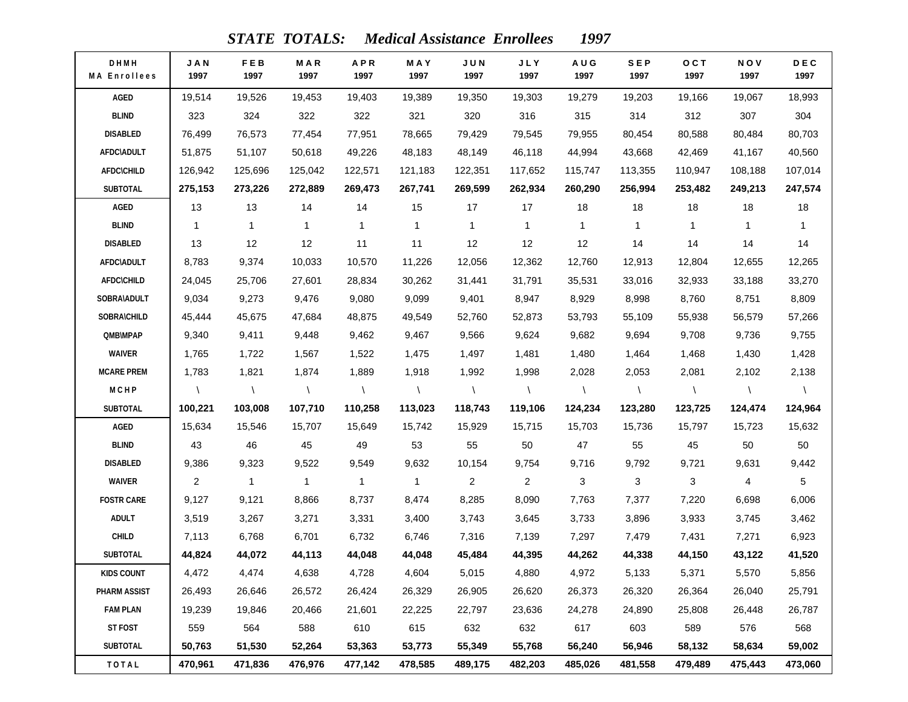# *STATE TOTALS: Medical Assistance Enrollees 1997*

| DHMH MA Enrollees | JAN 1997 | FEB 1997 | MAR 1997 | APR 1997 | MAY 1997 | JUN 1997 | JLY 1997 | AUG 1997 | SEP 1997 | OCT 1997 | NOV 1997 | DEC 1997 |
|---|---|---|---|---|---|---|---|---|---|---|---|---|
| AGED | 19,514 | 19,526 | 19,453 | 19,403 | 19,389 | 19,350 | 19,303 | 19,279 | 19,203 | 19,166 | 19,067 | 18,993 |
| BLIND | 323 | 324 | 322 | 322 | 321 | 320 | 316 | 315 | 314 | 312 | 307 | 304 |
| DISABLED | 76,499 | 76,573 | 77,454 | 77,951 | 78,665 | 79,429 | 79,545 | 79,955 | 80,454 | 80,588 | 80,484 | 80,703 |
| AFDC\ADULT | 51,875 | 51,107 | 50,618 | 49,226 | 48,183 | 48,149 | 46,118 | 44,994 | 43,668 | 42,469 | 41,167 | 40,560 |
| AFDC\CHILD | 126,942 | 125,696 | 125,042 | 122,571 | 121,183 | 122,351 | 117,652 | 115,747 | 113,355 | 110,947 | 108,188 | 107,014 |
| **SUBTOTAL** | **275,153** | **273,226** | **272,889** | **269,473** | **267,741** | **269,599** | **262,934** | **260,290** | **256,994** | **253,482** | **249,213** | **247,574** |
| AGED | 13 | 13 | 14 | 14 | 15 | 17 | 17 | 18 | 18 | 18 | 18 | 18 |
| BLIND | 1 | 1 | 1 | 1 | 1 | 1 | 1 | 1 | 1 | 1 | 1 | 1 |
| DISABLED | 13 | 12 | 12 | 11 | 11 | 12 | 12 | 12 | 14 | 14 | 14 | 14 |
| AFDC\ADULT | 8,783 | 9,374 | 10,033 | 10,570 | 11,226 | 12,056 | 12,362 | 12,760 | 12,913 | 12,804 | 12,655 | 12,265 |
| AFDC\CHILD | 24,045 | 25,706 | 27,601 | 28,834 | 30,262 | 31,441 | 31,791 | 35,531 | 33,016 | 32,933 | 33,188 | 33,270 |
| SOBRA\ADULT | 9,034 | 9,273 | 9,476 | 9,080 | 9,099 | 9,401 | 8,947 | 8,929 | 8,998 | 8,760 | 8,751 | 8,809 |
| SOBRA\CHILD | 45,444 | 45,675 | 47,684 | 48,875 | 49,549 | 52,760 | 52,873 | 53,793 | 55,109 | 55,938 | 56,579 | 57,266 |
| QMB\MPAP | 9,340 | 9,411 | 9,448 | 9,462 | 9,467 | 9,566 | 9,624 | 9,682 | 9,694 | 9,708 | 9,736 | 9,755 |
| WAIVER | 1,765 | 1,722 | 1,567 | 1,522 | 1,475 | 1,497 | 1,481 | 1,480 | 1,464 | 1,468 | 1,430 | 1,428 |
| MCARE PREM | 1,783 | 1,821 | 1,874 | 1,889 | 1,918 | 1,992 | 1,998 | 2,028 | 2,053 | 2,081 | 2,102 | 2,138 |
| MCHP | \ | \ | \ | \ | \ | \ | \ | \ | \ | \ | \ | \ |
| **SUBTOTAL** | **100,221** | **103,008** | **107,710** | **110,258** | **113,023** | **118,743** | **119,106** | **124,234** | **123,280** | **123,725** | **124,474** | **124,964** |
| AGED | 15,634 | 15,546 | 15,707 | 15,649 | 15,742 | 15,929 | 15,715 | 15,703 | 15,736 | 15,797 | 15,723 | 15,632 |
| BLIND | 43 | 46 | 45 | 49 | 53 | 55 | 50 | 47 | 55 | 45 | 50 | 50 |
| DISABLED | 9,386 | 9,323 | 9,522 | 9,549 | 9,632 | 10,154 | 9,754 | 9,716 | 9,792 | 9,721 | 9,631 | 9,442 |
| WAIVER | 2 | 1 | 1 | 1 | 1 | 2 | 2 | 3 | 3 | 3 | 4 | 5 |
| FOSTR CARE | 9,127 | 9,121 | 8,866 | 8,737 | 8,474 | 8,285 | 8,090 | 7,763 | 7,377 | 7,220 | 6,698 | 6,006 |
| ADULT | 3,519 | 3,267 | 3,271 | 3,331 | 3,400 | 3,743 | 3,645 | 3,733 | 3,896 | 3,933 | 3,745 | 3,462 |
| CHILD | 7,113 | 6,768 | 6,701 | 6,732 | 6,746 | 7,316 | 7,139 | 7,297 | 7,479 | 7,431 | 7,271 | 6,923 |
| **SUBTOTAL** | **44,824** | **44,072** | **44,113** | **44,048** | **44,048** | **45,484** | **44,395** | **44,262** | **44,338** | **44,150** | **43,122** | **41,520** |
| KIDS COUNT | 4,472 | 4,474 | 4,638 | 4,728 | 4,604 | 5,015 | 4,880 | 4,972 | 5,133 | 5,371 | 5,570 | 5,856 |
| PHARM ASSIST | 26,493 | 26,646 | 26,572 | 26,424 | 26,329 | 26,905 | 26,620 | 26,373 | 26,320 | 26,364 | 26,040 | 25,791 |
| FAM PLAN | 19,239 | 19,846 | 20,466 | 21,601 | 22,225 | 22,797 | 23,636 | 24,278 | 24,890 | 25,808 | 26,448 | 26,787 |
| ST FOST | 559 | 564 | 588 | 610 | 615 | 632 | 632 | 617 | 603 | 589 | 576 | 568 |
| **SUBTOTAL** | **50,763** | **51,530** | **52,264** | **53,363** | **53,773** | **55,349** | **55,768** | **56,240** | **56,946** | **58,132** | **58,634** | **59,002** |
| **TOTAL** | **470,961** | **471,836** | **476,976** | **477,142** | **478,585** | **489,175** | **482,203** | **485,026** | **481,558** | **479,489** | **475,443** | **473,060** |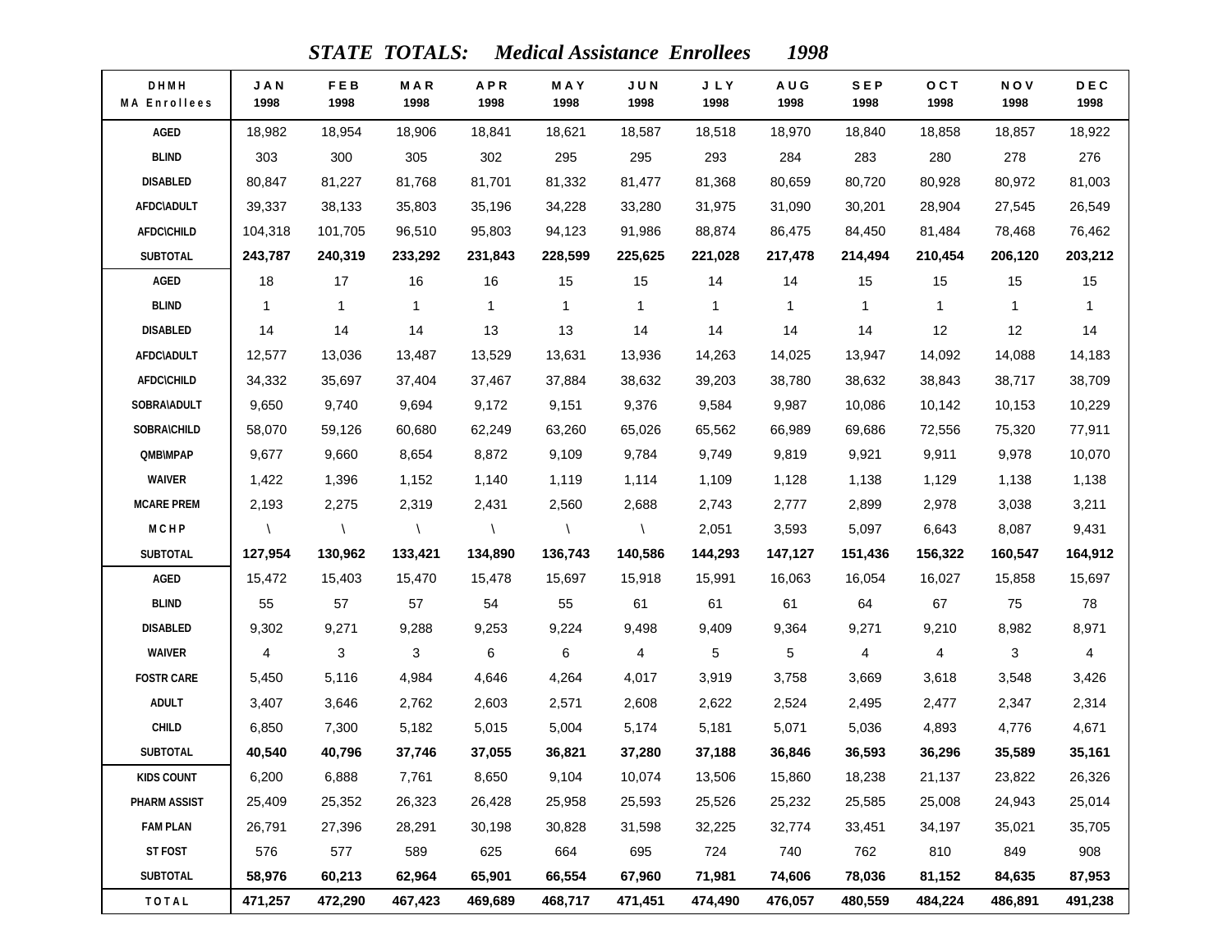# *STATE TOTALS: Medical Assistance Enrollees 1998*

| DHMH MA Enrollees | JAN 1998 | FEB 1998 | MAR 1998 | APR 1998 | MAY 1998 | JUN 1998 | JLY 1998 | AUG 1998 | SEP 1998 | OCT 1998 | NOV 1998 | DEC 1998 |
|---|---|---|---|---|---|---|---|---|---|---|---|---|
| AGED | 18,982 | 18,954 | 18,906 | 18,841 | 18,621 | 18,587 | 18,518 | 18,970 | 18,840 | 18,858 | 18,857 | 18,922 |
| BLIND | 303 | 300 | 305 | 302 | 295 | 295 | 293 | 284 | 283 | 280 | 278 | 276 |
| DISABLED | 80,847 | 81,227 | 81,768 | 81,701 | 81,332 | 81,477 | 81,368 | 80,659 | 80,720 | 80,928 | 80,972 | 81,003 |
| AFDC\ADULT | 39,337 | 38,133 | 35,803 | 35,196 | 34,228 | 33,280 | 31,975 | 31,090 | 30,201 | 28,904 | 27,545 | 26,549 |
| AFDC\CHILD | 104,318 | 101,705 | 96,510 | 95,803 | 94,123 | 91,986 | 88,874 | 86,475 | 84,450 | 81,484 | 78,468 | 76,462 |
| **SUBTOTAL** | **243,787** | **240,319** | **233,292** | **231,843** | **228,599** | **225,625** | **221,028** | **217,478** | **214,494** | **210,454** | **206,120** | **203,212** |
| AGED | 18 | 17 | 16 | 16 | 15 | 15 | 14 | 14 | 15 | 15 | 15 | 15 |
| BLIND | 1 | 1 | 1 | 1 | 1 | 1 | 1 | 1 | 1 | 1 | 1 | 1 |
| DISABLED | 14 | 14 | 14 | 13 | 13 | 14 | 14 | 14 | 14 | 12 | 12 | 14 |
| AFDC\ADULT | 12,577 | 13,036 | 13,487 | 13,529 | 13,631 | 13,936 | 14,263 | 14,025 | 13,947 | 14,092 | 14,088 | 14,183 |
| AFDC\CHILD | 34,332 | 35,697 | 37,404 | 37,467 | 37,884 | 38,632 | 39,203 | 38,780 | 38,632 | 38,843 | 38,717 | 38,709 |
| SOBRA\ADULT | 9,650 | 9,740 | 9,694 | 9,172 | 9,151 | 9,376 | 9,584 | 9,987 | 10,086 | 10,142 | 10,153 | 10,229 |
| SOBRA\CHILD | 58,070 | 59,126 | 60,680 | 62,249 | 63,260 | 65,026 | 65,562 | 66,989 | 69,686 | 72,556 | 75,320 | 77,911 |
| QMB\MPAP | 9,677 | 9,660 | 8,654 | 8,872 | 9,109 | 9,784 | 9,749 | 9,819 | 9,921 | 9,911 | 9,978 | 10,070 |
| WAIVER | 1,422 | 1,396 | 1,152 | 1,140 | 1,119 | 1,114 | 1,109 | 1,128 | 1,138 | 1,129 | 1,138 | 1,138 |
| MCARE PREM | 2,193 | 2,275 | 2,319 | 2,431 | 2,560 | 2,688 | 2,743 | 2,777 | 2,899 | 2,978 | 3,038 | 3,211 |
| MCHP | \ | \ | \ | \ | \ | \ | 2,051 | 3,593 | 5,097 | 6,643 | 8,087 | 9,431 |
| **SUBTOTAL** | **127,954** | **130,962** | **133,421** | **134,890** | **136,743** | **140,586** | **144,293** | **147,127** | **151,436** | **156,322** | **160,547** | **164,912** |
| AGED | 15,472 | 15,403 | 15,470 | 15,478 | 15,697 | 15,918 | 15,991 | 16,063 | 16,054 | 16,027 | 15,858 | 15,697 |
| BLIND | 55 | 57 | 57 | 54 | 55 | 61 | 61 | 61 | 64 | 67 | 75 | 78 |
| DISABLED | 9,302 | 9,271 | 9,288 | 9,253 | 9,224 | 9,498 | 9,409 | 9,364 | 9,271 | 9,210 | 8,982 | 8,971 |
| WAIVER | 4 | 3 | 3 | 6 | 6 | 4 | 5 | 5 | 4 | 4 | 3 | 4 |
| FOSTR CARE | 5,450 | 5,116 | 4,984 | 4,646 | 4,264 | 4,017 | 3,919 | 3,758 | 3,669 | 3,618 | 3,548 | 3,426 |
| ADULT | 3,407 | 3,646 | 2,762 | 2,603 | 2,571 | 2,608 | 2,622 | 2,524 | 2,495 | 2,477 | 2,347 | 2,314 |
| CHILD | 6,850 | 7,300 | 5,182 | 5,015 | 5,004 | 5,174 | 5,181 | 5,071 | 5,036 | 4,893 | 4,776 | 4,671 |
| **SUBTOTAL** | **40,540** | **40,796** | **37,746** | **37,055** | **36,821** | **37,280** | **37,188** | **36,846** | **36,593** | **36,296** | **35,589** | **35,161** |
| KIDS COUNT | 6,200 | 6,888 | 7,761 | 8,650 | 9,104 | 10,074 | 13,506 | 15,860 | 18,238 | 21,137 | 23,822 | 26,326 |
| PHARM ASSIST | 25,409 | 25,352 | 26,323 | 26,428 | 25,958 | 25,593 | 25,526 | 25,232 | 25,585 | 25,008 | 24,943 | 25,014 |
| FAM PLAN | 26,791 | 27,396 | 28,291 | 30,198 | 30,828 | 31,598 | 32,225 | 32,774 | 33,451 | 34,197 | 35,021 | 35,705 |
| ST FOST | 576 | 577 | 589 | 625 | 664 | 695 | 724 | 740 | 762 | 810 | 849 | 908 |
| **SUBTOTAL** | **58,976** | **60,213** | **62,964** | **65,901** | **66,554** | **67,960** | **71,981** | **74,606** | **78,036** | **81,152** | **84,635** | **87,953** |
| **TOTAL** | **471,257** | **472,290** | **467,423** | **469,689** | **468,717** | **471,451** | **474,490** | **476,057** | **480,559** | **484,224** | **486,891** | **491,238** |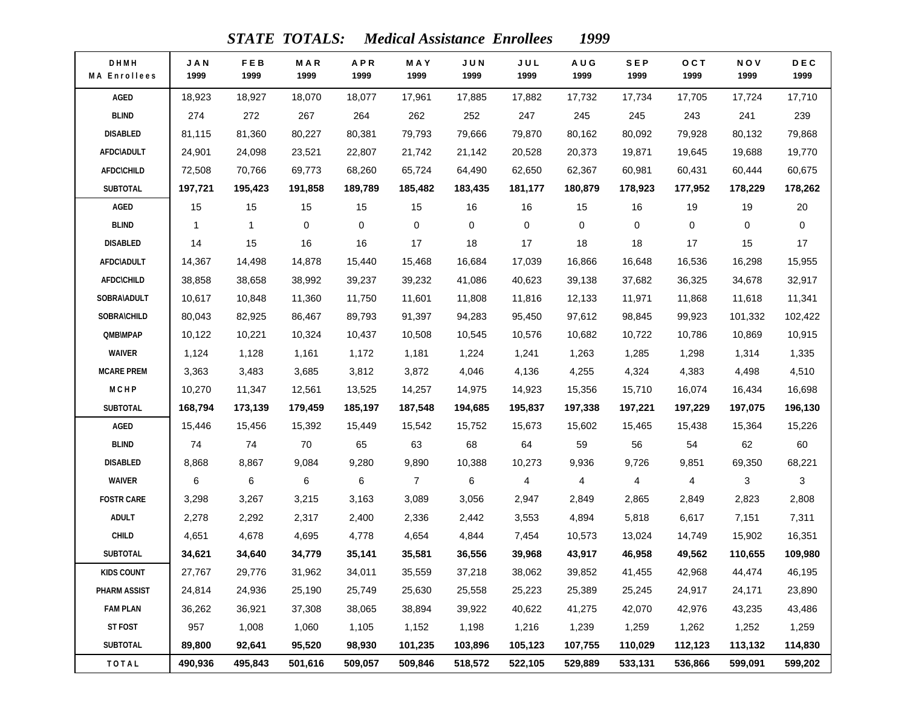# *STATE TOTALS: Medical Assistance Enrollees 1999*

| DHMH MA Enrollees | JAN 1999 | FEB 1999 | MAR 1999 | APR 1999 | MAY 1999 | JUN 1999 | JUL 1999 | AUG 1999 | SEP 1999 | OCT 1999 | NOV 1999 | DEC 1999 |
|---|---|---|---|---|---|---|---|---|---|---|---|---|
| AGED | 18,923 | 18,927 | 18,070 | 18,077 | 17,961 | 17,885 | 17,882 | 17,732 | 17,734 | 17,705 | 17,724 | 17,710 |
| BLIND | 274 | 272 | 267 | 264 | 262 | 252 | 247 | 245 | 245 | 243 | 241 | 239 |
| DISABLED | 81,115 | 81,360 | 80,227 | 80,381 | 79,793 | 79,666 | 79,870 | 80,162 | 80,092 | 79,928 | 80,132 | 79,868 |
| AFDC\ADULT | 24,901 | 24,098 | 23,521 | 22,807 | 21,742 | 21,142 | 20,528 | 20,373 | 19,871 | 19,645 | 19,688 | 19,770 |
| AFDC\CHILD | 72,508 | 70,766 | 69,773 | 68,260 | 65,724 | 64,490 | 62,650 | 62,367 | 60,981 | 60,431 | 60,444 | 60,675 |
| **SUBTOTAL** | **197,721** | **195,423** | **191,858** | **189,789** | **185,482** | **183,435** | **181,177** | **180,879** | **178,923** | **177,952** | **178,229** | **178,262** |
| AGED | 15 | 15 | 15 | 15 | 15 | 16 | 16 | 15 | 16 | 19 | 19 | 20 |
| BLIND | 1 | 1 | 0 | 0 | 0 | 0 | 0 | 0 | 0 | 0 | 0 | 0 |
| DISABLED | 14 | 15 | 16 | 16 | 17 | 18 | 17 | 18 | 18 | 17 | 15 | 17 |
| AFDC\ADULT | 14,367 | 14,498 | 14,878 | 15,440 | 15,468 | 16,684 | 17,039 | 16,866 | 16,648 | 16,536 | 16,298 | 15,955 |
| AFDC\CHILD | 38,858 | 38,658 | 38,992 | 39,237 | 39,232 | 41,086 | 40,623 | 39,138 | 37,682 | 36,325 | 34,678 | 32,917 |
| SOBRA\ADULT | 10,617 | 10,848 | 11,360 | 11,750 | 11,601 | 11,808 | 11,816 | 12,133 | 11,971 | 11,868 | 11,618 | 11,341 |
| SOBRA\CHILD | 80,043 | 82,925 | 86,467 | 89,793 | 91,397 | 94,283 | 95,450 | 97,612 | 98,845 | 99,923 | 101,332 | 102,422 |
| QMB\MPAP | 10,122 | 10,221 | 10,324 | 10,437 | 10,508 | 10,545 | 10,576 | 10,682 | 10,722 | 10,786 | 10,869 | 10,915 |
| WAIVER | 1,124 | 1,128 | 1,161 | 1,172 | 1,181 | 1,224 | 1,241 | 1,263 | 1,285 | 1,298 | 1,314 | 1,335 |
| MCARE PREM | 3,363 | 3,483 | 3,685 | 3,812 | 3,872 | 4,046 | 4,136 | 4,255 | 4,324 | 4,383 | 4,498 | 4,510 |
| M C H P | 10,270 | 11,347 | 12,561 | 13,525 | 14,257 | 14,975 | 14,923 | 15,356 | 15,710 | 16,074 | 16,434 | 16,698 |
| **SUBTOTAL** | **168,794** | **173,139** | **179,459** | **185,197** | **187,548** | **194,685** | **195,837** | **197,338** | **197,221** | **197,229** | **197,075** | **196,130** |
| AGED | 15,446 | 15,456 | 15,392 | 15,449 | 15,542 | 15,752 | 15,673 | 15,602 | 15,465 | 15,438 | 15,364 | 15,226 |
| BLIND | 74 | 74 | 70 | 65 | 63 | 68 | 64 | 59 | 56 | 54 | 62 | 60 |
| DISABLED | 8,868 | 8,867 | 9,084 | 9,280 | 9,890 | 10,388 | 10,273 | 9,936 | 9,726 | 9,851 | 69,350 | 68,221 |
| WAIVER | 6 | 6 | 6 | 6 | 7 | 6 | 4 | 4 | 4 | 4 | 3 | 3 |
| FOSTR CARE | 3,298 | 3,267 | 3,215 | 3,163 | 3,089 | 3,056 | 2,947 | 2,849 | 2,865 | 2,849 | 2,823 | 2,808 |
| ADULT | 2,278 | 2,292 | 2,317 | 2,400 | 2,336 | 2,442 | 3,553 | 4,894 | 5,818 | 6,617 | 7,151 | 7,311 |
| CHILD | 4,651 | 4,678 | 4,695 | 4,778 | 4,654 | 4,844 | 7,454 | 10,573 | 13,024 | 14,749 | 15,902 | 16,351 |
| **SUBTOTAL** | **34,621** | **34,640** | **34,779** | **35,141** | **35,581** | **36,556** | **39,968** | **43,917** | **46,958** | **49,562** | **110,655** | **109,980** |
| KIDS COUNT | 27,767 | 29,776 | 31,962 | 34,011 | 35,559 | 37,218 | 38,062 | 39,852 | 41,455 | 42,968 | 44,474 | 46,195 |
| PHARM ASSIST | 24,814 | 24,936 | 25,190 | 25,749 | 25,630 | 25,558 | 25,223 | 25,389 | 25,245 | 24,917 | 24,171 | 23,890 |
| FAM PLAN | 36,262 | 36,921 | 37,308 | 38,065 | 38,894 | 39,922 | 40,622 | 41,275 | 42,070 | 42,976 | 43,235 | 43,486 |
| ST FOST | 957 | 1,008 | 1,060 | 1,105 | 1,152 | 1,198 | 1,216 | 1,239 | 1,259 | 1,262 | 1,252 | 1,259 |
| **SUBTOTAL** | **89,800** | **92,641** | **95,520** | **98,930** | **101,235** | **103,896** | **105,123** | **107,755** | **110,029** | **112,123** | **113,132** | **114,830** |
| **T O T A L** | **490,936** | **495,843** | **501,616** | **509,057** | **509,846** | **518,572** | **522,105** | **529,889** | **533,131** | **536,866** | **599,091** | **599,202** |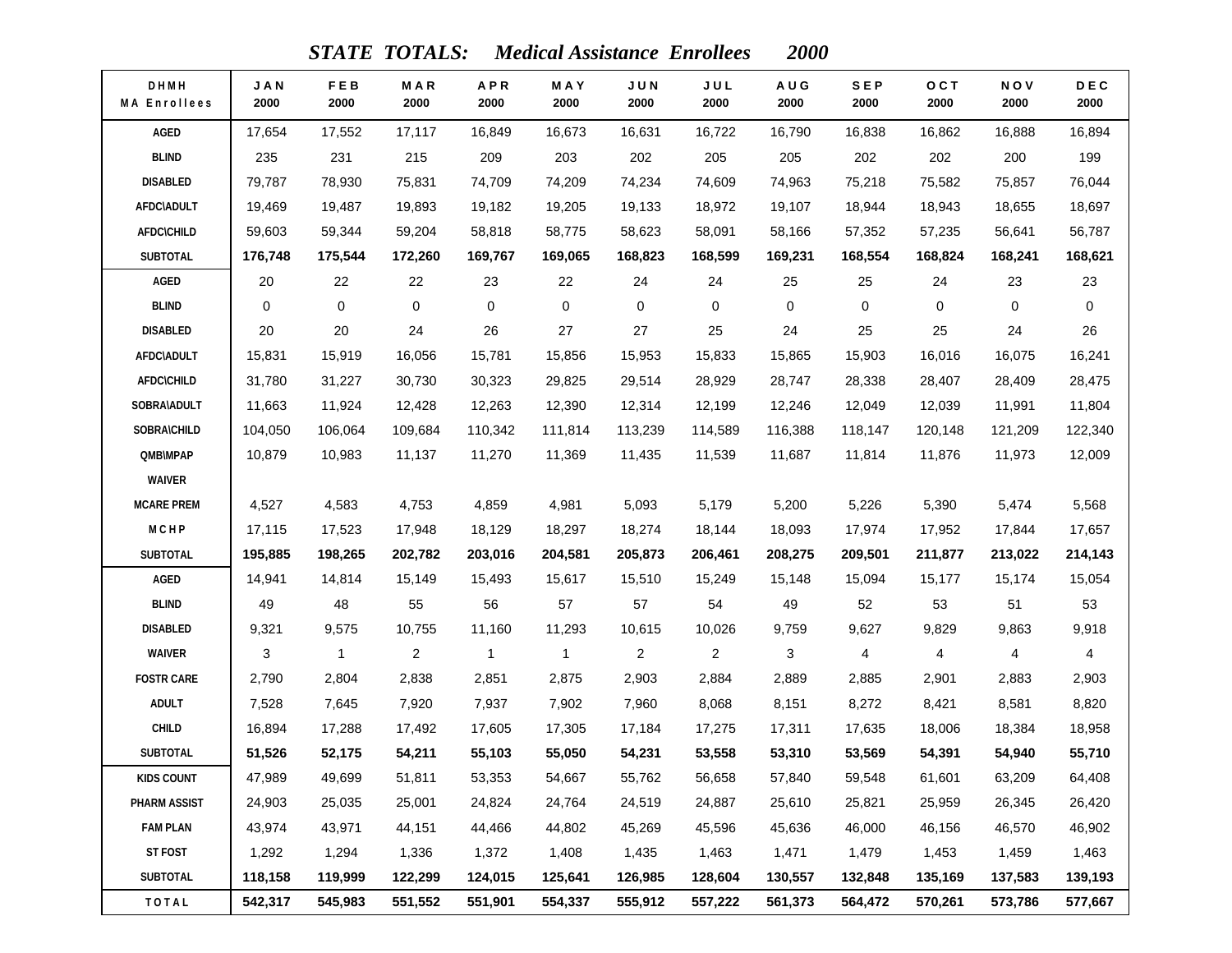# *STATE TOTALS: Medical Assistance Enrollees 2000*

| DHMH MA Enrollees | JAN 2000 | FEB 2000 | MAR 2000 | APR 2000 | MAY 2000 | JUN 2000 | JUL 2000 | AUG 2000 | SEP 2000 | OCT 2000 | NOV 2000 | DEC 2000 |
|---|---|---|---|---|---|---|---|---|---|---|---|---|
| AGED | 17,654 | 17,552 | 17,117 | 16,849 | 16,673 | 16,631 | 16,722 | 16,790 | 16,838 | 16,862 | 16,888 | 16,894 |
| BLIND | 235 | 231 | 215 | 209 | 203 | 202 | 205 | 205 | 202 | 202 | 200 | 199 |
| DISABLED | 79,787 | 78,930 | 75,831 | 74,709 | 74,209 | 74,234 | 74,609 | 74,963 | 75,218 | 75,582 | 75,857 | 76,044 |
| AFDC\ADULT | 19,469 | 19,487 | 19,893 | 19,182 | 19,205 | 19,133 | 18,972 | 19,107 | 18,944 | 18,943 | 18,655 | 18,697 |
| AFDC\CHILD | 59,603 | 59,344 | 59,204 | 58,818 | 58,775 | 58,623 | 58,091 | 58,166 | 57,352 | 57,235 | 56,641 | 56,787 |
| **SUBTOTAL** | **176,748** | **175,544** | **172,260** | **169,767** | **169,065** | **168,823** | **168,599** | **169,231** | **168,554** | **168,824** | **168,241** | **168,621** |
| AGED | 20 | 22 | 22 | 23 | 22 | 24 | 24 | 25 | 25 | 24 | 23 | 23 |
| BLIND | 0 | 0 | 0 | 0 | 0 | 0 | 0 | 0 | 0 | 0 | 0 | 0 |
| DISABLED | 20 | 20 | 24 | 26 | 27 | 27 | 25 | 24 | 25 | 25 | 24 | 26 |
| AFDC\ADULT | 15,831 | 15,919 | 16,056 | 15,781 | 15,856 | 15,953 | 15,833 | 15,865 | 15,903 | 16,016 | 16,075 | 16,241 |
| AFDC\CHILD | 31,780 | 31,227 | 30,730 | 30,323 | 29,825 | 29,514 | 28,929 | 28,747 | 28,338 | 28,407 | 28,409 | 28,475 |
| SOBRA\ADULT | 11,663 | 11,924 | 12,428 | 12,263 | 12,390 | 12,314 | 12,199 | 12,246 | 12,049 | 12,039 | 11,991 | 11,804 |
| SOBRA\CHILD | 104,050 | 106,064 | 109,684 | 110,342 | 111,814 | 113,239 | 114,589 | 116,388 | 118,147 | 120,148 | 121,209 | 122,340 |
| QMB\MPAP | 10,879 | 10,983 | 11,137 | 11,270 | 11,369 | 11,435 | 11,539 | 11,687 | 11,814 | 11,876 | 11,973 | 12,009 |
| WAIVER | | | | | | | | | | | | |
| MCARE PREM | 4,527 | 4,583 | 4,753 | 4,859 | 4,981 | 5,093 | 5,179 | 5,200 | 5,226 | 5,390 | 5,474 | 5,568 |
| M C H P | 17,115 | 17,523 | 17,948 | 18,129 | 18,297 | 18,274 | 18,144 | 18,093 | 17,974 | 17,952 | 17,844 | 17,657 |
| **SUBTOTAL** | **195,885** | **198,265** | **202,782** | **203,016** | **204,581** | **205,873** | **206,461** | **208,275** | **209,501** | **211,877** | **213,022** | **214,143** |
| AGED | 14,941 | 14,814 | 15,149 | 15,493 | 15,617 | 15,510 | 15,249 | 15,148 | 15,094 | 15,177 | 15,174 | 15,054 |
| BLIND | 49 | 48 | 55 | 56 | 57 | 57 | 54 | 49 | 52 | 53 | 51 | 53 |
| DISABLED | 9,321 | 9,575 | 10,755 | 11,160 | 11,293 | 10,615 | 10,026 | 9,759 | 9,627 | 9,829 | 9,863 | 9,918 |
| WAIVER | 3 | 1 | 2 | 1 | 1 | 2 | 2 | 3 | 4 | 4 | 4 | 4 |
| FOSTR CARE | 2,790 | 2,804 | 2,838 | 2,851 | 2,875 | 2,903 | 2,884 | 2,889 | 2,885 | 2,901 | 2,883 | 2,903 |
| ADULT | 7,528 | 7,645 | 7,920 | 7,937 | 7,902 | 7,960 | 8,068 | 8,151 | 8,272 | 8,421 | 8,581 | 8,820 |
| CHILD | 16,894 | 17,288 | 17,492 | 17,605 | 17,305 | 17,184 | 17,275 | 17,311 | 17,635 | 18,006 | 18,384 | 18,958 |
| **SUBTOTAL** | **51,526** | **52,175** | **54,211** | **55,103** | **55,050** | **54,231** | **53,558** | **53,310** | **53,569** | **54,391** | **54,940** | **55,710** |
| KIDS COUNT | 47,989 | 49,699 | 51,811 | 53,353 | 54,667 | 55,762 | 56,658 | 57,840 | 59,548 | 61,601 | 63,209 | 64,408 |
| PHARM ASSIST | 24,903 | 25,035 | 25,001 | 24,824 | 24,764 | 24,519 | 24,887 | 25,610 | 25,821 | 25,959 | 26,345 | 26,420 |
| FAM PLAN | 43,974 | 43,971 | 44,151 | 44,466 | 44,802 | 45,269 | 45,596 | 45,636 | 46,000 | 46,156 | 46,570 | 46,902 |
| ST FOST | 1,292 | 1,294 | 1,336 | 1,372 | 1,408 | 1,435 | 1,463 | 1,471 | 1,479 | 1,453 | 1,459 | 1,463 |
| **SUBTOTAL** | **118,158** | **119,999** | **122,299** | **124,015** | **125,641** | **126,985** | **128,604** | **130,557** | **132,848** | **135,169** | **137,583** | **139,193** |
| **TOTAL** | **542,317** | **545,983** | **551,552** | **551,901** | **554,337** | **555,912** | **557,222** | **561,373** | **564,472** | **570,261** | **573,786** | **577,667** |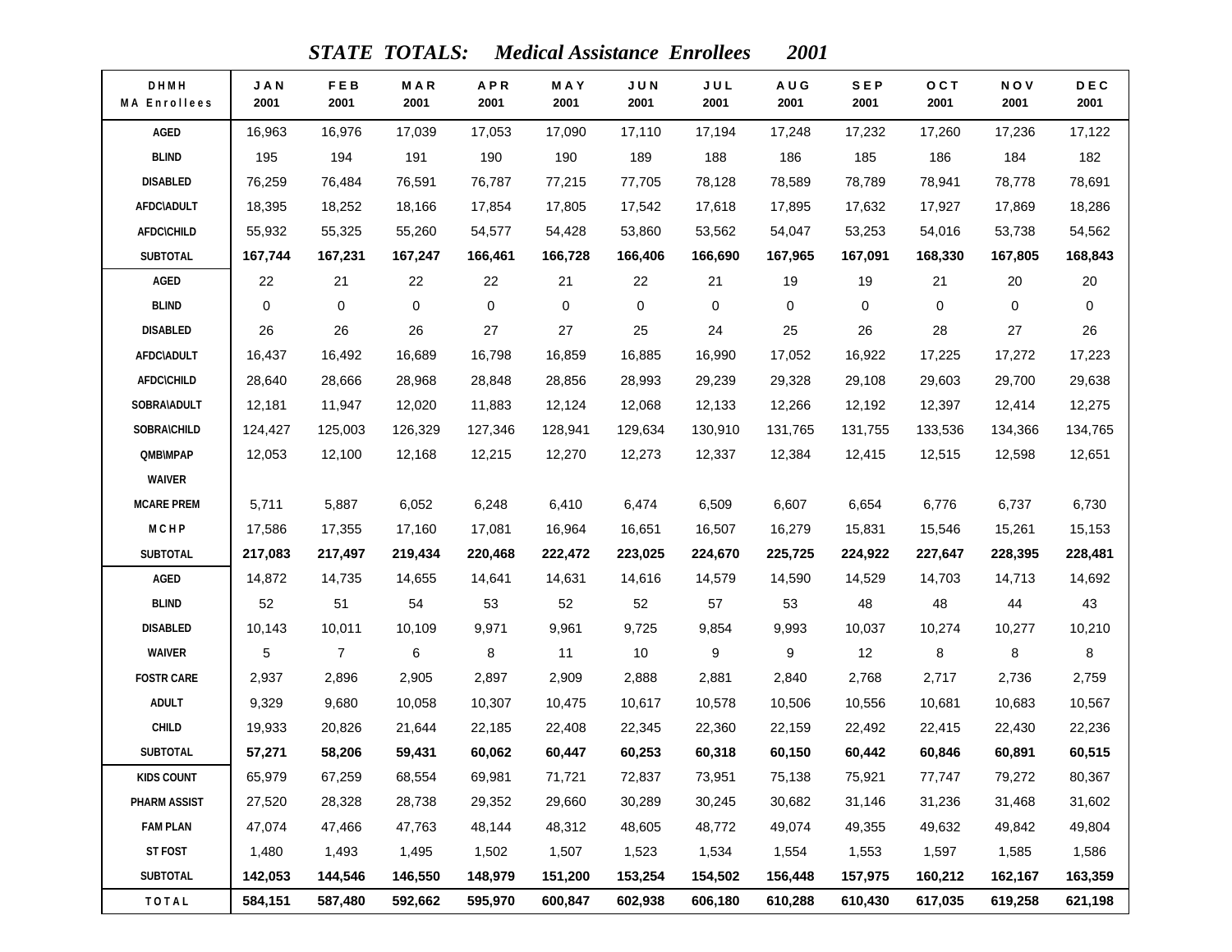### *STATE TOTALS: Medical Assistance Enrollees 2001*

| DHMH MA Enrollees | JAN 2001 | FEB 2001 | MAR 2001 | APR 2001 | MAY 2001 | JUN 2001 | JUL 2001 | AUG 2001 | SEP 2001 | OCT 2001 | NOV 2001 | DEC 2001 |
|---|---|---|---|---|---|---|---|---|---|---|---|---|
| AGED | 16,963 | 16,976 | 17,039 | 17,053 | 17,090 | 17,110 | 17,194 | 17,248 | 17,232 | 17,260 | 17,236 | 17,122 |
| BLIND | 195 | 194 | 191 | 190 | 190 | 189 | 188 | 186 | 185 | 186 | 184 | 182 |
| DISABLED | 76,259 | 76,484 | 76,591 | 76,787 | 77,215 | 77,705 | 78,128 | 78,589 | 78,789 | 78,941 | 78,778 | 78,691 |
| AFDC\ADULT | 18,395 | 18,252 | 18,166 | 17,854 | 17,805 | 17,542 | 17,618 | 17,895 | 17,632 | 17,927 | 17,869 | 18,286 |
| AFDC\CHILD | 55,932 | 55,325 | 55,260 | 54,577 | 54,428 | 53,860 | 53,562 | 54,047 | 53,253 | 54,016 | 53,738 | 54,562 |
| **SUBTOTAL** | **167,744** | **167,231** | **167,247** | **166,461** | **166,728** | **166,406** | **166,690** | **167,965** | **167,091** | **168,330** | **167,805** | **168,843** |
| AGED | 22 | 21 | 22 | 22 | 21 | 22 | 21 | 19 | 19 | 21 | 20 | 20 |
| BLIND | 0 | 0 | 0 | 0 | 0 | 0 | 0 | 0 | 0 | 0 | 0 | 0 |
| DISABLED | 26 | 26 | 26 | 27 | 27 | 25 | 24 | 25 | 26 | 28 | 27 | 26 |
| AFDC\ADULT | 16,437 | 16,492 | 16,689 | 16,798 | 16,859 | 16,885 | 16,990 | 17,052 | 16,922 | 17,225 | 17,272 | 17,223 |
| AFDC\CHILD | 28,640 | 28,666 | 28,968 | 28,848 | 28,856 | 28,993 | 29,239 | 29,328 | 29,108 | 29,603 | 29,700 | 29,638 |
| SOBRA\ADULT | 12,181 | 11,947 | 12,020 | 11,883 | 12,124 | 12,068 | 12,133 | 12,266 | 12,192 | 12,397 | 12,414 | 12,275 |
| SOBRA\CHILD | 124,427 | 125,003 | 126,329 | 127,346 | 128,941 | 129,634 | 130,910 | 131,765 | 131,755 | 133,536 | 134,366 | 134,765 |
| QMB\MPAP | 12,053 | 12,100 | 12,168 | 12,215 | 12,270 | 12,273 | 12,337 | 12,384 | 12,415 | 12,515 | 12,598 | 12,651 |
| WAIVER | | | | | | | | | | | | |
| MCARE PREM | 5,711 | 5,887 | 6,052 | 6,248 | 6,410 | 6,474 | 6,509 | 6,607 | 6,654 | 6,776 | 6,737 | 6,730 |
| M C H P | 17,586 | 17,355 | 17,160 | 17,081 | 16,964 | 16,651 | 16,507 | 16,279 | 15,831 | 15,546 | 15,261 | 15,153 |
| **SUBTOTAL** | **217,083** | **217,497** | **219,434** | **220,468** | **222,472** | **223,025** | **224,670** | **225,725** | **224,922** | **227,647** | **228,395** | **228,481** |
| AGED | 14,872 | 14,735 | 14,655 | 14,641 | 14,631 | 14,616 | 14,579 | 14,590 | 14,529 | 14,703 | 14,713 | 14,692 |
| BLIND | 52 | 51 | 54 | 53 | 52 | 52 | 57 | 53 | 48 | 48 | 44 | 43 |
| DISABLED | 10,143 | 10,011 | 10,109 | 9,971 | 9,961 | 9,725 | 9,854 | 9,993 | 10,037 | 10,274 | 10,277 | 10,210 |
| WAIVER | 5 | 7 | 6 | 8 | 11 | 10 | 9 | 9 | 12 | 8 | 8 | 8 |
| FOSTR CARE | 2,937 | 2,896 | 2,905 | 2,897 | 2,909 | 2,888 | 2,881 | 2,840 | 2,768 | 2,717 | 2,736 | 2,759 |
| ADULT | 9,329 | 9,680 | 10,058 | 10,307 | 10,475 | 10,617 | 10,578 | 10,506 | 10,556 | 10,681 | 10,683 | 10,567 |
| CHILD | 19,933 | 20,826 | 21,644 | 22,185 | 22,408 | 22,345 | 22,360 | 22,159 | 22,492 | 22,415 | 22,430 | 22,236 |
| **SUBTOTAL** | **57,271** | **58,206** | **59,431** | **60,062** | **60,447** | **60,253** | **60,318** | **60,150** | **60,442** | **60,846** | **60,891** | **60,515** |
| KIDS COUNT | 65,979 | 67,259 | 68,554 | 69,981 | 71,721 | 72,837 | 73,951 | 75,138 | 75,921 | 77,747 | 79,272 | 80,367 |
| PHARM ASSIST | 27,520 | 28,328 | 28,738 | 29,352 | 29,660 | 30,289 | 30,245 | 30,682 | 31,146 | 31,236 | 31,468 | 31,602 |
| FAM PLAN | 47,074 | 47,466 | 47,763 | 48,144 | 48,312 | 48,605 | 48,772 | 49,074 | 49,355 | 49,632 | 49,842 | 49,804 |
| ST FOST | 1,480 | 1,493 | 1,495 | 1,502 | 1,507 | 1,523 | 1,534 | 1,554 | 1,553 | 1,597 | 1,585 | 1,586 |
| **SUBTOTAL** | **142,053** | **144,546** | **146,550** | **148,979** | **151,200** | **153,254** | **154,502** | **156,448** | **157,975** | **160,212** | **162,167** | **163,359** |
| **TOTAL** | **584,151** | **587,480** | **592,662** | **595,970** | **600,847** | **602,938** | **606,180** | **610,288** | **610,430** | **617,035** | **619,258** | **621,198** |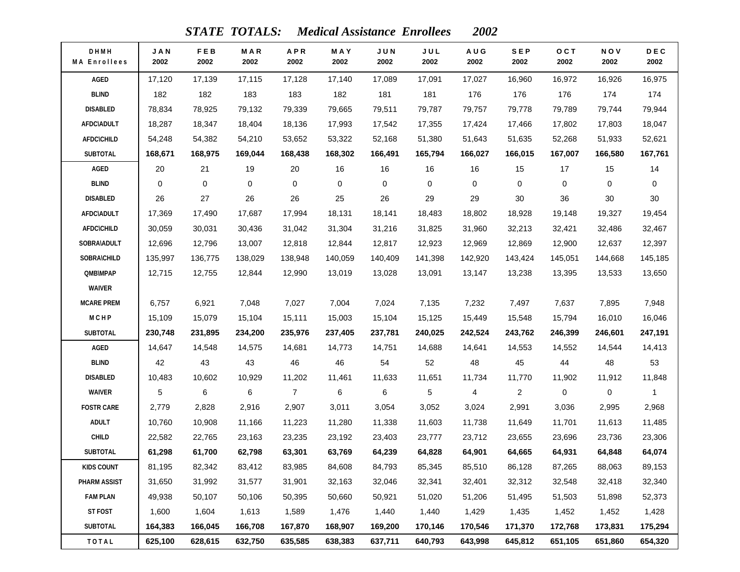# *STATE TOTALS: Medical Assistance Enrollees 2002*

| DHMH MA Enrollees | JAN 2002 | FEB 2002 | MAR 2002 | APR 2002 | MAY 2002 | JUN 2002 | JUL 2002 | AUG 2002 | SEP 2002 | OCT 2002 | NOV 2002 | DEC 2002 |
|---|---|---|---|---|---|---|---|---|---|---|---|---|
| AGED | 17,120 | 17,139 | 17,115 | 17,128 | 17,140 | 17,089 | 17,091 | 17,027 | 16,960 | 16,972 | 16,926 | 16,975 |
| BLIND | 182 | 182 | 183 | 183 | 182 | 181 | 181 | 176 | 176 | 176 | 174 | 174 |
| DISABLED | 78,834 | 78,925 | 79,132 | 79,339 | 79,665 | 79,511 | 79,787 | 79,757 | 79,778 | 79,789 | 79,744 | 79,944 |
| AFDC\ADULT | 18,287 | 18,347 | 18,404 | 18,136 | 17,993 | 17,542 | 17,355 | 17,424 | 17,466 | 17,802 | 17,803 | 18,047 |
| AFDC\CHILD | 54,248 | 54,382 | 54,210 | 53,652 | 53,322 | 52,168 | 51,380 | 51,643 | 51,635 | 52,268 | 51,933 | 52,621 |
| **SUBTOTAL** | **168,671** | **168,975** | **169,044** | **168,438** | **168,302** | **166,491** | **165,794** | **166,027** | **166,015** | **167,007** | **166,580** | **167,761** |
| AGED | 20 | 21 | 19 | 20 | 16 | 16 | 16 | 16 | 15 | 17 | 15 | 14 |
| BLIND | 0 | 0 | 0 | 0 | 0 | 0 | 0 | 0 | 0 | 0 | 0 | 0 |
| DISABLED | 26 | 27 | 26 | 26 | 25 | 26 | 29 | 29 | 30 | 36 | 30 | 30 |
| AFDC\ADULT | 17,369 | 17,490 | 17,687 | 17,994 | 18,131 | 18,141 | 18,483 | 18,802 | 18,928 | 19,148 | 19,327 | 19,454 |
| AFDC\CHILD | 30,059 | 30,031 | 30,436 | 31,042 | 31,304 | 31,216 | 31,825 | 31,960 | 32,213 | 32,421 | 32,486 | 32,467 |
| SOBRA\ADULT | 12,696 | 12,796 | 13,007 | 12,818 | 12,844 | 12,817 | 12,923 | 12,969 | 12,869 | 12,900 | 12,637 | 12,397 |
| SOBRA\CHILD | 135,997 | 136,775 | 138,029 | 138,948 | 140,059 | 140,409 | 141,398 | 142,920 | 143,424 | 145,051 | 144,668 | 145,185 |
| QMB\MPAP | 12,715 | 12,755 | 12,844 | 12,990 | 13,019 | 13,028 | 13,091 | 13,147 | 13,238 | 13,395 | 13,533 | 13,650 |
| WAIVER | | | | | | | | | | | | |
| MCARE PREM | 6,757 | 6,921 | 7,048 | 7,027 | 7,004 | 7,024 | 7,135 | 7,232 | 7,497 | 7,637 | 7,895 | 7,948 |
| M C H P | 15,109 | 15,079 | 15,104 | 15,111 | 15,003 | 15,104 | 15,125 | 15,449 | 15,548 | 15,794 | 16,010 | 16,046 |
| **SUBTOTAL** | **230,748** | **231,895** | **234,200** | **235,976** | **237,405** | **237,781** | **240,025** | **242,524** | **243,762** | **246,399** | **246,601** | **247,191** |
| AGED | 14,647 | 14,548 | 14,575 | 14,681 | 14,773 | 14,751 | 14,688 | 14,641 | 14,553 | 14,552 | 14,544 | 14,413 |
| BLIND | 42 | 43 | 43 | 46 | 46 | 54 | 52 | 48 | 45 | 44 | 48 | 53 |
| DISABLED | 10,483 | 10,602 | 10,929 | 11,202 | 11,461 | 11,633 | 11,651 | 11,734 | 11,770 | 11,902 | 11,912 | 11,848 |
| WAIVER | 5 | 6 | 6 | 7 | 6 | 6 | 5 | 4 | 2 | 0 | 0 | 1 |
| FOSTR CARE | 2,779 | 2,828 | 2,916 | 2,907 | 3,011 | 3,054 | 3,052 | 3,024 | 2,991 | 3,036 | 2,995 | 2,968 |
| ADULT | 10,760 | 10,908 | 11,166 | 11,223 | 11,280 | 11,338 | 11,603 | 11,738 | 11,649 | 11,701 | 11,613 | 11,485 |
| CHILD | 22,582 | 22,765 | 23,163 | 23,235 | 23,192 | 23,403 | 23,777 | 23,712 | 23,655 | 23,696 | 23,736 | 23,306 |
| **SUBTOTAL** | **61,298** | **61,700** | **62,798** | **63,301** | **63,769** | **64,239** | **64,828** | **64,901** | **64,665** | **64,931** | **64,848** | **64,074** |
| KIDS COUNT | 81,195 | 82,342 | 83,412 | 83,985 | 84,608 | 84,793 | 85,345 | 85,510 | 86,128 | 87,265 | 88,063 | 89,153 |
| PHARM ASSIST | 31,650 | 31,992 | 31,577 | 31,901 | 32,163 | 32,046 | 32,341 | 32,401 | 32,312 | 32,548 | 32,418 | 32,340 |
| FAM PLAN | 49,938 | 50,107 | 50,106 | 50,395 | 50,660 | 50,921 | 51,020 | 51,206 | 51,495 | 51,503 | 51,898 | 52,373 |
| ST FOST | 1,600 | 1,604 | 1,613 | 1,589 | 1,476 | 1,440 | 1,440 | 1,429 | 1,435 | 1,452 | 1,452 | 1,428 |
| **SUBTOTAL** | **164,383** | **166,045** | **166,708** | **167,870** | **168,907** | **169,200** | **170,146** | **170,546** | **171,370** | **172,768** | **173,831** | **175,294** |
| **TOTAL** | **625,100** | **628,615** | **632,750** | **635,585** | **638,383** | **637,711** | **640,793** | **643,998** | **645,812** | **651,105** | **651,860** | **654,320** |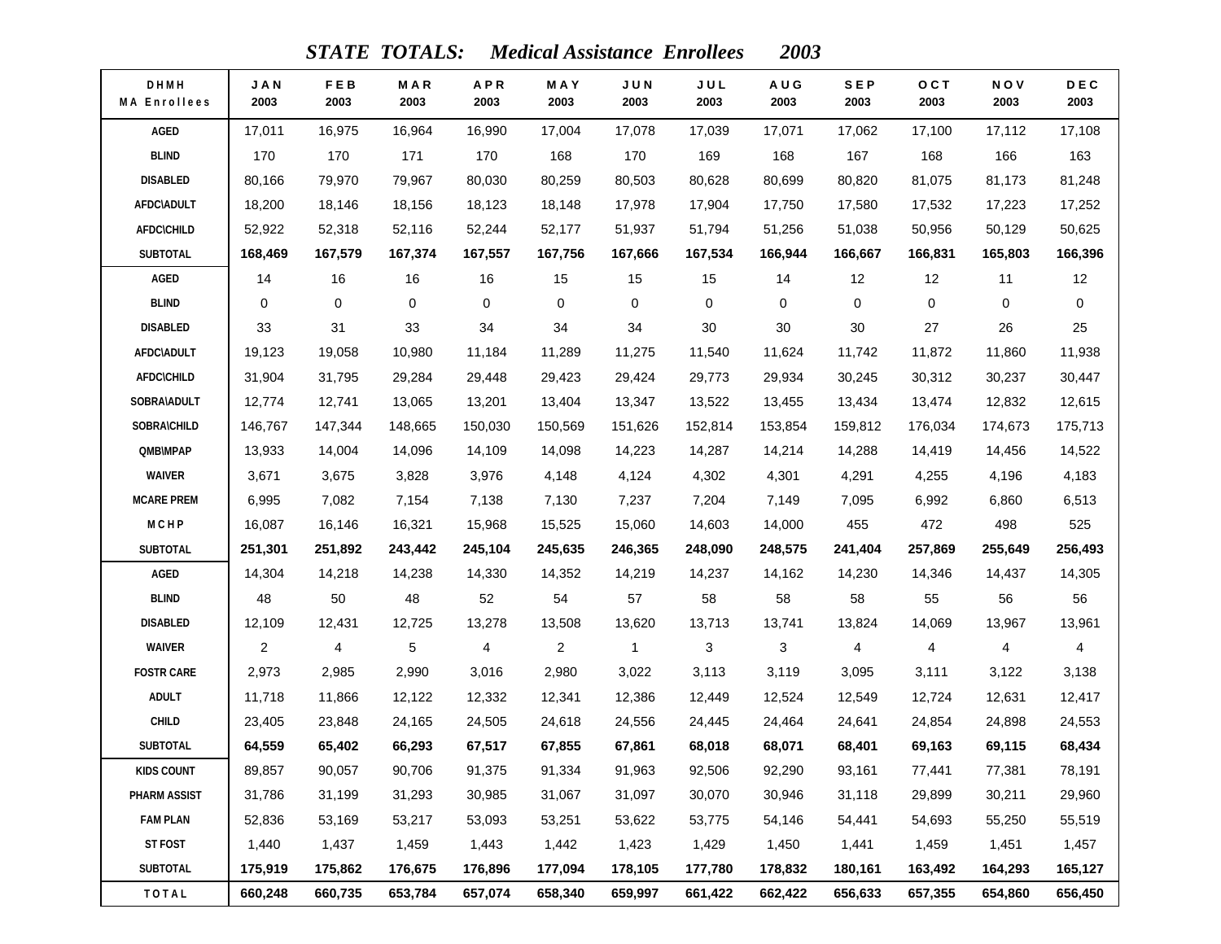# *STATE TOTALS: Medical Assistance Enrollees 2003*

| DHMH MA Enrollees | JAN 2003 | FEB 2003 | MAR 2003 | APR 2003 | MAY 2003 | JUN 2003 | JUL 2003 | AUG 2003 | SEP 2003 | OCT 2003 | NOV 2003 | DEC 2003 |
|---|---|---|---|---|---|---|---|---|---|---|---|---|
| AGED | 17,011 | 16,975 | 16,964 | 16,990 | 17,004 | 17,078 | 17,039 | 17,071 | 17,062 | 17,100 | 17,112 | 17,108 |
| BLIND | 170 | 170 | 171 | 170 | 168 | 170 | 169 | 168 | 167 | 168 | 166 | 163 |
| DISABLED | 80,166 | 79,970 | 79,967 | 80,030 | 80,259 | 80,503 | 80,628 | 80,699 | 80,820 | 81,075 | 81,173 | 81,248 |
| AFDC\ADULT | 18,200 | 18,146 | 18,156 | 18,123 | 18,148 | 17,978 | 17,904 | 17,750 | 17,580 | 17,532 | 17,223 | 17,252 |
| AFDC\CHILD | 52,922 | 52,318 | 52,116 | 52,244 | 52,177 | 51,937 | 51,794 | 51,256 | 51,038 | 50,956 | 50,129 | 50,625 |
| **SUBTOTAL** | **168,469** | **167,579** | **167,374** | **167,557** | **167,756** | **167,666** | **167,534** | **166,944** | **166,667** | **166,831** | **165,803** | **166,396** |
| AGED | 14 | 16 | 16 | 16 | 15 | 15 | 15 | 14 | 12 | 12 | 11 | 12 |
| BLIND | 0 | 0 | 0 | 0 | 0 | 0 | 0 | 0 | 0 | 0 | 0 | 0 |
| DISABLED | 33 | 31 | 33 | 34 | 34 | 34 | 30 | 30 | 30 | 27 | 26 | 25 |
| AFDC\ADULT | 19,123 | 19,058 | 10,980 | 11,184 | 11,289 | 11,275 | 11,540 | 11,624 | 11,742 | 11,872 | 11,860 | 11,938 |
| AFDC\CHILD | 31,904 | 31,795 | 29,284 | 29,448 | 29,423 | 29,424 | 29,773 | 29,934 | 30,245 | 30,312 | 30,237 | 30,447 |
| SOBRA\ADULT | 12,774 | 12,741 | 13,065 | 13,201 | 13,404 | 13,347 | 13,522 | 13,455 | 13,434 | 13,474 | 12,832 | 12,615 |
| SOBRA\CHILD | 146,767 | 147,344 | 148,665 | 150,030 | 150,569 | 151,626 | 152,814 | 153,854 | 159,812 | 176,034 | 174,673 | 175,713 |
| QMB\MPAP | 13,933 | 14,004 | 14,096 | 14,109 | 14,098 | 14,223 | 14,287 | 14,214 | 14,288 | 14,419 | 14,456 | 14,522 |
| WAIVER | 3,671 | 3,675 | 3,828 | 3,976 | 4,148 | 4,124 | 4,302 | 4,301 | 4,291 | 4,255 | 4,196 | 4,183 |
| MCARE PREM | 6,995 | 7,082 | 7,154 | 7,138 | 7,130 | 7,237 | 7,204 | 7,149 | 7,095 | 6,992 | 6,860 | 6,513 |
| M C H P | 16,087 | 16,146 | 16,321 | 15,968 | 15,525 | 15,060 | 14,603 | 14,000 | 455 | 472 | 498 | 525 |
| **SUBTOTAL** | **251,301** | **251,892** | **243,442** | **245,104** | **245,635** | **246,365** | **248,090** | **248,575** | **241,404** | **257,869** | **255,649** | **256,493** |
| AGED | 14,304 | 14,218 | 14,238 | 14,330 | 14,352 | 14,219 | 14,237 | 14,162 | 14,230 | 14,346 | 14,437 | 14,305 |
| BLIND | 48 | 50 | 48 | 52 | 54 | 57 | 58 | 58 | 58 | 55 | 56 | 56 |
| DISABLED | 12,109 | 12,431 | 12,725 | 13,278 | 13,508 | 13,620 | 13,713 | 13,741 | 13,824 | 14,069 | 13,967 | 13,961 |
| WAIVER | 2 | 4 | 5 | 4 | 2 | 1 | 3 | 3 | 4 | 4 | 4 | 4 |
| FOSTR CARE | 2,973 | 2,985 | 2,990 | 3,016 | 2,980 | 3,022 | 3,113 | 3,119 | 3,095 | 3,111 | 3,122 | 3,138 |
| ADULT | 11,718 | 11,866 | 12,122 | 12,332 | 12,341 | 12,386 | 12,449 | 12,524 | 12,549 | 12,724 | 12,631 | 12,417 |
| CHILD | 23,405 | 23,848 | 24,165 | 24,505 | 24,618 | 24,556 | 24,445 | 24,464 | 24,641 | 24,854 | 24,898 | 24,553 |
| **SUBTOTAL** | **64,559** | **65,402** | **66,293** | **67,517** | **67,855** | **67,861** | **68,018** | **68,071** | **68,401** | **69,163** | **69,115** | **68,434** |
| KIDS COUNT | 89,857 | 90,057 | 90,706 | 91,375 | 91,334 | 91,963 | 92,506 | 92,290 | 93,161 | 77,441 | 77,381 | 78,191 |
| PHARM ASSIST | 31,786 | 31,199 | 31,293 | 30,985 | 31,067 | 31,097 | 30,070 | 30,946 | 31,118 | 29,899 | 30,211 | 29,960 |
| FAM PLAN | 52,836 | 53,169 | 53,217 | 53,093 | 53,251 | 53,622 | 53,775 | 54,146 | 54,441 | 54,693 | 55,250 | 55,519 |
| ST FOST | 1,440 | 1,437 | 1,459 | 1,443 | 1,442 | 1,423 | 1,429 | 1,450 | 1,441 | 1,459 | 1,451 | 1,457 |
| **SUBTOTAL** | **175,919** | **175,862** | **176,675** | **176,896** | **177,094** | **178,105** | **177,780** | **178,832** | **180,161** | **163,492** | **164,293** | **165,127** |
| **T O T A L** | **660,248** | **660,735** | **653,784** | **657,074** | **658,340** | **659,997** | **661,422** | **662,422** | **656,633** | **657,355** | **654,860** | **656,450** |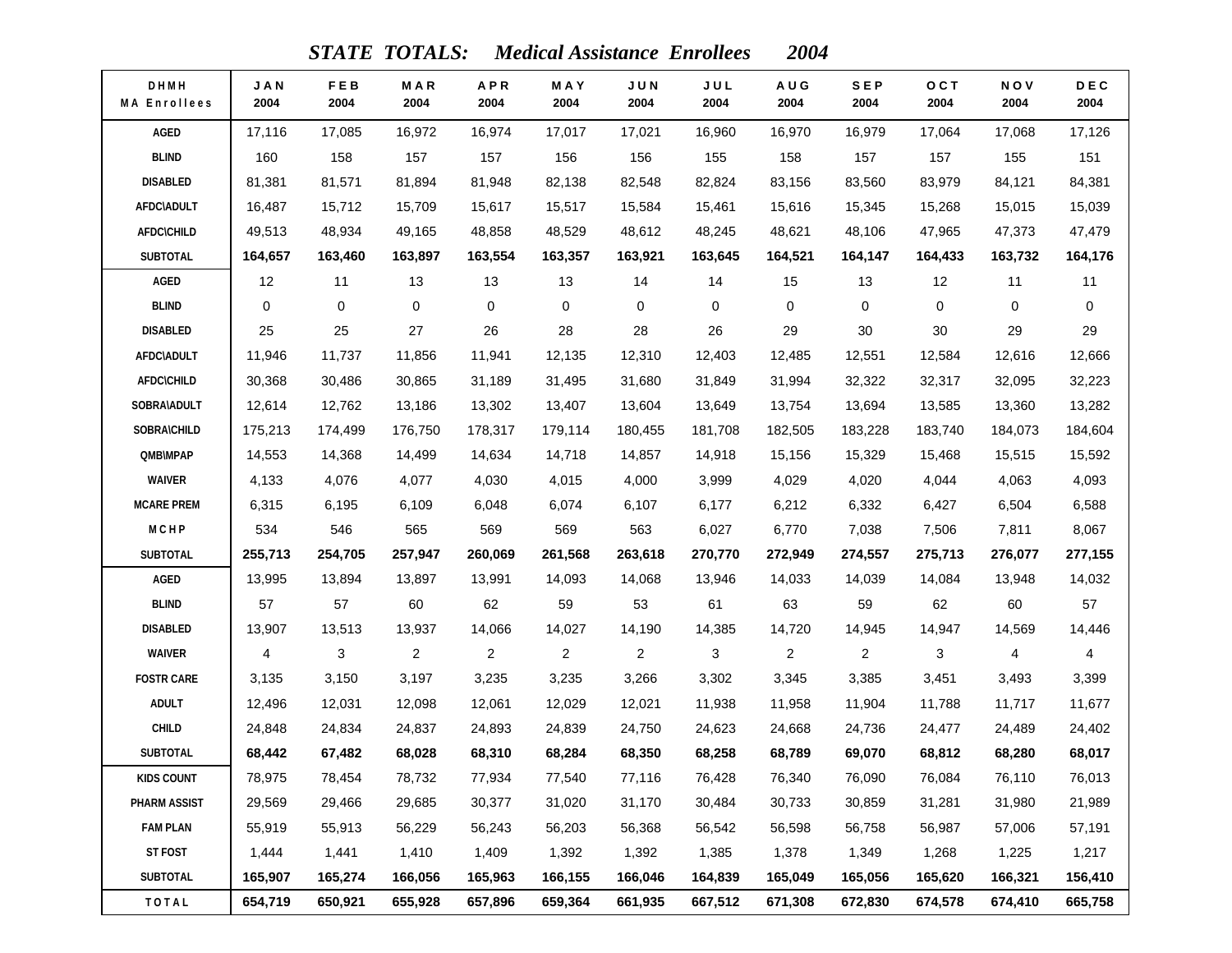# *STATE TOTALS: Medical Assistance Enrollees 2004*

| DHMH MA Enrollees | JAN 2004 | FEB 2004 | MAR 2004 | APR 2004 | MAY 2004 | JUN 2004 | JUL 2004 | AUG 2004 | SEP 2004 | OCT 2004 | NOV 2004 | DEC 2004 |
|---|---|---|---|---|---|---|---|---|---|---|---|---|
| AGED | 17,116 | 17,085 | 16,972 | 16,974 | 17,017 | 17,021 | 16,960 | 16,970 | 16,979 | 17,064 | 17,068 | 17,126 |
| BLIND | 160 | 158 | 157 | 157 | 156 | 156 | 155 | 158 | 157 | 157 | 155 | 151 |
| DISABLED | 81,381 | 81,571 | 81,894 | 81,948 | 82,138 | 82,548 | 82,824 | 83,156 | 83,560 | 83,979 | 84,121 | 84,381 |
| AFDC\ADULT | 16,487 | 15,712 | 15,709 | 15,617 | 15,517 | 15,584 | 15,461 | 15,616 | 15,345 | 15,268 | 15,015 | 15,039 |
| AFDC\CHILD | 49,513 | 48,934 | 49,165 | 48,858 | 48,529 | 48,612 | 48,245 | 48,621 | 48,106 | 47,965 | 47,373 | 47,479 |
| SUBTOTAL | **164,657** | **163,460** | **163,897** | **163,554** | **163,357** | **163,921** | **163,645** | **164,521** | **164,147** | **164,433** | **163,732** | **164,176** |
| AGED | 12 | 11 | 13 | 13 | 13 | 14 | 14 | 15 | 13 | 12 | 11 | 11 |
| BLIND | 0 | 0 | 0 | 0 | 0 | 0 | 0 | 0 | 0 | 0 | 0 | 0 |
| DISABLED | 25 | 25 | 27 | 26 | 28 | 28 | 26 | 29 | 30 | 30 | 29 | 29 |
| AFDC\ADULT | 11,946 | 11,737 | 11,856 | 11,941 | 12,135 | 12,310 | 12,403 | 12,485 | 12,551 | 12,584 | 12,616 | 12,666 |
| AFDC\CHILD | 30,368 | 30,486 | 30,865 | 31,189 | 31,495 | 31,680 | 31,849 | 31,994 | 32,322 | 32,317 | 32,095 | 32,223 |
| SOBRA\ADULT | 12,614 | 12,762 | 13,186 | 13,302 | 13,407 | 13,604 | 13,649 | 13,754 | 13,694 | 13,585 | 13,360 | 13,282 |
| SOBRA\CHILD | 175,213 | 174,499 | 176,750 | 178,317 | 179,114 | 180,455 | 181,708 | 182,505 | 183,228 | 183,740 | 184,073 | 184,604 |
| QMB\MPAP | 14,553 | 14,368 | 14,499 | 14,634 | 14,718 | 14,857 | 14,918 | 15,156 | 15,329 | 15,468 | 15,515 | 15,592 |
| WAIVER | 4,133 | 4,076 | 4,077 | 4,030 | 4,015 | 4,000 | 3,999 | 4,029 | 4,020 | 4,044 | 4,063 | 4,093 |
| MCARE PREM | 6,315 | 6,195 | 6,109 | 6,048 | 6,074 | 6,107 | 6,177 | 6,212 | 6,332 | 6,427 | 6,504 | 6,588 |
| M C H P | 534 | 546 | 565 | 569 | 569 | 563 | 6,027 | 6,770 | 7,038 | 7,506 | 7,811 | 8,067 |
| SUBTOTAL | **255,713** | **254,705** | **257,947** | **260,069** | **261,568** | **263,618** | **270,770** | **272,949** | **274,557** | **275,713** | **276,077** | **277,155** |
| AGED | 13,995 | 13,894 | 13,897 | 13,991 | 14,093 | 14,068 | 13,946 | 14,033 | 14,039 | 14,084 | 13,948 | 14,032 |
| BLIND | 57 | 57 | 60 | 62 | 59 | 53 | 61 | 63 | 59 | 62 | 60 | 57 |
| DISABLED | 13,907 | 13,513 | 13,937 | 14,066 | 14,027 | 14,190 | 14,385 | 14,720 | 14,945 | 14,947 | 14,569 | 14,446 |
| WAIVER | 4 | 3 | 2 | 2 | 2 | 2 | 3 | 2 | 2 | 3 | 4 | 4 |
| FOSTR CARE | 3,135 | 3,150 | 3,197 | 3,235 | 3,235 | 3,266 | 3,302 | 3,345 | 3,385 | 3,451 | 3,493 | 3,399 |
| ADULT | 12,496 | 12,031 | 12,098 | 12,061 | 12,029 | 12,021 | 11,938 | 11,958 | 11,904 | 11,788 | 11,717 | 11,677 |
| CHILD | 24,848 | 24,834 | 24,837 | 24,893 | 24,839 | 24,750 | 24,623 | 24,668 | 24,736 | 24,477 | 24,489 | 24,402 |
| SUBTOTAL | **68,442** | **67,482** | **68,028** | **68,310** | **68,284** | **68,350** | **68,258** | **68,789** | **69,070** | **68,812** | **68,280** | **68,017** |
| KIDS COUNT | 78,975 | 78,454 | 78,732 | 77,934 | 77,540 | 77,116 | 76,428 | 76,340 | 76,090 | 76,084 | 76,110 | 76,013 |
| PHARM ASSIST | 29,569 | 29,466 | 29,685 | 30,377 | 31,020 | 31,170 | 30,484 | 30,733 | 30,859 | 31,281 | 31,980 | 21,989 |
| FAM PLAN | 55,919 | 55,913 | 56,229 | 56,243 | 56,203 | 56,368 | 56,542 | 56,598 | 56,758 | 56,987 | 57,006 | 57,191 |
| ST FOST | 1,444 | 1,441 | 1,410 | 1,409 | 1,392 | 1,392 | 1,385 | 1,378 | 1,349 | 1,268 | 1,225 | 1,217 |
| SUBTOTAL | **165,907** | **165,274** | **166,056** | **165,963** | **166,155** | **166,046** | **164,839** | **165,049** | **165,056** | **165,620** | **166,321** | **156,410** |
| TOTAL | **654,719** | **650,921** | **655,928** | **657,896** | **659,364** | **661,935** | **667,512** | **671,308** | **672,830** | **674,578** | **674,410** | **665,758** |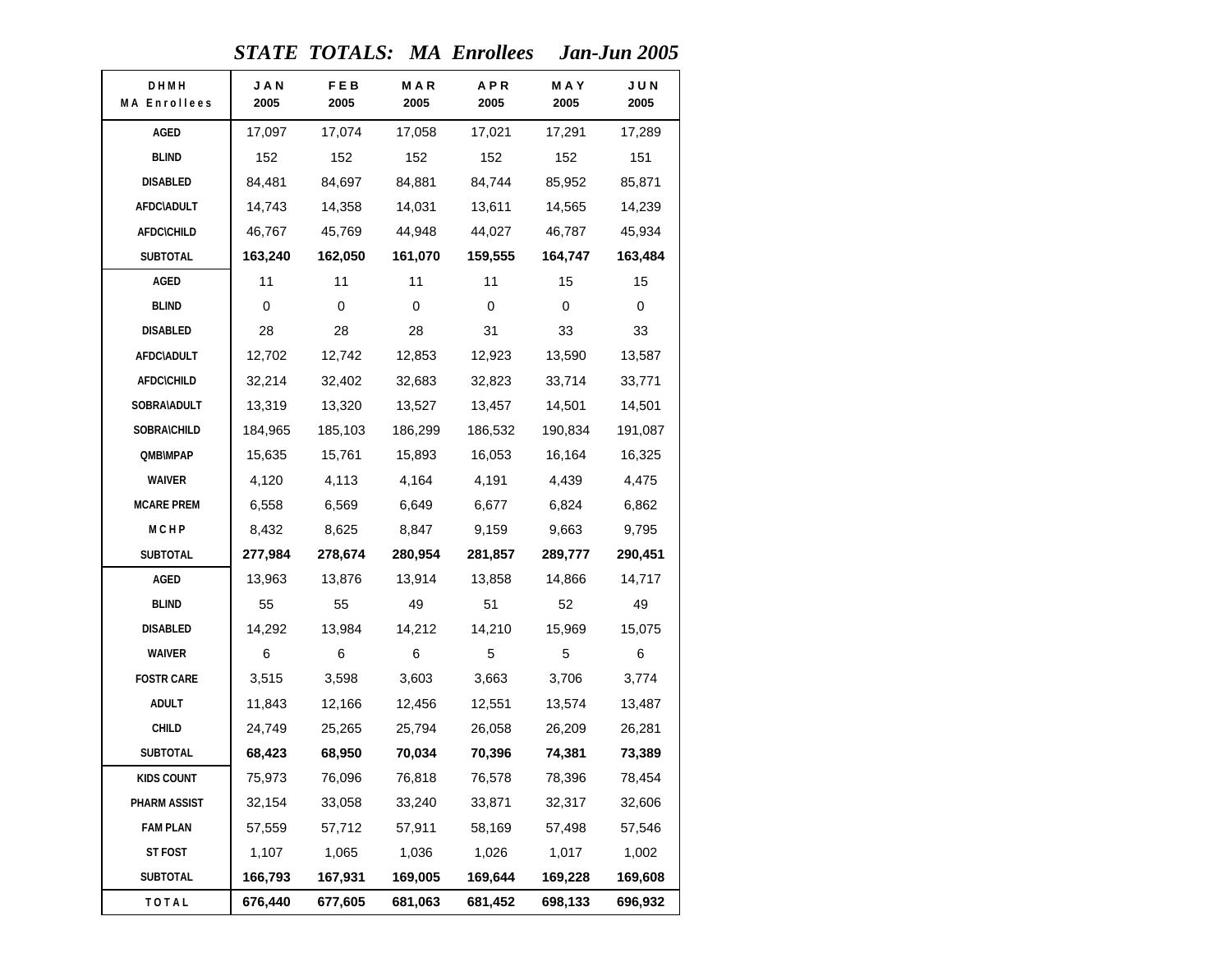## *STATE TOTALS: MA Enrollees Jan-Jun 2005*

| DHMH MA Enrollees | JAN 2005 | FEB 2005 | MAR 2005 | APR 2005 | MAY 2005 | JUN 2005 |
|---|---|---|---|---|---|---|
| AGED | 17,097 | 17,074 | 17,058 | 17,021 | 17,291 | 17,289 |
| BLIND | 152 | 152 | 152 | 152 | 152 | 151 |
| DISABLED | 84,481 | 84,697 | 84,881 | 84,744 | 85,952 | 85,871 |
| AFDC\ADULT | 14,743 | 14,358 | 14,031 | 13,611 | 14,565 | 14,239 |
| AFDC\CHILD | 46,767 | 45,769 | 44,948 | 44,027 | 46,787 | 45,934 |
| SUBTOTAL | **163,240** | **162,050** | **161,070** | **159,555** | **164,747** | **163,484** |
| AGED | 11 | 11 | 11 | 11 | 15 | 15 |
| BLIND | 0 | 0 | 0 | 0 | 0 | 0 |
| DISABLED | 28 | 28 | 28 | 31 | 33 | 33 |
| AFDC\ADULT | 12,702 | 12,742 | 12,853 | 12,923 | 13,590 | 13,587 |
| AFDC\CHILD | 32,214 | 32,402 | 32,683 | 32,823 | 33,714 | 33,771 |
| SOBRA\ADULT | 13,319 | 13,320 | 13,527 | 13,457 | 14,501 | 14,501 |
| SOBRA\CHILD | 184,965 | 185,103 | 186,299 | 186,532 | 190,834 | 191,087 |
| QMB\MPAP | 15,635 | 15,761 | 15,893 | 16,053 | 16,164 | 16,325 |
| WAIVER | 4,120 | 4,113 | 4,164 | 4,191 | 4,439 | 4,475 |
| MCARE PREM | 6,558 | 6,569 | 6,649 | 6,677 | 6,824 | 6,862 |
| M C H P | 8,432 | 8,625 | 8,847 | 9,159 | 9,663 | 9,795 |
| SUBTOTAL | **277,984** | **278,674** | **280,954** | **281,857** | **289,777** | **290,451** |
| AGED | 13,963 | 13,876 | 13,914 | 13,858 | 14,866 | 14,717 |
| BLIND | 55 | 55 | 49 | 51 | 52 | 49 |
| DISABLED | 14,292 | 13,984 | 14,212 | 14,210 | 15,969 | 15,075 |
| WAIVER | 6 | 6 | 6 | 5 | 5 | 6 |
| FOSTR CARE | 3,515 | 3,598 | 3,603 | 3,663 | 3,706 | 3,774 |
| ADULT | 11,843 | 12,166 | 12,456 | 12,551 | 13,574 | 13,487 |
| CHILD | 24,749 | 25,265 | 25,794 | 26,058 | 26,209 | 26,281 |
| SUBTOTAL | **68,423** | **68,950** | **70,034** | **70,396** | **74,381** | **73,389** |
| KIDS COUNT | 75,973 | 76,096 | 76,818 | 76,578 | 78,396 | 78,454 |
| PHARM ASSIST | 32,154 | 33,058 | 33,240 | 33,871 | 32,317 | 32,606 |
| FAM PLAN | 57,559 | 57,712 | 57,911 | 58,169 | 57,498 | 57,546 |
| ST FOST | 1,107 | 1,065 | 1,036 | 1,026 | 1,017 | 1,002 |
| SUBTOTAL | **166,793** | **167,931** | **169,005** | **169,644** | **169,228** | **169,608** |
| TOTAL | **676,440** | **677,605** | **681,063** | **681,452** | **698,133** | **696,932** |